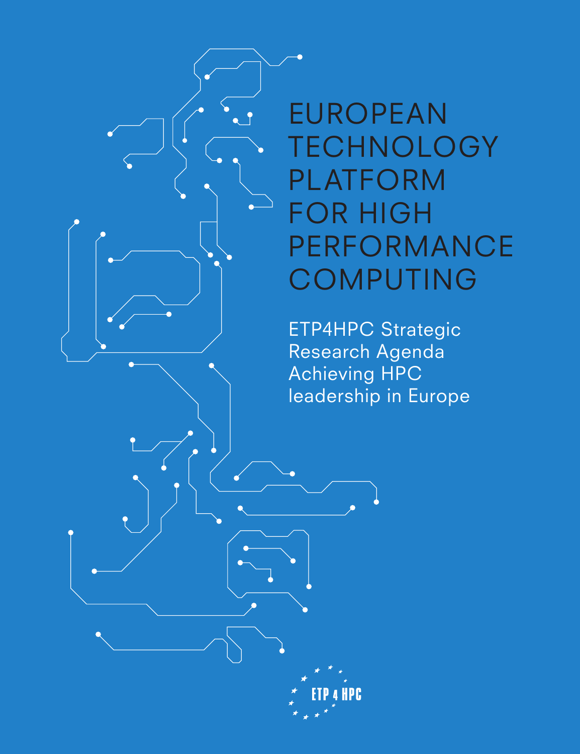# EUROPEAN TECHNOLOGY PLATFORM FOR HIGH PERFORMANCE COMPUTING

ETP4HPC Strategic Research Agenda
Achieving HPC leadership in Europe

ETP 4 HPC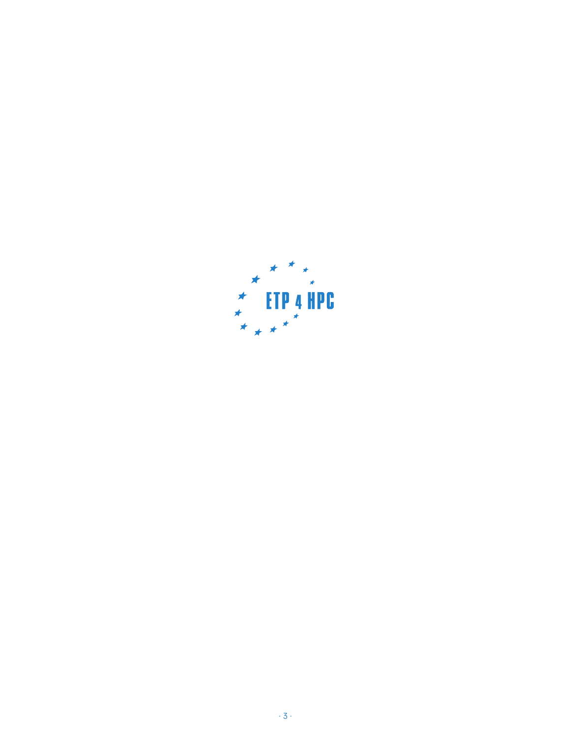ETP 4 HPC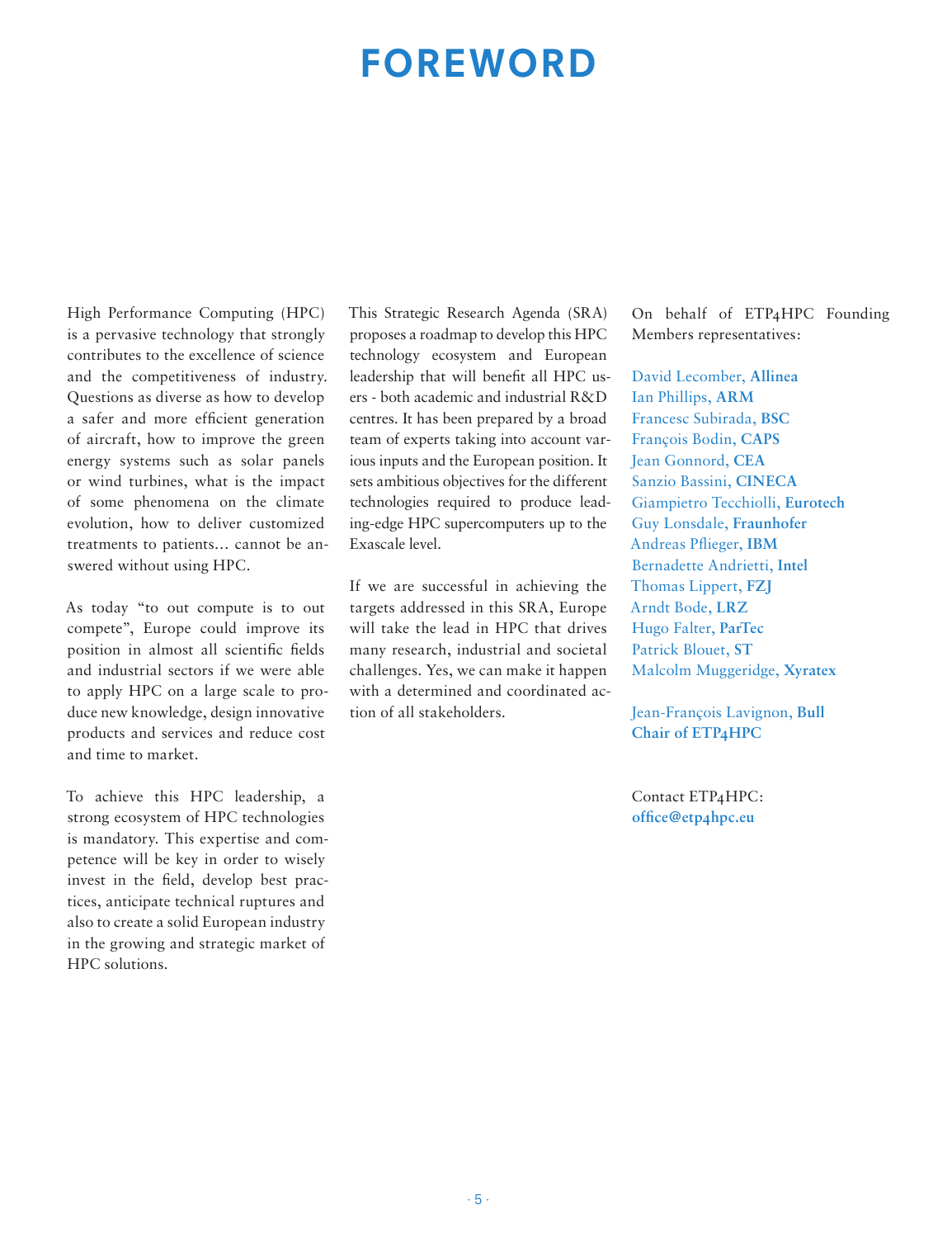# FOREWORD

High Performance Computing (HPC) is a pervasive technology that strongly contributes to the excellence of science and the competitiveness of industry. Questions as diverse as how to develop a safer and more efficient generation of aircraft, how to improve the green energy systems such as solar panels or wind turbines, what is the impact of some phenomena on the climate evolution, how to deliver customized treatments to patients… cannot be answered without using HPC.

As today "to out compute is to out compete", Europe could improve its position in almost all scientific fields and industrial sectors if we were able to apply HPC on a large scale to produce new knowledge, design innovative products and services and reduce cost and time to market.

To achieve this HPC leadership, a strong ecosystem of HPC technologies is mandatory. This expertise and competence will be key in order to wisely invest in the field, develop best practices, anticipate technical ruptures and also to create a solid European industry in the growing and strategic market of HPC solutions.

This Strategic Research Agenda (SRA) proposes a roadmap to develop this HPC technology ecosystem and European leadership that will benefit all HPC users - both academic and industrial R&D centres. It has been prepared by a broad team of experts taking into account various inputs and the European position. It sets ambitious objectives for the different technologies required to produce leading-edge HPC supercomputers up to the Exascale level.

If we are successful in achieving the targets addressed in this SRA, Europe will take the lead in HPC that drives many research, industrial and societal challenges. Yes, we can make it happen with a determined and coordinated action of all stakeholders.

On behalf of ETP4HPC Founding Members representatives:

David Lecomber, **Allinea**
Ian Phillips, **ARM**
Francesc Subirada, **BSC**
François Bodin, **CAPS**
Jean Gonnord, **CEA**
Sanzio Bassini, **CINECA**
Giampietro Tecchiolli, **Eurotech**
Guy Lonsdale, **Fraunhofer**
Andreas Pflieger, **IBM**
Bernadette Andrietti, **Intel**
Thomas Lippert, **FZJ**
Arndt Bode, **LRZ**
Hugo Falter, **ParTec**
Patrick Blouet, **ST**
Malcolm Muggeridge, **Xyratex**

Jean-François Lavignon, **Bull**
**Chair of ETP4HPC**

Contact ETP4HPC:
**office@etp4hpc.eu**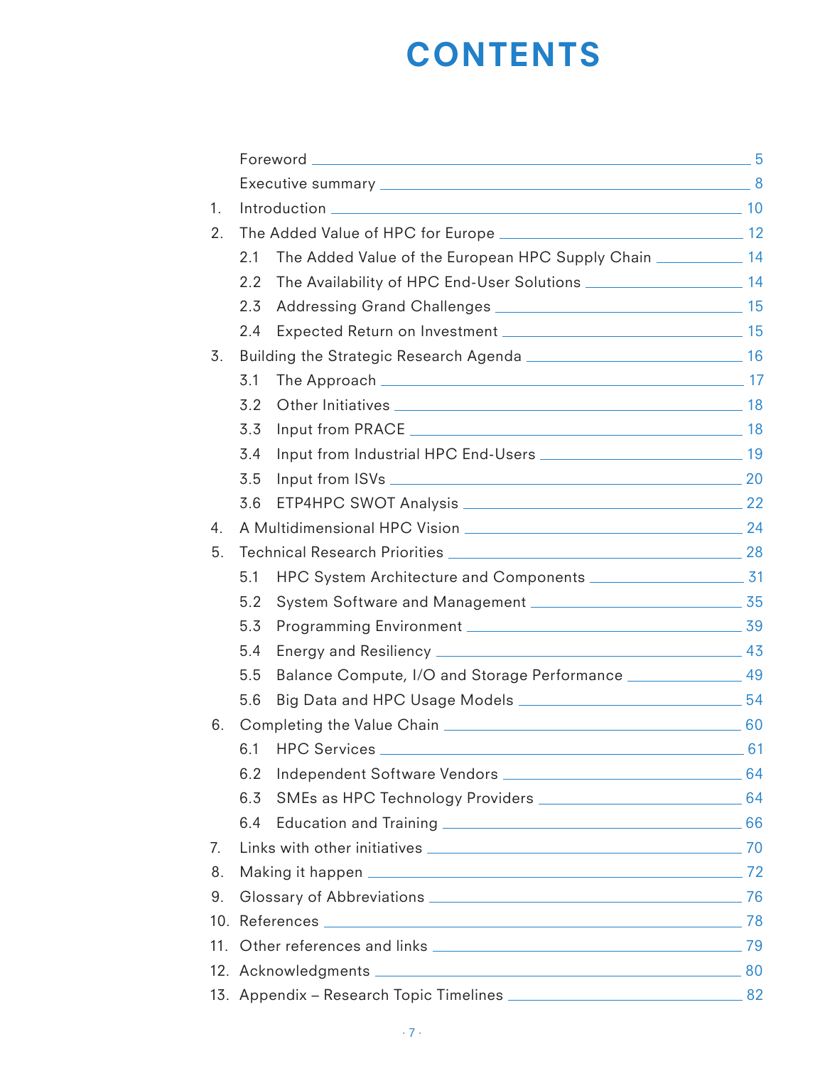# CONTENTS

| | | |
|---|---|---|
| | Foreword | 5 |
| | Executive summary | 8 |
| 1. | Introduction | 10 |
| 2. | The Added Value of HPC for Europe | 12 |
| | 2.1 The Added Value of the European HPC Supply Chain | 14 |
| | 2.2 The Availability of HPC End-User Solutions | 14 |
| | 2.3 Addressing Grand Challenges | 15 |
| | 2.4 Expected Return on Investment | 15 |
| 3. | Building the Strategic Research Agenda | 16 |
| | 3.1 The Approach | 17 |
| | 3.2 Other Initiatives | 18 |
| | 3.3 Input from PRACE | 18 |
| | 3.4 Input from Industrial HPC End-Users | 19 |
| | 3.5 Input from ISVs | 20 |
| | 3.6 ETP4HPC SWOT Analysis | 22 |
| 4. | A Multidimensional HPC Vision | 24 |
| 5. | Technical Research Priorities | 28 |
| | 5.1 HPC System Architecture and Components | 31 |
| | 5.2 System Software and Management | 35 |
| | 5.3 Programming Environment | 39 |
| | 5.4 Energy and Resiliency | 43 |
| | 5.5 Balance Compute, I/O and Storage Performance | 49 |
| | 5.6 Big Data and HPC Usage Models | 54 |
| 6. | Completing the Value Chain | 60 |
| | 6.1 HPC Services | 61 |
| | 6.2 Independent Software Vendors | 64 |
| | 6.3 SMEs as HPC Technology Providers | 64 |
| | 6.4 Education and Training | 66 |
| 7. | Links with other initiatives | 70 |
| 8. | Making it happen | 72 |
| 9. | Glossary of Abbreviations | 76 |
| 10. | References | 78 |
| 11. | Other references and links | 79 |
| 12. | Acknowledgments | 80 |
| 13. | Appendix – Research Topic Timelines | 82 |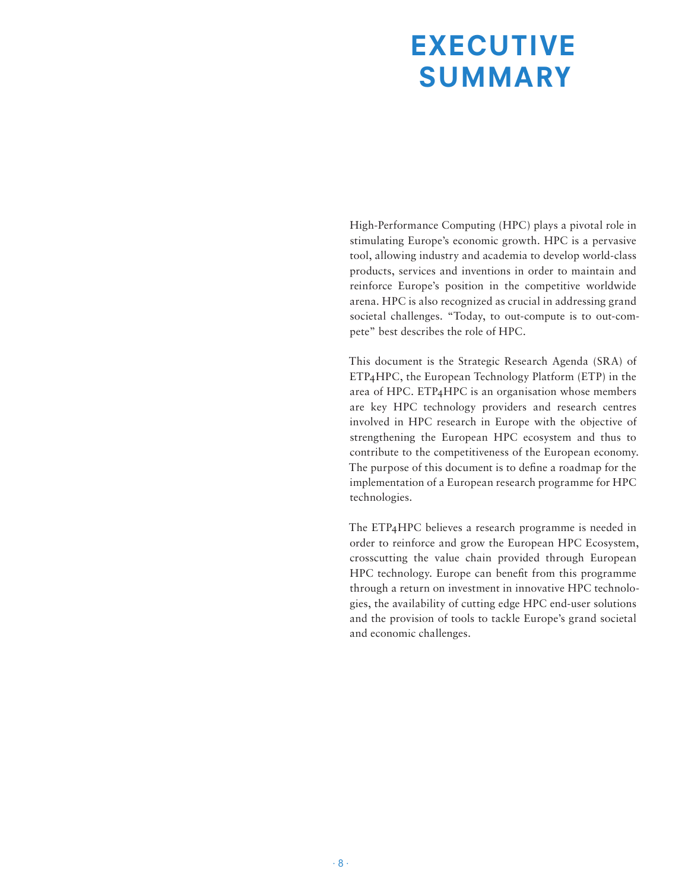# EXECUTIVE SUMMARY

High-Performance Computing (HPC) plays a pivotal role in stimulating Europe's economic growth. HPC is a pervasive tool, allowing industry and academia to develop world-class products, services and inventions in order to maintain and reinforce Europe's position in the competitive worldwide arena. HPC is also recognized as crucial in addressing grand societal challenges. "Today, to out-compute is to out-compete" best describes the role of HPC.

This document is the Strategic Research Agenda (SRA) of ETP4HPC, the European Technology Platform (ETP) in the area of HPC. ETP4HPC is an organisation whose members are key HPC technology providers and research centres involved in HPC research in Europe with the objective of strengthening the European HPC ecosystem and thus to contribute to the competitiveness of the European economy. The purpose of this document is to define a roadmap for the implementation of a European research programme for HPC technologies.

The ETP4HPC believes a research programme is needed in order to reinforce and grow the European HPC Ecosystem, crosscutting the value chain provided through European HPC technology. Europe can benefit from this programme through a return on investment in innovative HPC technologies, the availability of cutting edge HPC end-user solutions and the provision of tools to tackle Europe's grand societal and economic challenges.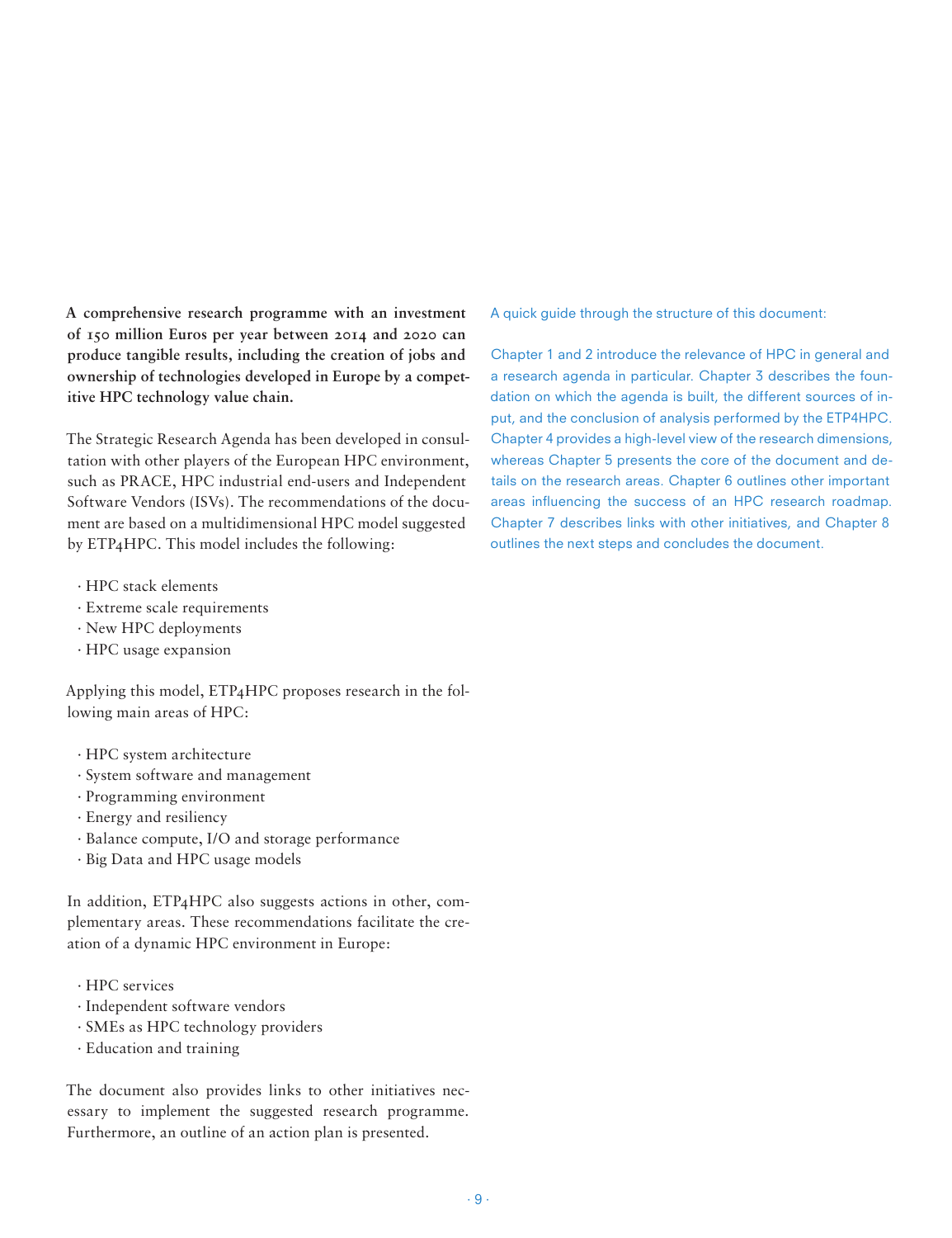**A comprehensive research programme with an investment of 150 million Euros per year between 2014 and 2020 can produce tangible results, including the creation of jobs and ownership of technologies developed in Europe by a competitive HPC technology value chain.**

The Strategic Research Agenda has been developed in consultation with other players of the European HPC environment, such as PRACE, HPC industrial end-users and Independent Software Vendors (ISVs). The recommendations of the document are based on a multidimensional HPC model suggested by ETP4HPC. This model includes the following:

- HPC stack elements
- Extreme scale requirements
- New HPC deployments
- HPC usage expansion

Applying this model, ETP4HPC proposes research in the following main areas of HPC:

- HPC system architecture
- System software and management
- Programming environment
- Energy and resiliency
- Balance compute, I/O and storage performance
- Big Data and HPC usage models

In addition, ETP4HPC also suggests actions in other, complementary areas. These recommendations facilitate the creation of a dynamic HPC environment in Europe:

- HPC services
- Independent software vendors
- SMEs as HPC technology providers
- Education and training

The document also provides links to other initiatives necessary to implement the suggested research programme. Furthermore, an outline of an action plan is presented.

A quick guide through the structure of this document:

Chapter 1 and 2 introduce the relevance of HPC in general and a research agenda in particular. Chapter 3 describes the foundation on which the agenda is built, the different sources of input, and the conclusion of analysis performed by the ETP4HPC. Chapter 4 provides a high-level view of the research dimensions, whereas Chapter 5 presents the core of the document and details on the research areas. Chapter 6 outlines other important areas influencing the success of an HPC research roadmap. Chapter 7 describes links with other initiatives, and Chapter 8 outlines the next steps and concludes the document.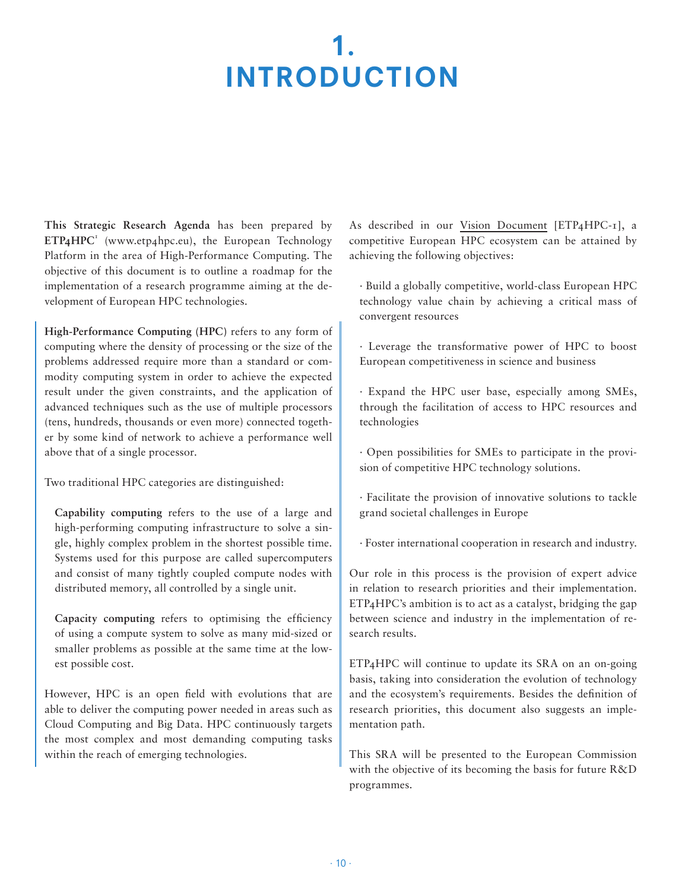# 1. INTRODUCTION

**This Strategic Research Agenda** has been prepared by **ETP4HPC**[1] (www.etp4hpc.eu), the European Technology Platform in the area of High-Performance Computing. The objective of this document is to outline a roadmap for the implementation of a research programme aiming at the development of European HPC technologies.

**High-Performance Computing (HPC)** refers to any form of computing where the density of processing or the size of the problems addressed require more than a standard or commodity computing system in order to achieve the expected result under the given constraints, and the application of advanced techniques such as the use of multiple processors (tens, hundreds, thousands or even more) connected together by some kind of network to achieve a performance well above that of a single processor.

Two traditional HPC categories are distinguished:

**Capability computing** refers to the use of a large and high-performing computing infrastructure to solve a single, highly complex problem in the shortest possible time. Systems used for this purpose are called supercomputers and consist of many tightly coupled compute nodes with distributed memory, all controlled by a single unit.

**Capacity computing** refers to optimising the efficiency of using a compute system to solve as many mid-sized or smaller problems as possible at the same time at the lowest possible cost.

However, HPC is an open field with evolutions that are able to deliver the computing power needed in areas such as Cloud Computing and Big Data. HPC continuously targets the most complex and most demanding computing tasks within the reach of emerging technologies.

As described in our Vision Document [ETP4HPC-1], a competitive European HPC ecosystem can be attained by achieving the following objectives:

- Build a globally competitive, world-class European HPC technology value chain by achieving a critical mass of convergent resources
- Leverage the transformative power of HPC to boost European competitiveness in science and business
- Expand the HPC user base, especially among SMEs, through the facilitation of access to HPC resources and technologies
- Open possibilities for SMEs to participate in the provision of competitive HPC technology solutions.
- Facilitate the provision of innovative solutions to tackle grand societal challenges in Europe
- Foster international cooperation in research and industry.

Our role in this process is the provision of expert advice in relation to research priorities and their implementation. ETP4HPC's ambition is to act as a catalyst, bridging the gap between science and industry in the implementation of research results.

ETP4HPC will continue to update its SRA on an on-going basis, taking into consideration the evolution of technology and the ecosystem's requirements. Besides the definition of research priorities, this document also suggests an implementation path.

This SRA will be presented to the European Commission with the objective of its becoming the basis for future R&D programmes.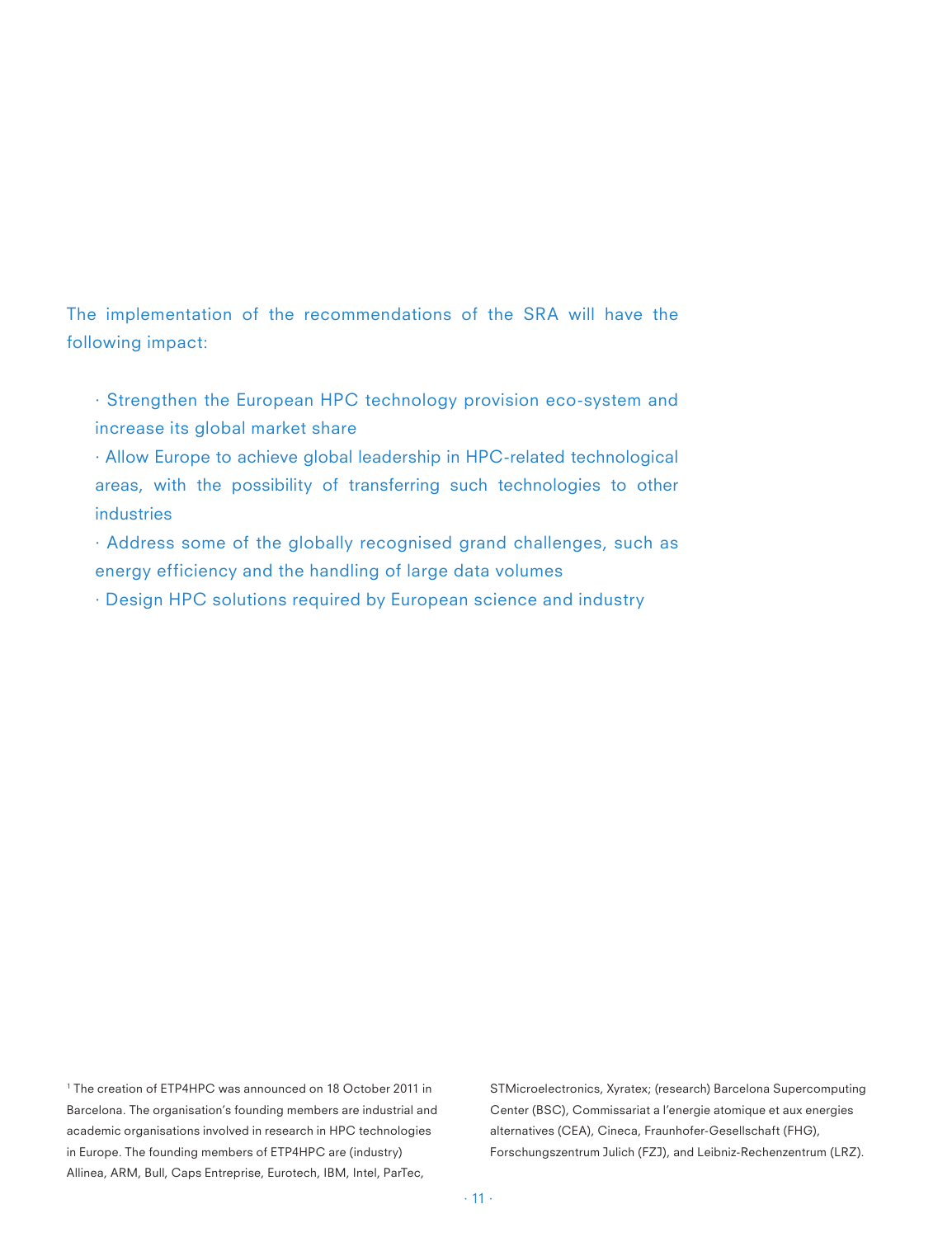The implementation of the recommendations of the SRA will have the following impact:

- Strengthen the European HPC technology provision eco-system and increase its global market share
- Allow Europe to achieve global leadership in HPC-related technological areas, with the possibility of transferring such technologies to other industries
- Address some of the globally recognised grand challenges, such as energy efficiency and the handling of large data volumes
- Design HPC solutions required by European science and industry

[1] The creation of ETP4HPC was announced on 18 October 2011 in Barcelona. The organisation's founding members are industrial and academic organisations involved in research in HPC technologies in Europe. The founding members of ETP4HPC are (industry) Allinea, ARM, Bull, Caps Entreprise, Eurotech, IBM, Intel, ParTec, STMicroelectronics, Xyratex; (research) Barcelona Supercomputing Center (BSC), Commissariat a l'energie atomique et aux energies alternatives (CEA), Cineca, Fraunhofer-Gesellschaft (FHG), Forschungszentrum Julich (FZJ), and Leibniz-Rechenzentrum (LRZ).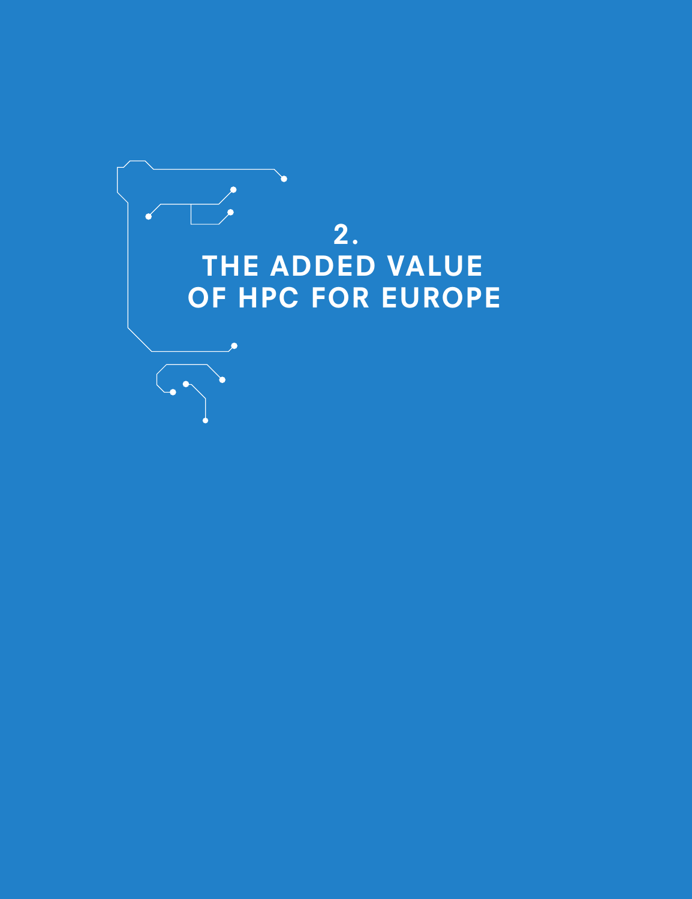# 2. THE ADDED VALUE OF HPC FOR EUROPE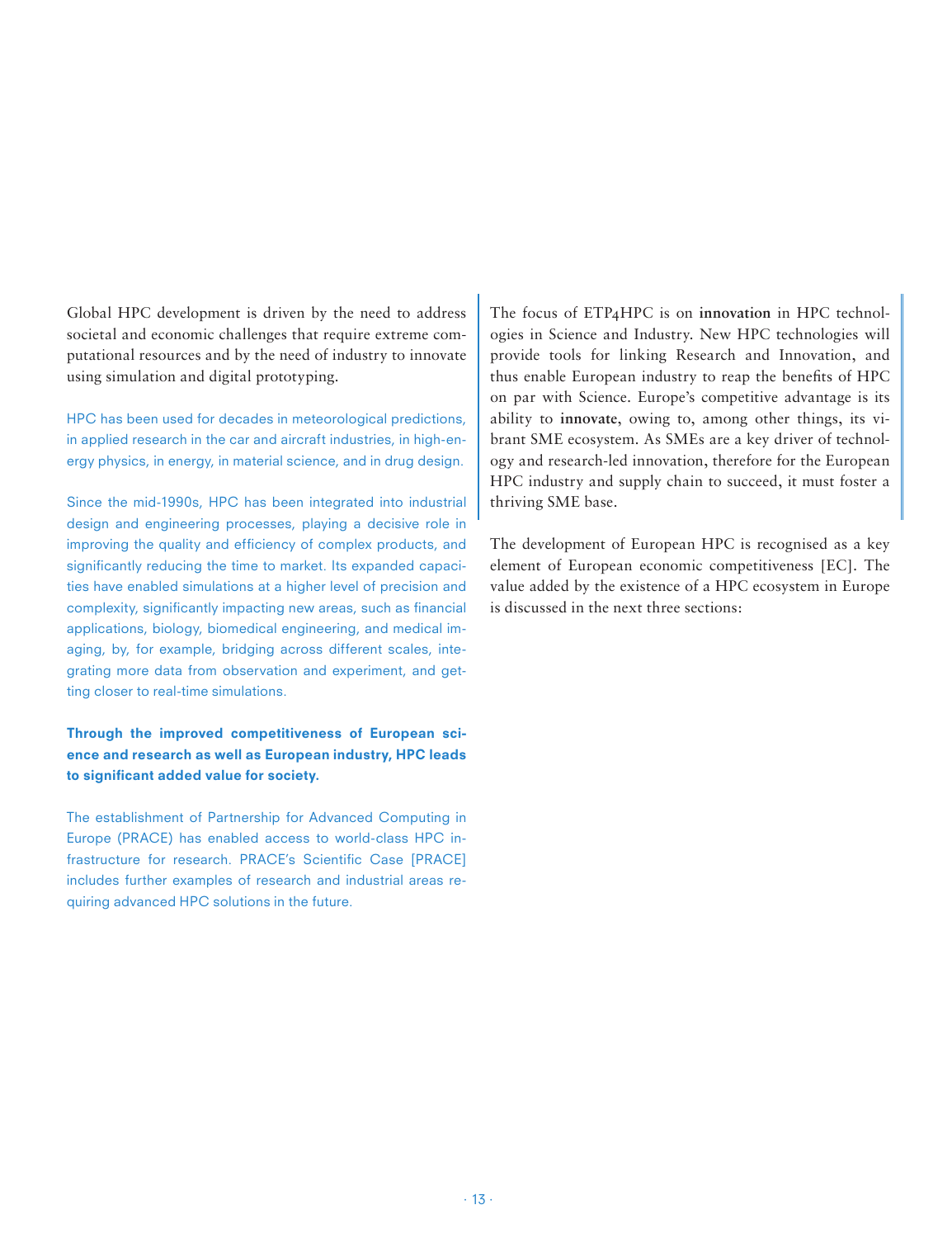Global HPC development is driven by the need to address societal and economic challenges that require extreme computational resources and by the need of industry to innovate using simulation and digital prototyping.

HPC has been used for decades in meteorological predictions, in applied research in the car and aircraft industries, in high-energy physics, in energy, in material science, and in drug design.

Since the mid-1990s, HPC has been integrated into industrial design and engineering processes, playing a decisive role in improving the quality and efficiency of complex products, and significantly reducing the time to market. Its expanded capacities have enabled simulations at a higher level of precision and complexity, significantly impacting new areas, such as financial applications, biology, biomedical engineering, and medical imaging, by, for example, bridging across different scales, integrating more data from observation and experiment, and getting closer to real-time simulations.

**Through the improved competitiveness of European science and research as well as European industry, HPC leads to significant added value for society.**

The establishment of Partnership for Advanced Computing in Europe (PRACE) has enabled access to world-class HPC infrastructure for research. PRACE's Scientific Case [PRACE] includes further examples of research and industrial areas requiring advanced HPC solutions in the future.

The focus of ETP4HPC is on **innovation** in HPC technologies in Science and Industry. New HPC technologies will provide tools for linking Research and Innovation, and thus enable European industry to reap the benefits of HPC on par with Science. Europe's competitive advantage is its ability to **innovate**, owing to, among other things, its vibrant SME ecosystem. As SMEs are a key driver of technology and research-led innovation, therefore for the European HPC industry and supply chain to succeed, it must foster a thriving SME base.

The development of European HPC is recognised as a key element of European economic competitiveness [EC]. The value added by the existence of a HPC ecosystem in Europe is discussed in the next three sections: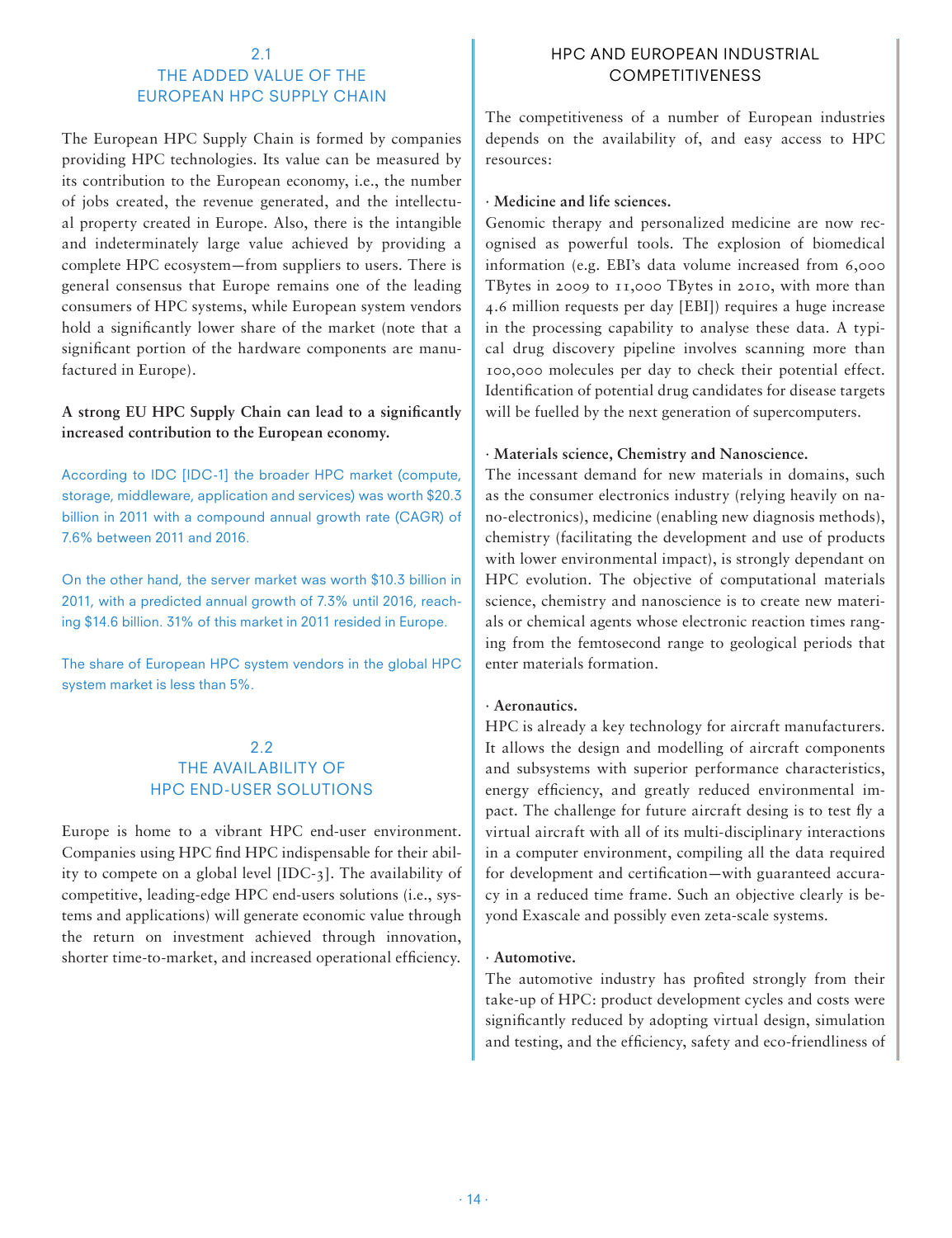## 2.1 THE ADDED VALUE OF THE EUROPEAN HPC SUPPLY CHAIN

The European HPC Supply Chain is formed by companies providing HPC technologies. Its value can be measured by its contribution to the European economy, i.e., the number of jobs created, the revenue generated, and the intellectual property created in Europe. Also, there is the intangible and indeterminately large value achieved by providing a complete HPC ecosystem—from suppliers to users. There is general consensus that Europe remains one of the leading consumers of HPC systems, while European system vendors hold a significantly lower share of the market (note that a significant portion of the hardware components are manufactured in Europe).

**A strong EU HPC Supply Chain can lead to a significantly increased contribution to the European economy.**

According to IDC [IDC-1] the broader HPC market (compute, storage, middleware, application and services) was worth $20.3 billion in 2011 with a compound annual growth rate (CAGR) of 7.6% between 2011 and 2016.

On the other hand, the server market was worth $10.3 billion in 2011, with a predicted annual growth of 7.3% until 2016, reaching $14.6 billion. 31% of this market in 2011 resided in Europe.

The share of European HPC system vendors in the global HPC system market is less than 5%.

## 2.2 THE AVAILABILITY OF HPC END-USER SOLUTIONS

Europe is home to a vibrant HPC end-user environment. Companies using HPC find HPC indispensable for their ability to compete on a global level [IDC-3]. The availability of competitive, leading-edge HPC end-users solutions (i.e., systems and applications) will generate economic value through the return on investment achieved through innovation, shorter time-to-market, and increased operational efficiency.

### HPC AND EUROPEAN INDUSTRIAL COMPETITIVENESS

The competitiveness of a number of European industries depends on the availability of, and easy access to HPC resources:

· **Medicine and life sciences.**
Genomic therapy and personalized medicine are now recognised as powerful tools. The explosion of biomedical information (e.g. EBI's data volume increased from 6,000 TBytes in 2009 to 11,000 TBytes in 2010, with more than 4.6 million requests per day [EBI]) requires a huge increase in the processing capability to analyse these data. A typical drug discovery pipeline involves scanning more than 100,000 molecules per day to check their potential effect. Identification of potential drug candidates for disease targets will be fuelled by the next generation of supercomputers.

· **Materials science, Chemistry and Nanoscience.**
The incessant demand for new materials in domains, such as the consumer electronics industry (relying heavily on nano-electronics), medicine (enabling new diagnosis methods), chemistry (facilitating the development and use of products with lower environmental impact), is strongly dependant on HPC evolution. The objective of computational materials science, chemistry and nanoscience is to create new materials or chemical agents whose electronic reaction times ranging from the femtosecond range to geological periods that enter materials formation.

· **Aeronautics.**
HPC is already a key technology for aircraft manufacturers. It allows the design and modelling of aircraft components and subsystems with superior performance characteristics, energy efficiency, and greatly reduced environmental impact. The challenge for future aircraft desing is to test fly a virtual aircraft with all of its multi-disciplinary interactions in a computer environment, compiling all the data required for development and certification—with guaranteed accuracy in a reduced time frame. Such an objective clearly is beyond Exascale and possibly even zeta-scale systems.

· **Automotive.**
The automotive industry has profited strongly from their take-up of HPC: product development cycles and costs were significantly reduced by adopting virtual design, simulation and testing, and the efficiency, safety and eco-friendliness of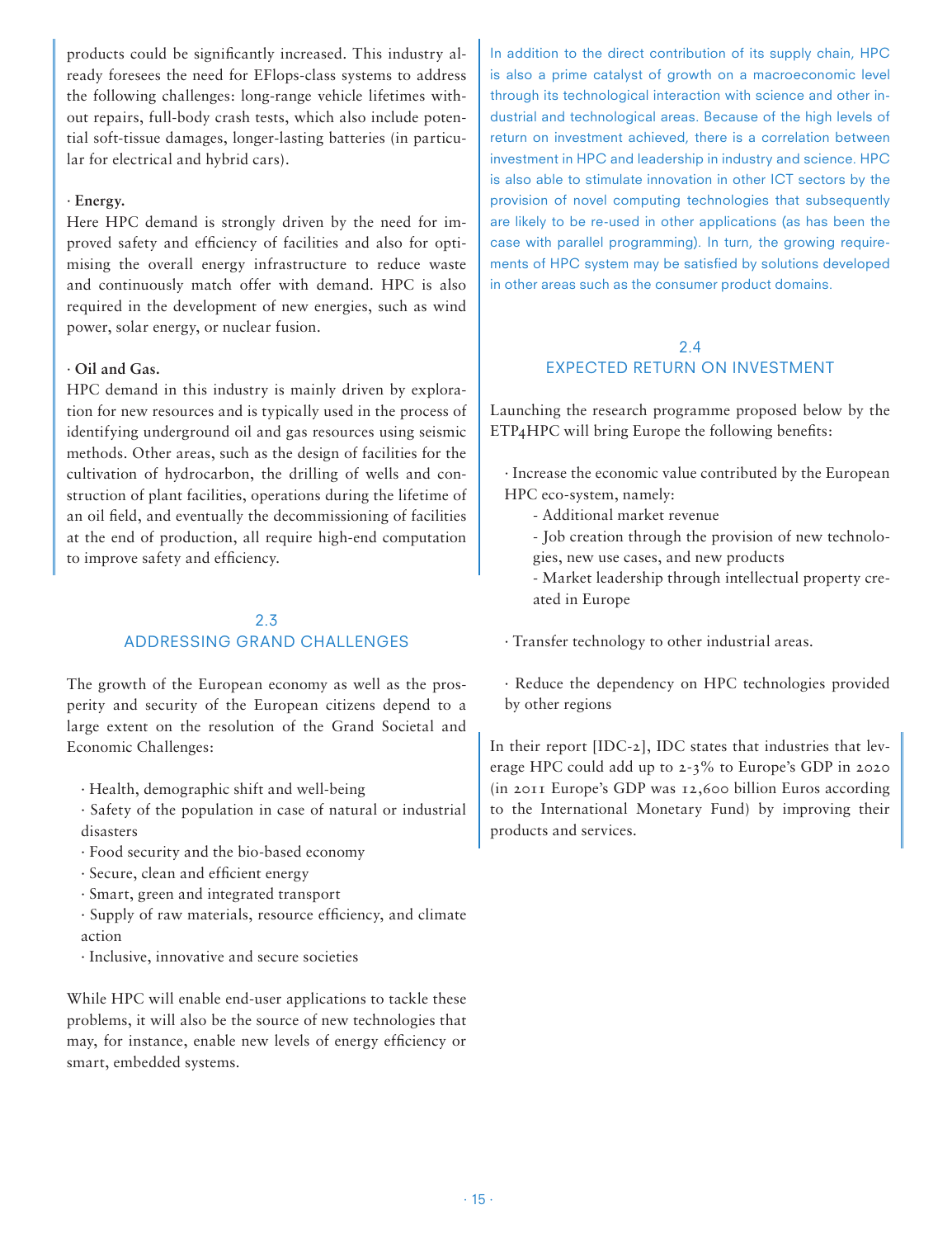products could be significantly increased. This industry already foresees the need for EFlops-class systems to address the following challenges: long-range vehicle lifetimes without repairs, full-body crash tests, which also include potential soft-tissue damages, longer-lasting batteries (in particular for electrical and hybrid cars).

· **Energy.**
Here HPC demand is strongly driven by the need for improved safety and efficiency of facilities and also for optimising the overall energy infrastructure to reduce waste and continuously match offer with demand. HPC is also required in the development of new energies, such as wind power, solar energy, or nuclear fusion.

· **Oil and Gas.**
HPC demand in this industry is mainly driven by exploration for new resources and is typically used in the process of identifying underground oil and gas resources using seismic methods. Other areas, such as the design of facilities for the cultivation of hydrocarbon, the drilling of wells and construction of plant facilities, operations during the lifetime of an oil field, and eventually the decommissioning of facilities at the end of production, all require high-end computation to improve safety and efficiency.

## 2.3 ADDRESSING GRAND CHALLENGES

The growth of the European economy as well as the prosperity and security of the European citizens depend to a large extent on the resolution of the Grand Societal and Economic Challenges:

· Health, demographic shift and well-being
· Safety of the population in case of natural or industrial disasters
· Food security and the bio-based economy
· Secure, clean and efficient energy
· Smart, green and integrated transport
· Supply of raw materials, resource efficiency, and climate action
· Inclusive, innovative and secure societies

While HPC will enable end-user applications to tackle these problems, it will also be the source of new technologies that may, for instance, enable new levels of energy efficiency or smart, embedded systems.

In addition to the direct contribution of its supply chain, HPC is also a prime catalyst of growth on a macroeconomic level through its technological interaction with science and other industrial and technological areas. Because of the high levels of return on investment achieved, there is a correlation between investment in HPC and leadership in industry and science. HPC is also able to stimulate innovation in other ICT sectors by the provision of novel computing technologies that subsequently are likely to be re-used in other applications (as has been the case with parallel programming). In turn, the growing requirements of HPC system may be satisfied by solutions developed in other areas such as the consumer product domains.

## 2.4 EXPECTED RETURN ON INVESTMENT

Launching the research programme proposed below by the ETP4HPC will bring Europe the following benefits:

· Increase the economic value contributed by the European HPC eco-system, namely:
  - Additional market revenue
  - Job creation through the provision of new technologies, new use cases, and new products
  - Market leadership through intellectual property created in Europe

· Transfer technology to other industrial areas.

· Reduce the dependency on HPC technologies provided by other regions

In their report [IDC-2], IDC states that industries that leverage HPC could add up to 2-3% to Europe's GDP in 2020 (in 2011 Europe's GDP was 12,600 billion Euros according to the International Monetary Fund) by improving their products and services.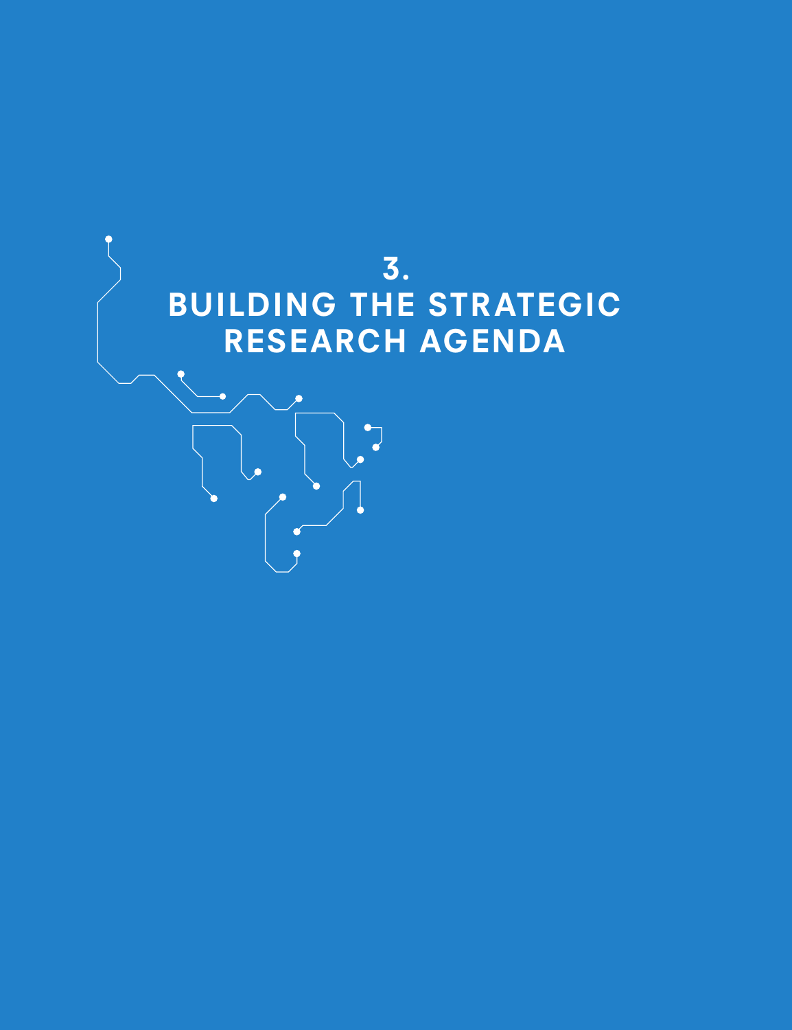# 3. BUILDING THE STRATEGIC RESEARCH AGENDA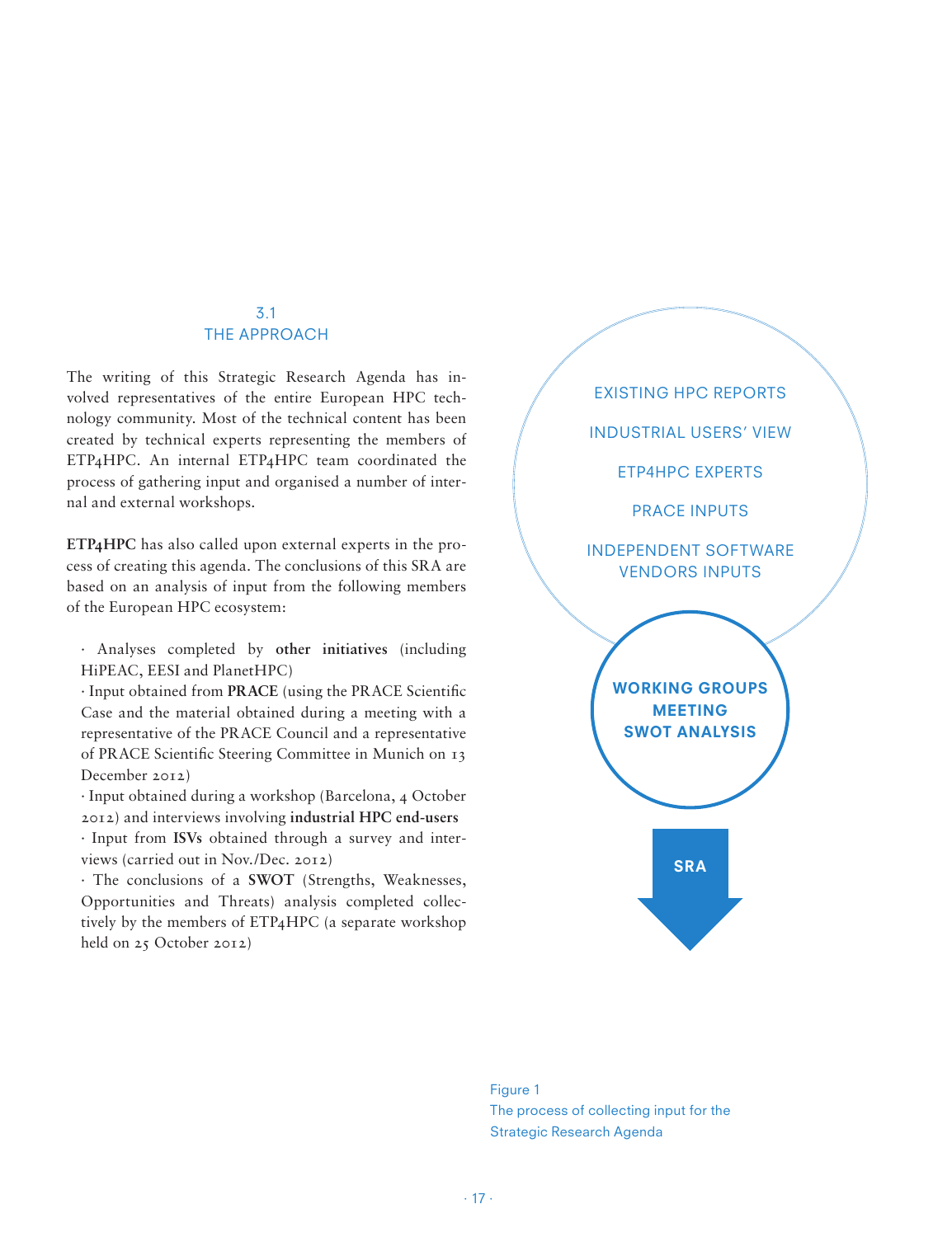## 3.1 THE APPROACH

The writing of this Strategic Research Agenda has involved representatives of the entire European HPC technology community. Most of the technical content has been created by technical experts representing the members of ETP4HPC. An internal ETP4HPC team coordinated the process of gathering input and organised a number of internal and external workshops.

**ETP4HPC** has also called upon external experts in the process of creating this agenda. The conclusions of this SRA are based on an analysis of input from the following members of the European HPC ecosystem:

- Analyses completed by **other initiatives** (including HiPEAC, EESI and PlanetHPC)
- Input obtained from **PRACE** (using the PRACE Scientific Case and the material obtained during a meeting with a representative of the PRACE Council and a representative of PRACE Scientific Steering Committee in Munich on 13 December 2012)
- Input obtained during a workshop (Barcelona, 4 October 2012) and interviews involving **industrial HPC end-users**
- Input from **ISVs** obtained through a survey and interviews (carried out in Nov./Dec. 2012)
- The conclusions of a **SWOT** (Strengths, Weaknesses, Opportunities and Threats) analysis completed collectively by the members of ETP4HPC (a separate workshop held on 25 October 2012)

EXISTING HPC REPORTS

INDUSTRIAL USERS' VIEW

ETP4HPC EXPERTS

PRACE INPUTS

INDEPENDENT SOFTWARE VENDORS INPUTS

**WORKING GROUPS MEETING SWOT ANALYSIS**

**SRA**

Figure 1
The process of collecting input for the Strategic Research Agenda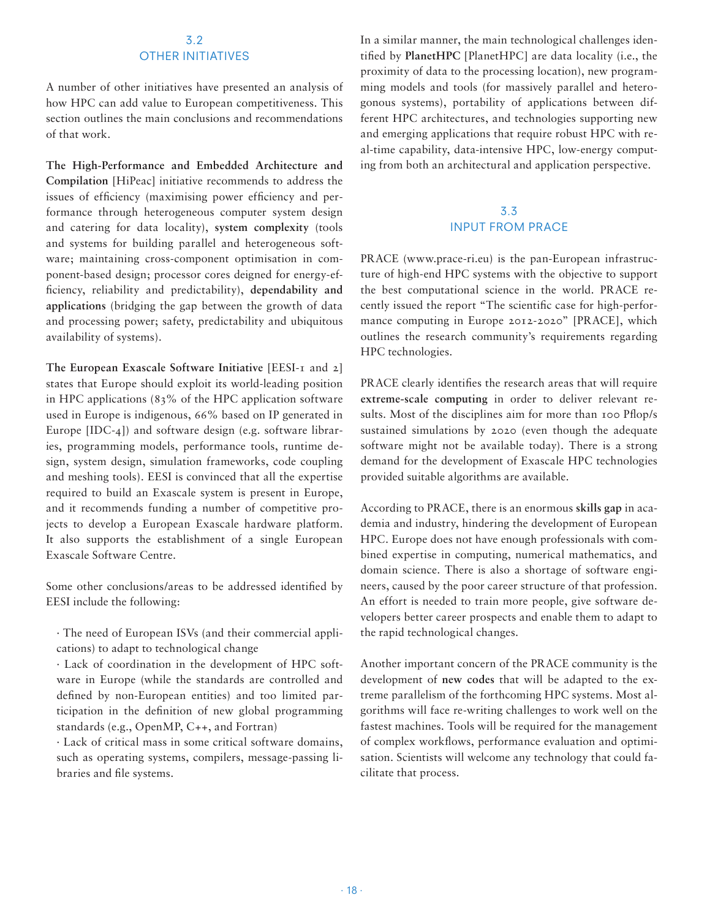## 3.2 OTHER INITIATIVES

A number of other initiatives have presented an analysis of how HPC can add value to European competitiveness. This section outlines the main conclusions and recommendations of that work.

**The High-Performance and Embedded Architecture and Compilation** [HiPeac] initiative recommends to address the issues of efficiency (maximising power efficiency and performance through heterogeneous computer system design and catering for data locality), **system complexity** (tools and systems for building parallel and heterogeneous software; maintaining cross-component optimisation in component-based design; processor cores deigned for energy-efficiency, reliability and predictability), **dependability and applications** (bridging the gap between the growth of data and processing power; safety, predictability and ubiquitous availability of systems).

**The European Exascale Software Initiative** [EESI-1 and 2] states that Europe should exploit its world-leading position in HPC applications (83% of the HPC application software used in Europe is indigenous, 66% based on IP generated in Europe [IDC-4]) and software design (e.g. software libraries, programming models, performance tools, runtime design, system design, simulation frameworks, code coupling and meshing tools). EESI is convinced that all the expertise required to build an Exascale system is present in Europe, and it recommends funding a number of competitive projects to develop a European Exascale hardware platform. It also supports the establishment of a single European Exascale Software Centre.

Some other conclusions/areas to be addressed identified by EESI include the following:

- The need of European ISVs (and their commercial applications) to adapt to technological change
- Lack of coordination in the development of HPC software in Europe (while the standards are controlled and defined by non-European entities) and too limited participation in the definition of new global programming standards (e.g., OpenMP, C++, and Fortran)
- Lack of critical mass in some critical software domains, such as operating systems, compilers, message-passing libraries and file systems.

In a similar manner, the main technological challenges identified by **PlanetHPC** [PlanetHPC] are data locality (i.e., the proximity of data to the processing location), new programming models and tools (for massively parallel and heterogonous systems), portability of applications between different HPC architectures, and technologies supporting new and emerging applications that require robust HPC with real-time capability, data-intensive HPC, low-energy computing from both an architectural and application perspective.

## 3.3 INPUT FROM PRACE

PRACE (www.prace-ri.eu) is the pan-European infrastructure of high-end HPC systems with the objective to support the best computational science in the world. PRACE recently issued the report "The scientific case for high-performance computing in Europe 2012-2020" [PRACE], which outlines the research community's requirements regarding HPC technologies.

PRACE clearly identifies the research areas that will require **extreme-scale computing** in order to deliver relevant results. Most of the disciplines aim for more than 100 Pflop/s sustained simulations by 2020 (even though the adequate software might not be available today). There is a strong demand for the development of Exascale HPC technologies provided suitable algorithms are available.

According to PRACE, there is an enormous **skills gap** in academia and industry, hindering the development of European HPC. Europe does not have enough professionals with combined expertise in computing, numerical mathematics, and domain science. There is also a shortage of software engineers, caused by the poor career structure of that profession. An effort is needed to train more people, give software developers better career prospects and enable them to adapt to the rapid technological changes.

Another important concern of the PRACE community is the development of **new codes** that will be adapted to the extreme parallelism of the forthcoming HPC systems. Most algorithms will face re-writing challenges to work well on the fastest machines. Tools will be required for the management of complex workflows, performance evaluation and optimisation. Scientists will welcome any technology that could facilitate that process.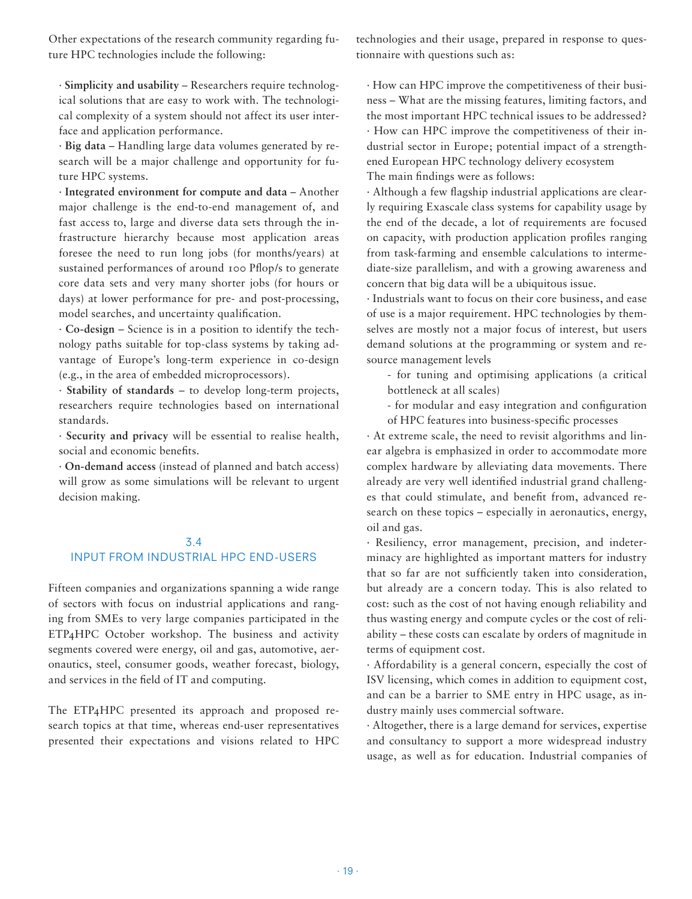Other expectations of the research community regarding future HPC technologies include the following:

- **Simplicity and usability –** Researchers require technological solutions that are easy to work with. The technological complexity of a system should not affect its user interface and application performance.
- **Big data –** Handling large data volumes generated by research will be a major challenge and opportunity for future HPC systems.
- **Integrated environment for compute and data –** Another major challenge is the end-to-end management of, and fast access to, large and diverse data sets through the infrastructure hierarchy because most application areas foresee the need to run long jobs (for months/years) at sustained performances of around 100 Pflop/s to generate core data sets and very many shorter jobs (for hours or days) at lower performance for pre- and post-processing, model searches, and uncertainty qualification.
- **Co-design –** Science is in a position to identify the technology paths suitable for top-class systems by taking advantage of Europe's long-term experience in co-design (e.g., in the area of embedded microprocessors).
- **Stability of standards –** to develop long-term projects, researchers require technologies based on international standards.
- **Security and privacy** will be essential to realise health, social and economic benefits.
- **On-demand access** (instead of planned and batch access) will grow as some simulations will be relevant to urgent decision making.

## 3.4 INPUT FROM INDUSTRIAL HPC END-USERS

Fifteen companies and organizations spanning a wide range of sectors with focus on industrial applications and ranging from SMEs to very large companies participated in the ETP4HPC October workshop. The business and activity segments covered were energy, oil and gas, automotive, aeronautics, steel, consumer goods, weather forecast, biology, and services in the field of IT and computing.

The ETP4HPC presented its approach and proposed research topics at that time, whereas end-user representatives presented their expectations and visions related to HPC technologies and their usage, prepared in response to questionnaire with questions such as:

- How can HPC improve the competitiveness of their business – What are the missing features, limiting factors, and the most important HPC technical issues to be addressed?
- How can HPC improve the competitiveness of their industrial sector in Europe; potential impact of a strengthened European HPC technology delivery ecosystem

The main findings were as follows:

- Although a few flagship industrial applications are clearly requiring Exascale class systems for capability usage by the end of the decade, a lot of requirements are focused on capacity, with production application profiles ranging from task-farming and ensemble calculations to intermediate-size parallelism, and with a growing awareness and concern that big data will be a ubiquitous issue.
- Industrials want to focus on their core business, and ease of use is a major requirement. HPC technologies by themselves are mostly not a major focus of interest, but users demand solutions at the programming or system and resource management levels
    - for tuning and optimising applications (a critical bottleneck at all scales)
    - for modular and easy integration and configuration of HPC features into business-specific processes
- At extreme scale, the need to revisit algorithms and linear algebra is emphasized in order to accommodate more complex hardware by alleviating data movements. There already are very well identified industrial grand challenges that could stimulate, and benefit from, advanced research on these topics – especially in aeronautics, energy, oil and gas.
- Resiliency, error management, precision, and indeterminacy are highlighted as important matters for industry that so far are not sufficiently taken into consideration, but already are a concern today. This is also related to cost: such as the cost of not having enough reliability and thus wasting energy and compute cycles or the cost of reliability – these costs can escalate by orders of magnitude in terms of equipment cost.
- Affordability is a general concern, especially the cost of ISV licensing, which comes in addition to equipment cost, and can be a barrier to SME entry in HPC usage, as industry mainly uses commercial software.
- Altogether, there is a large demand for services, expertise and consultancy to support a more widespread industry usage, as well as for education. Industrial companies of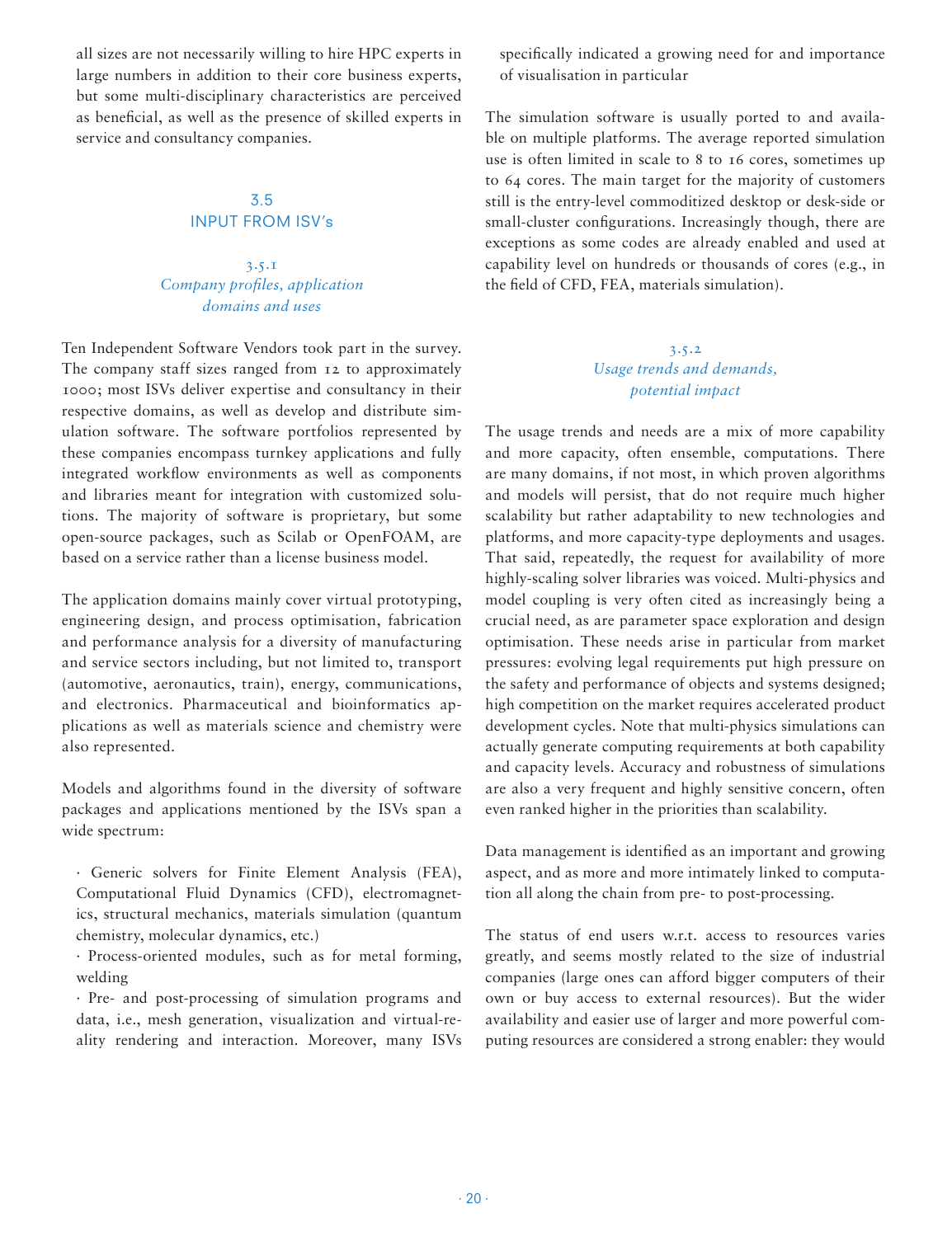all sizes are not necessarily willing to hire HPC experts in large numbers in addition to their core business experts, but some multi-disciplinary characteristics are perceived as beneficial, as well as the presence of skilled experts in service and consultancy companies.

## 3.5 INPUT FROM ISV's

### 3.5.1 *Company profiles, application domains and uses*

Ten Independent Software Vendors took part in the survey. The company staff sizes ranged from 12 to approximately 1000; most ISVs deliver expertise and consultancy in their respective domains, as well as develop and distribute simulation software. The software portfolios represented by these companies encompass turnkey applications and fully integrated workflow environments as well as components and libraries meant for integration with customized solutions. The majority of software is proprietary, but some open-source packages, such as Scilab or OpenFOAM, are based on a service rather than a license business model.

The application domains mainly cover virtual prototyping, engineering design, and process optimisation, fabrication and performance analysis for a diversity of manufacturing and service sectors including, but not limited to, transport (automotive, aeronautics, train), energy, communications, and electronics. Pharmaceutical and bioinformatics applications as well as materials science and chemistry were also represented.

Models and algorithms found in the diversity of software packages and applications mentioned by the ISVs span a wide spectrum:

- Generic solvers for Finite Element Analysis (FEA), Computational Fluid Dynamics (CFD), electromagnetics, structural mechanics, materials simulation (quantum chemistry, molecular dynamics, etc.)
- Process-oriented modules, such as for metal forming, welding
- Pre- and post-processing of simulation programs and data, i.e., mesh generation, visualization and virtual-reality rendering and interaction. Moreover, many ISVs specifically indicated a growing need for and importance of visualisation in particular

The simulation software is usually ported to and available on multiple platforms. The average reported simulation use is often limited in scale to 8 to 16 cores, sometimes up to 64 cores. The main target for the majority of customers still is the entry-level commoditized desktop or desk-side or small-cluster configurations. Increasingly though, there are exceptions as some codes are already enabled and used at capability level on hundreds or thousands of cores (e.g., in the field of CFD, FEA, materials simulation).

### 3.5.2 *Usage trends and demands, potential impact*

The usage trends and needs are a mix of more capability and more capacity, often ensemble, computations. There are many domains, if not most, in which proven algorithms and models will persist, that do not require much higher scalability but rather adaptability to new technologies and platforms, and more capacity-type deployments and usages. That said, repeatedly, the request for availability of more highly-scaling solver libraries was voiced. Multi-physics and model coupling is very often cited as increasingly being a crucial need, as are parameter space exploration and design optimisation. These needs arise in particular from market pressures: evolving legal requirements put high pressure on the safety and performance of objects and systems designed; high competition on the market requires accelerated product development cycles. Note that multi-physics simulations can actually generate computing requirements at both capability and capacity levels. Accuracy and robustness of simulations are also a very frequent and highly sensitive concern, often even ranked higher in the priorities than scalability.

Data management is identified as an important and growing aspect, and as more and more intimately linked to computation all along the chain from pre- to post-processing.

The status of end users w.r.t. access to resources varies greatly, and seems mostly related to the size of industrial companies (large ones can afford bigger computers of their own or buy access to external resources). But the wider availability and easier use of larger and more powerful computing resources are considered a strong enabler: they would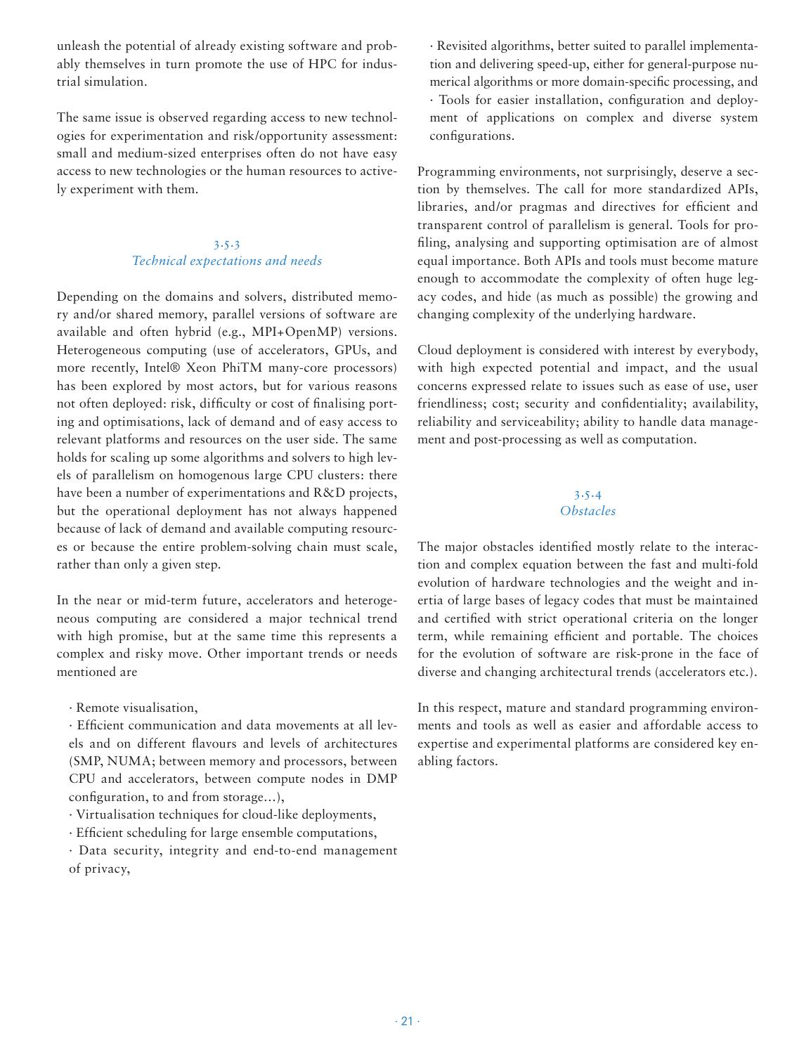unleash the potential of already existing software and probably themselves in turn promote the use of HPC for industrial simulation.

The same issue is observed regarding access to new technologies for experimentation and risk/opportunity assessment: small and medium-sized enterprises often do not have easy access to new technologies or the human resources to actively experiment with them.

### 3.5.3
### *Technical expectations and needs*

Depending on the domains and solvers, distributed memory and/or shared memory, parallel versions of software are available and often hybrid (e.g., MPI+OpenMP) versions. Heterogeneous computing (use of accelerators, GPUs, and more recently, Intel® Xeon PhiTM many-core processors) has been explored by most actors, but for various reasons not often deployed: risk, difficulty or cost of finalising porting and optimisations, lack of demand and of easy access to relevant platforms and resources on the user side. The same holds for scaling up some algorithms and solvers to high levels of parallelism on homogenous large CPU clusters: there have been a number of experimentations and R&D projects, but the operational deployment has not always happened because of lack of demand and available computing resources or because the entire problem-solving chain must scale, rather than only a given step.

In the near or mid-term future, accelerators and heterogeneous computing are considered a major technical trend with high promise, but at the same time this represents a complex and risky move. Other important trends or needs mentioned are

- Remote visualisation,
- Efficient communication and data movements at all levels and on different flavours and levels of architectures (SMP, NUMA; between memory and processors, between CPU and accelerators, between compute nodes in DMP configuration, to and from storage…),
- Virtualisation techniques for cloud-like deployments,
- Efficient scheduling for large ensemble computations,
- Data security, integrity and end-to-end management of privacy,
- Revisited algorithms, better suited to parallel implementation and delivering speed-up, either for general-purpose numerical algorithms or more domain-specific processing, and
- Tools for easier installation, configuration and deployment of applications on complex and diverse system configurations.

Programming environments, not surprisingly, deserve a section by themselves. The call for more standardized APIs, libraries, and/or pragmas and directives for efficient and transparent control of parallelism is general. Tools for profiling, analysing and supporting optimisation are of almost equal importance. Both APIs and tools must become mature enough to accommodate the complexity of often huge legacy codes, and hide (as much as possible) the growing and changing complexity of the underlying hardware.

Cloud deployment is considered with interest by everybody, with high expected potential and impact, and the usual concerns expressed relate to issues such as ease of use, user friendliness; cost; security and confidentiality; availability, reliability and serviceability; ability to handle data management and post-processing as well as computation.

### 3.5.4
### *Obstacles*

The major obstacles identified mostly relate to the interaction and complex equation between the fast and multi-fold evolution of hardware technologies and the weight and inertia of large bases of legacy codes that must be maintained and certified with strict operational criteria on the longer term, while remaining efficient and portable. The choices for the evolution of software are risk-prone in the face of diverse and changing architectural trends (accelerators etc.).

In this respect, mature and standard programming environments and tools as well as easier and affordable access to expertise and experimental platforms are considered key enabling factors.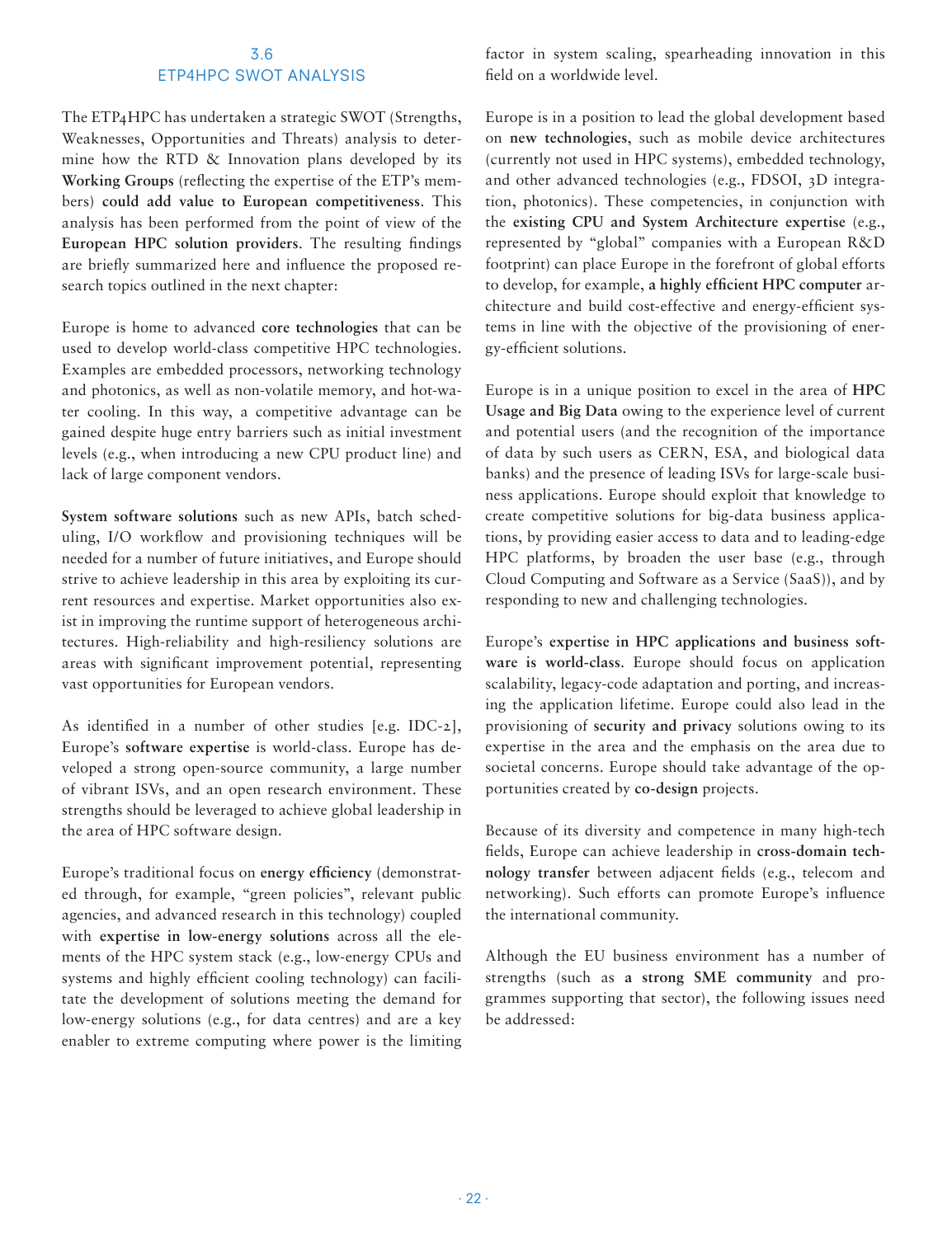## 3.6 ETP4HPC SWOT ANALYSIS

The ETP4HPC has undertaken a strategic SWOT (Strengths, Weaknesses, Opportunities and Threats) analysis to determine how the RTD & Innovation plans developed by its **Working Groups** (reflecting the expertise of the ETP's members) **could add value to European competitiveness**. This analysis has been performed from the point of view of the **European HPC solution providers**. The resulting findings are briefly summarized here and influence the proposed research topics outlined in the next chapter:

Europe is home to advanced **core technologies** that can be used to develop world-class competitive HPC technologies. Examples are embedded processors, networking technology and photonics, as well as non-volatile memory, and hot-water cooling. In this way, a competitive advantage can be gained despite huge entry barriers such as initial investment levels (e.g., when introducing a new CPU product line) and lack of large component vendors.

**System software solutions** such as new APIs, batch scheduling, I/O workflow and provisioning techniques will be needed for a number of future initiatives, and Europe should strive to achieve leadership in this area by exploiting its current resources and expertise. Market opportunities also exist in improving the runtime support of heterogeneous architectures. High-reliability and high-resiliency solutions are areas with significant improvement potential, representing vast opportunities for European vendors.

As identified in a number of other studies [e.g. IDC-2], Europe's **software expertise** is world-class. Europe has developed a strong open-source community, a large number of vibrant ISVs, and an open research environment. These strengths should be leveraged to achieve global leadership in the area of HPC software design.

Europe's traditional focus on **energy efficiency** (demonstrated through, for example, "green policies", relevant public agencies, and advanced research in this technology) coupled with **expertise in low-energy solutions** across all the elements of the HPC system stack (e.g., low-energy CPUs and systems and highly efficient cooling technology) can facilitate the development of solutions meeting the demand for low-energy solutions (e.g., for data centres) and are a key enabler to extreme computing where power is the limiting factor in system scaling, spearheading innovation in this field on a worldwide level.

Europe is in a position to lead the global development based on **new technologies**, such as mobile device architectures (currently not used in HPC systems), embedded technology, and other advanced technologies (e.g., FDSOI, 3D integration, photonics). These competencies, in conjunction with the **existing CPU and System Architecture expertise** (e.g., represented by "global" companies with a European R&D footprint) can place Europe in the forefront of global efforts to develop, for example, **a highly efficient HPC computer** architecture and build cost-effective and energy-efficient systems in line with the objective of the provisioning of energy-efficient solutions.

Europe is in a unique position to excel in the area of **HPC Usage and Big Data** owing to the experience level of current and potential users (and the recognition of the importance of data by such users as CERN, ESA, and biological data banks) and the presence of leading ISVs for large-scale business applications. Europe should exploit that knowledge to create competitive solutions for big-data business applications, by providing easier access to data and to leading-edge HPC platforms, by broaden the user base (e.g., through Cloud Computing and Software as a Service (SaaS)), and by responding to new and challenging technologies.

Europe's **expertise in HPC applications and business software is world-class**. Europe should focus on application scalability, legacy-code adaptation and porting, and increasing the application lifetime. Europe could also lead in the provisioning of **security and privacy** solutions owing to its expertise in the area and the emphasis on the area due to societal concerns. Europe should take advantage of the opportunities created by **co-design** projects.

Because of its diversity and competence in many high-tech fields, Europe can achieve leadership in **cross-domain technology transfer** between adjacent fields (e.g., telecom and networking). Such efforts can promote Europe's influence the international community.

Although the EU business environment has a number of strengths (such as **a strong SME community** and programmes supporting that sector), the following issues need be addressed: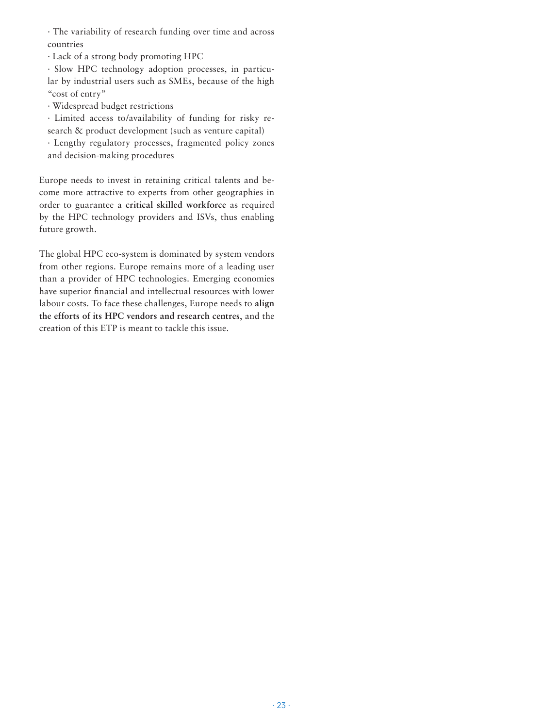- The variability of research funding over time and across countries
- Lack of a strong body promoting HPC
- Slow HPC technology adoption processes, in particular by industrial users such as SMEs, because of the high "cost of entry"
- Widespread budget restrictions
- Limited access to/availability of funding for risky research & product development (such as venture capital)
- Lengthy regulatory processes, fragmented policy zones and decision-making procedures

Europe needs to invest in retaining critical talents and become more attractive to experts from other geographies in order to guarantee a **critical skilled workforce** as required by the HPC technology providers and ISVs, thus enabling future growth.

The global HPC eco-system is dominated by system vendors from other regions. Europe remains more of a leading user than a provider of HPC technologies. Emerging economies have superior financial and intellectual resources with lower labour costs. To face these challenges, Europe needs to **align the efforts of its HPC vendors and research centres**, and the creation of this ETP is meant to tackle this issue.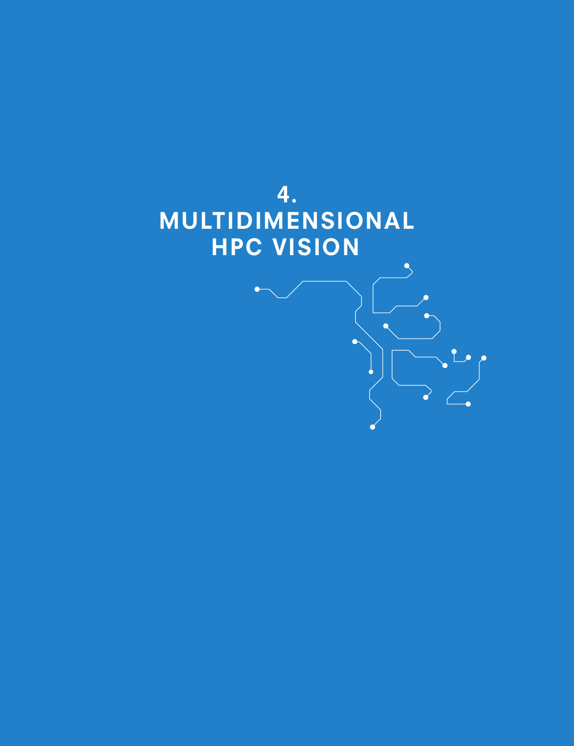# 4. MULTIDIMENSIONAL HPC VISION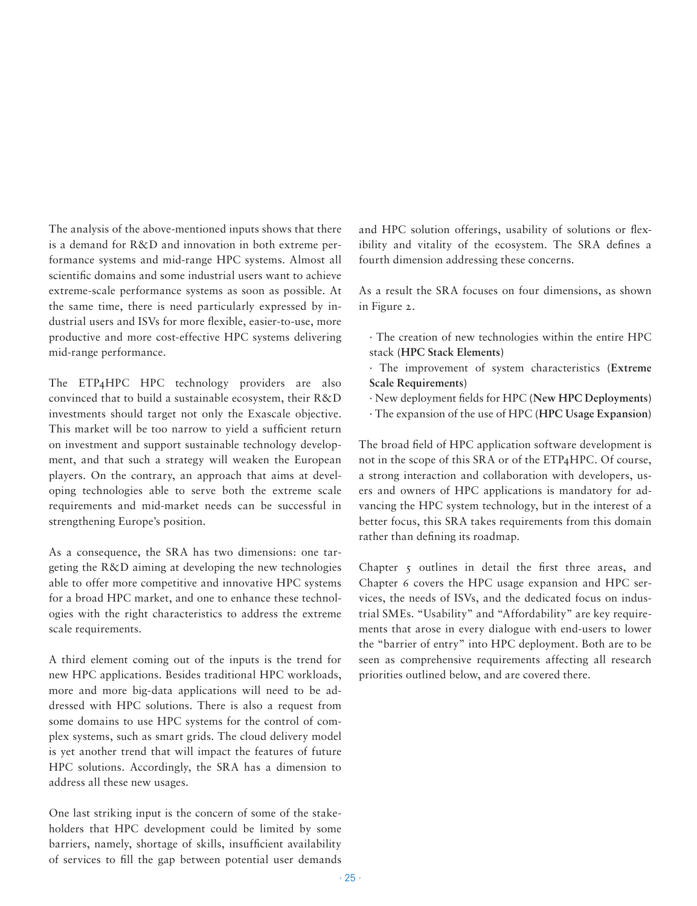The analysis of the above-mentioned inputs shows that there is a demand for R&D and innovation in both extreme performance systems and mid-range HPC systems. Almost all scientific domains and some industrial users want to achieve extreme-scale performance systems as soon as possible. At the same time, there is need particularly expressed by industrial users and ISVs for more flexible, easier-to-use, more productive and more cost-effective HPC systems delivering mid-range performance.

The ETP4HPC HPC technology providers are also convinced that to build a sustainable ecosystem, their R&D investments should target not only the Exascale objective. This market will be too narrow to yield a sufficient return on investment and support sustainable technology development, and that such a strategy will weaken the European players. On the contrary, an approach that aims at developing technologies able to serve both the extreme scale requirements and mid-market needs can be successful in strengthening Europe's position.

As a consequence, the SRA has two dimensions: one targeting the R&D aiming at developing the new technologies able to offer more competitive and innovative HPC systems for a broad HPC market, and one to enhance these technologies with the right characteristics to address the extreme scale requirements.

A third element coming out of the inputs is the trend for new HPC applications. Besides traditional HPC workloads, more and more big-data applications will need to be addressed with HPC solutions. There is also a request from some domains to use HPC systems for the control of complex systems, such as smart grids. The cloud delivery model is yet another trend that will impact the features of future HPC solutions. Accordingly, the SRA has a dimension to address all these new usages.

One last striking input is the concern of some of the stakeholders that HPC development could be limited by some barriers, namely, shortage of skills, insufficient availability of services to fill the gap between potential user demands and HPC solution offerings, usability of solutions or flexibility and vitality of the ecosystem. The SRA defines a fourth dimension addressing these concerns.

As a result the SRA focuses on four dimensions, as shown in Figure 2.

- The creation of new technologies within the entire HPC stack (**HPC Stack Elements**)
- The improvement of system characteristics (**Extreme Scale Requirements**)
- New deployment fields for HPC (**New HPC Deployments**)
- The expansion of the use of HPC (**HPC Usage Expansion**)

The broad field of HPC application software development is not in the scope of this SRA or of the ETP4HPC. Of course, a strong interaction and collaboration with developers, users and owners of HPC applications is mandatory for advancing the HPC system technology, but in the interest of a better focus, this SRA takes requirements from this domain rather than defining its roadmap.

Chapter 5 outlines in detail the first three areas, and Chapter 6 covers the HPC usage expansion and HPC services, the needs of ISVs, and the dedicated focus on industrial SMEs. "Usability" and "Affordability" are key requirements that arose in every dialogue with end-users to lower the "barrier of entry" into HPC deployment. Both are to be seen as comprehensive requirements affecting all research priorities outlined below, and are covered there.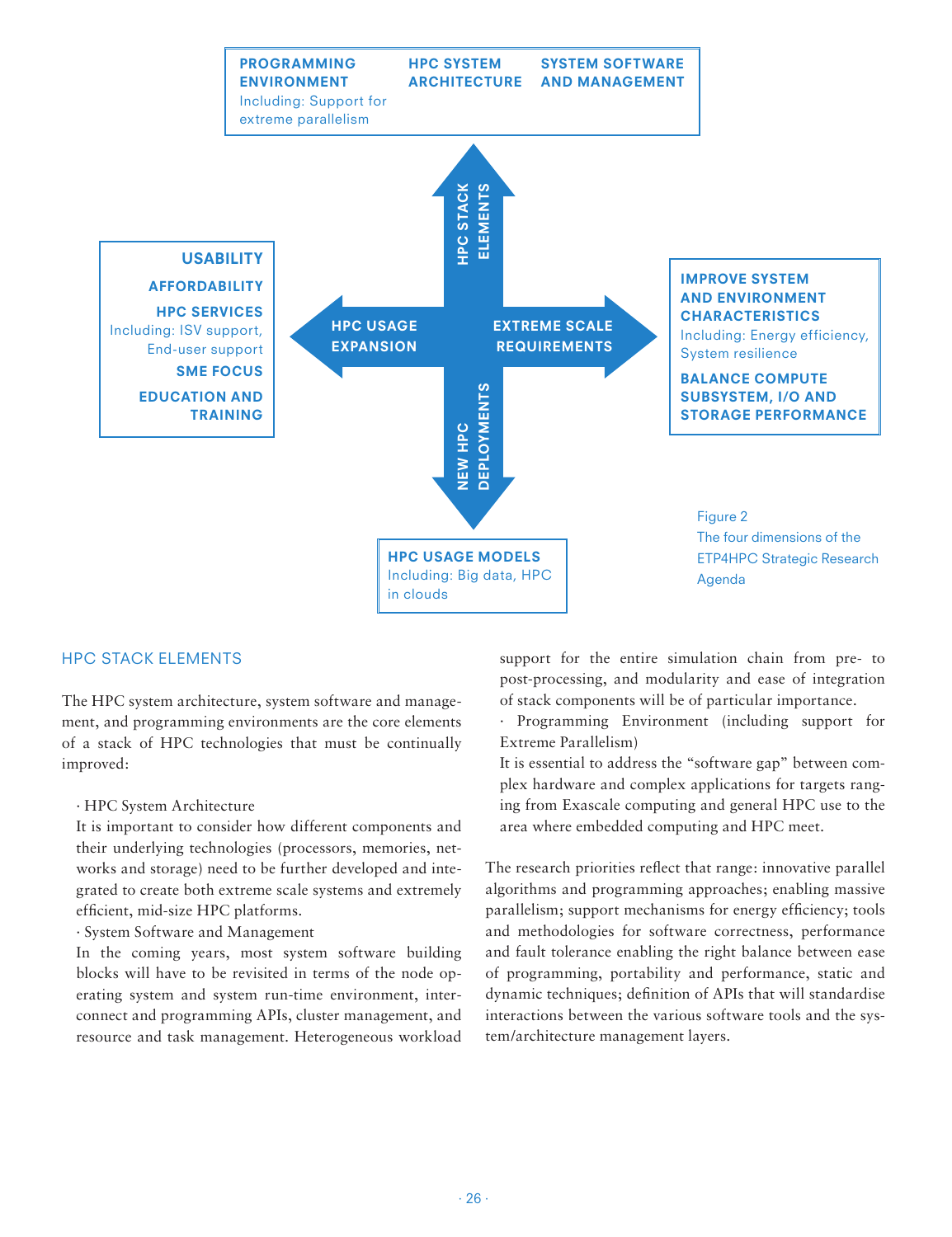**PROGRAMMING ENVIRONMENT**
Including: Support for extreme parallelism

**HPC SYSTEM ARCHITECTURE**

**SYSTEM SOFTWARE AND MANAGEMENT**

**HPC STACK ELEMENTS**

**USABILITY**

**AFFORDABILITY**

**HPC SERVICES**
Including: ISV support, End-user support

**SME FOCUS**

**EDUCATION AND TRAINING**

**HPC USAGE EXPANSION**

**EXTREME SCALE REQUIREMENTS**

**IMPROVE SYSTEM AND ENVIRONMENT CHARACTERISTICS**
Including: Energy efficiency, System resilience

**BALANCE COMPUTE SUBSYSTEM, I/O AND STORAGE PERFORMANCE**

**NEW HPC DEPLOYMENTS**

**HPC USAGE MODELS**
Including: Big data, HPC in clouds

Figure 2
The four dimensions of the ETP4HPC Strategic Research Agenda

## HPC STACK ELEMENTS

The HPC system architecture, system software and management, and programming environments are the core elements of a stack of HPC technologies that must be continually improved:

· HPC System Architecture
It is important to consider how different components and their underlying technologies (processors, memories, networks and storage) need to be further developed and integrated to create both extreme scale systems and extremely efficient, mid-size HPC platforms.

· System Software and Management
In the coming years, most system software building blocks will have to be revisited in terms of the node operating system and system run-time environment, interconnect and programming APIs, cluster management, and resource and task management. Heterogeneous workload support for the entire simulation chain from pre- to post-processing, and modularity and ease of integration of stack components will be of particular importance.

· Programming Environment (including support for Extreme Parallelism)
It is essential to address the "software gap" between complex hardware and complex applications for targets ranging from Exascale computing and general HPC use to the area where embedded computing and HPC meet.

The research priorities reflect that range: innovative parallel algorithms and programming approaches; enabling massive parallelism; support mechanisms for energy efficiency; tools and methodologies for software correctness, performance and fault tolerance enabling the right balance between ease of programming, portability and performance, static and dynamic techniques; definition of APIs that will standardise interactions between the various software tools and the system/architecture management layers.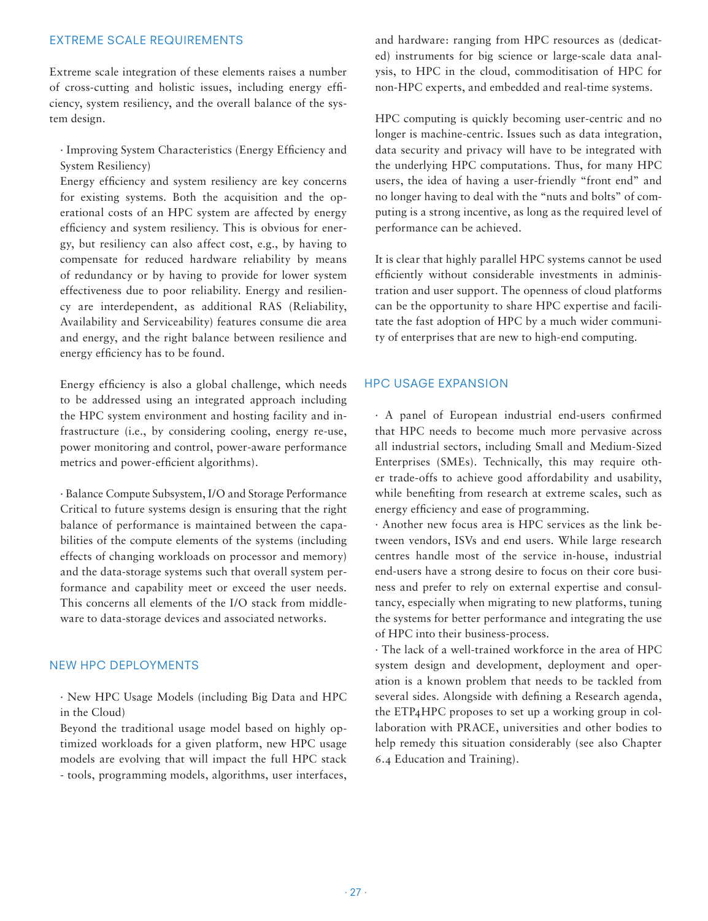## EXTREME SCALE REQUIREMENTS

Extreme scale integration of these elements raises a number of cross-cutting and holistic issues, including energy efficiency, system resiliency, and the overall balance of the system design.

· Improving System Characteristics (Energy Efficiency and System Resiliency)
Energy efficiency and system resiliency are key concerns for existing systems. Both the acquisition and the operational costs of an HPC system are affected by energy efficiency and system resiliency. This is obvious for energy, but resiliency can also affect cost, e.g., by having to compensate for reduced hardware reliability by means of redundancy or by having to provide for lower system effectiveness due to poor reliability. Energy and resiliency are interdependent, as additional RAS (Reliability, Availability and Serviceability) features consume die area and energy, and the right balance between resilience and energy efficiency has to be found.

Energy efficiency is also a global challenge, which needs to be addressed using an integrated approach including the HPC system environment and hosting facility and infrastructure (i.e., by considering cooling, energy re-use, power monitoring and control, power-aware performance metrics and power-efficient algorithms).

· Balance Compute Subsystem, I/O and Storage Performance
Critical to future systems design is ensuring that the right balance of performance is maintained between the capabilities of the compute elements of the systems (including effects of changing workloads on processor and memory) and the data-storage systems such that overall system performance and capability meet or exceed the user needs. This concerns all elements of the I/O stack from middleware to data-storage devices and associated networks.

## NEW HPC DEPLOYMENTS

· New HPC Usage Models (including Big Data and HPC in the Cloud)
Beyond the traditional usage model based on highly optimized workloads for a given platform, new HPC usage models are evolving that will impact the full HPC stack - tools, programming models, algorithms, user interfaces, and hardware: ranging from HPC resources as (dedicated) instruments for big science or large-scale data analysis, to HPC in the cloud, commoditisation of HPC for non-HPC experts, and embedded and real-time systems.

HPC computing is quickly becoming user-centric and no longer is machine-centric. Issues such as data integration, data security and privacy will have to be integrated with the underlying HPC computations. Thus, for many HPC users, the idea of having a user-friendly "front end" and no longer having to deal with the "nuts and bolts" of computing is a strong incentive, as long as the required level of performance can be achieved.

It is clear that highly parallel HPC systems cannot be used efficiently without considerable investments in administration and user support. The openness of cloud platforms can be the opportunity to share HPC expertise and facilitate the fast adoption of HPC by a much wider community of enterprises that are new to high-end computing.

## HPC USAGE EXPANSION

· A panel of European industrial end-users confirmed that HPC needs to become much more pervasive across all industrial sectors, including Small and Medium-Sized Enterprises (SMEs). Technically, this may require other trade-offs to achieve good affordability and usability, while benefiting from research at extreme scales, such as energy efficiency and ease of programming.

· Another new focus area is HPC services as the link between vendors, ISVs and end users. While large research centres handle most of the service in-house, industrial end-users have a strong desire to focus on their core business and prefer to rely on external expertise and consultancy, especially when migrating to new platforms, tuning the systems for better performance and integrating the use of HPC into their business-process.

· The lack of a well-trained workforce in the area of HPC system design and development, deployment and operation is a known problem that needs to be tackled from several sides. Alongside with defining a Research agenda, the ETP4HPC proposes to set up a working group in collaboration with PRACE, universities and other bodies to help remedy this situation considerably (see also Chapter 6.4 Education and Training).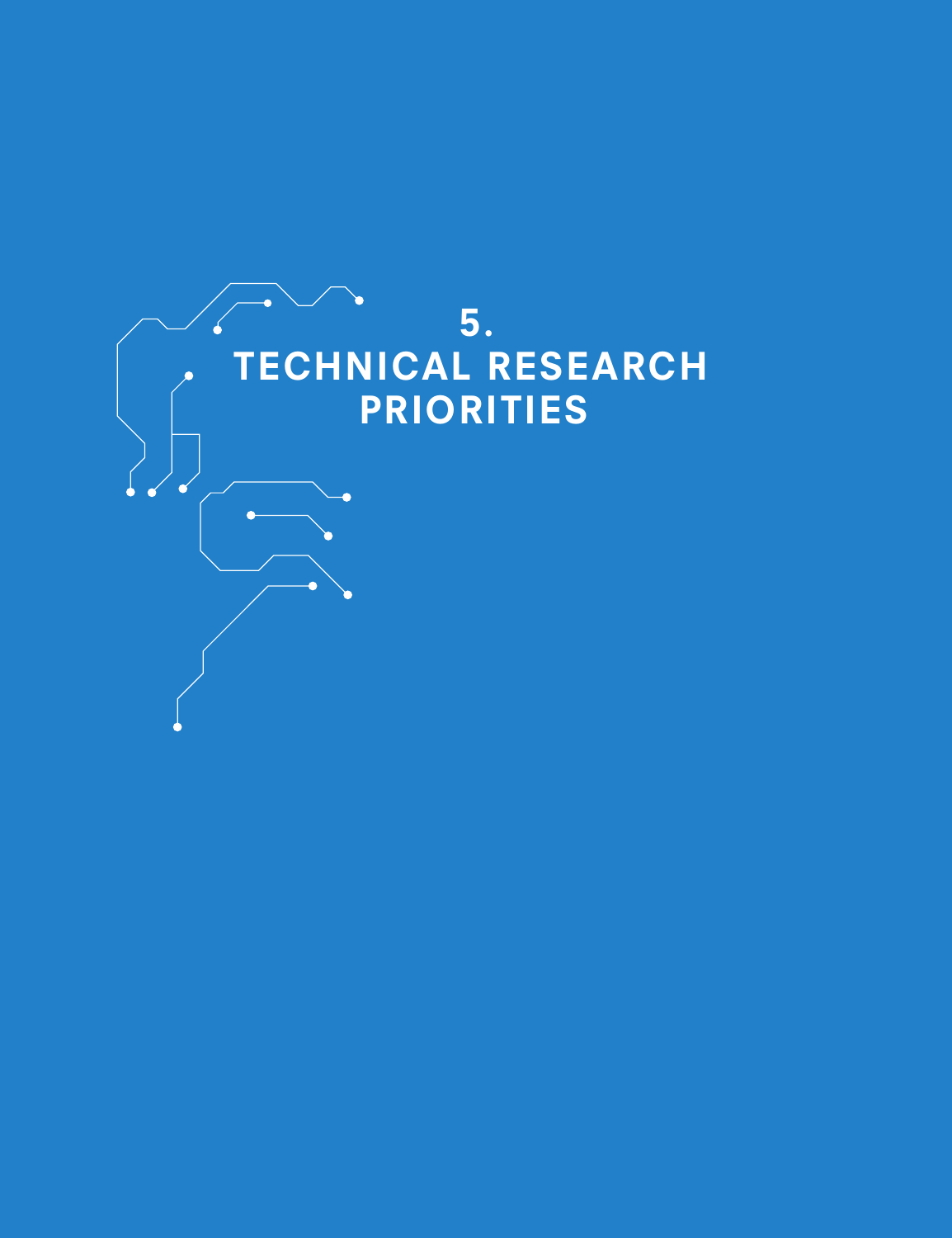# 5. TECHNICAL RESEARCH PRIORITIES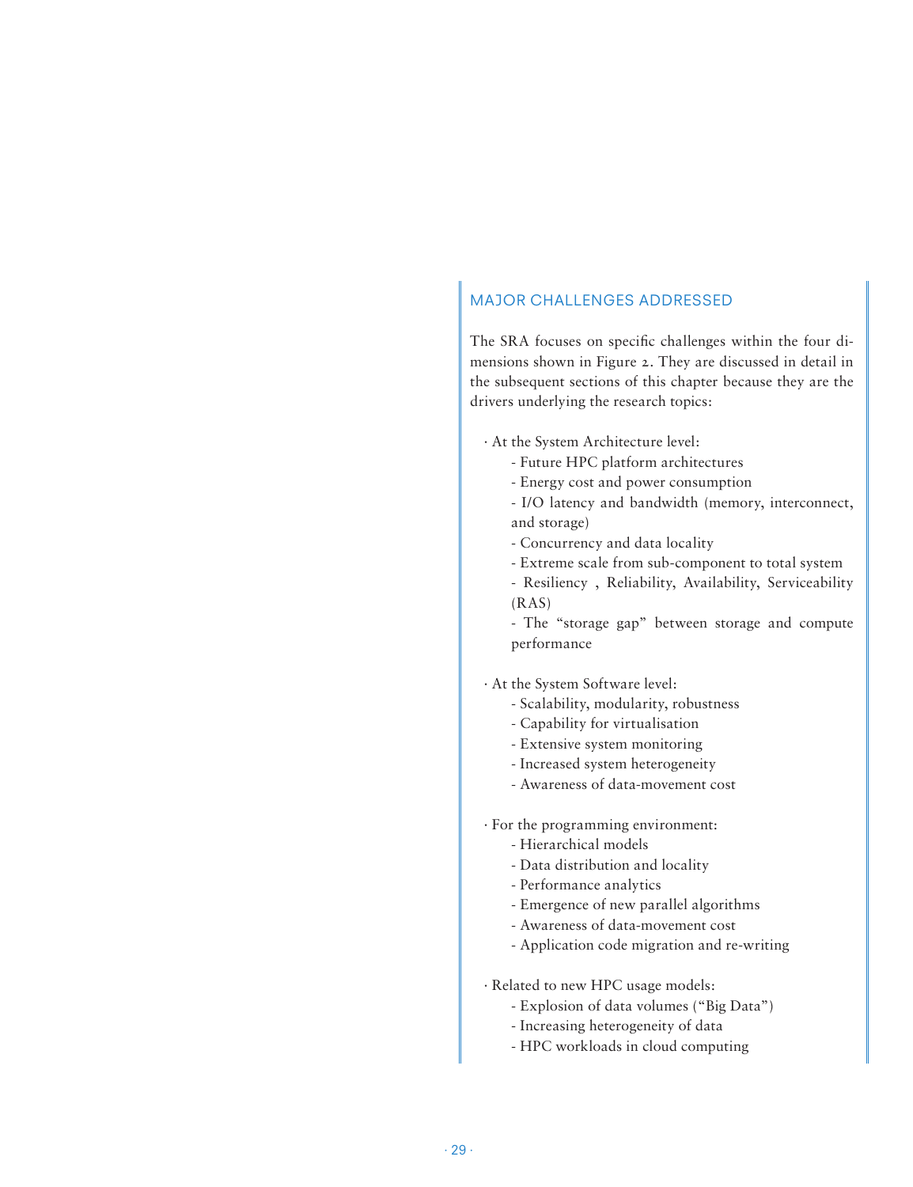## MAJOR CHALLENGES ADDRESSED

The SRA focuses on specific challenges within the four dimensions shown in Figure 2. They are discussed in detail in the subsequent sections of this chapter because they are the drivers underlying the research topics:

- At the System Architecture level:
  - Future HPC platform architectures
  - Energy cost and power consumption
  - I/O latency and bandwidth (memory, interconnect, and storage)
  - Concurrency and data locality
  - Extreme scale from sub-component to total system
  - Resiliency , Reliability, Availability, Serviceability (RAS)
  - The "storage gap" between storage and compute performance

- At the System Software level:
  - Scalability, modularity, robustness
  - Capability for virtualisation
  - Extensive system monitoring
  - Increased system heterogeneity
  - Awareness of data-movement cost

- For the programming environment:
  - Hierarchical models
  - Data distribution and locality
  - Performance analytics
  - Emergence of new parallel algorithms
  - Awareness of data-movement cost
  - Application code migration and re-writing

- Related to new HPC usage models:
  - Explosion of data volumes ("Big Data")
  - Increasing heterogeneity of data
  - HPC workloads in cloud computing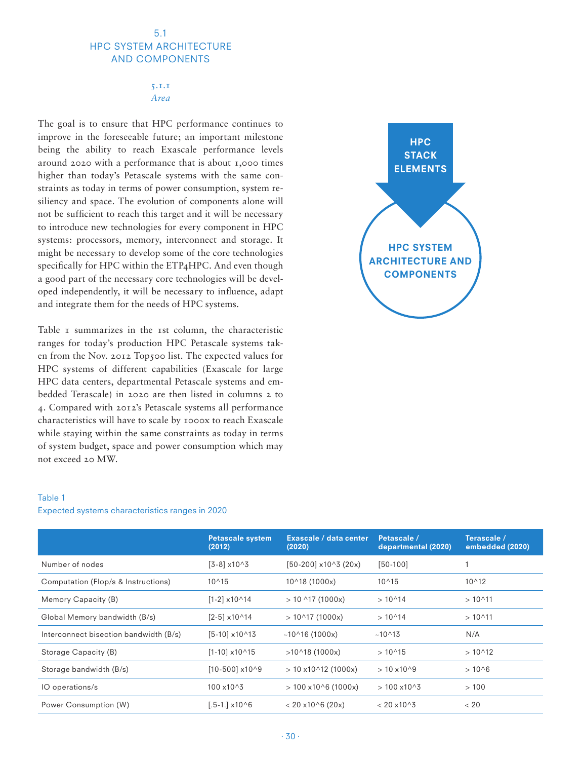## 5.1 HPC SYSTEM ARCHITECTURE AND COMPONENTS

### 5.1.1 *Area*

The goal is to ensure that HPC performance continues to improve in the foreseeable future; an important milestone being the ability to reach Exascale performance levels around 2020 with a performance that is about 1,000 times higher than today's Petascale systems with the same constraints as today in terms of power consumption, system resiliency and space. The evolution of components alone will not be sufficient to reach this target and it will be necessary to introduce new technologies for every component in HPC systems: processors, memory, interconnect and storage. It might be necessary to develop some of the core technologies specifically for HPC within the ETP4HPC. And even though a good part of the necessary core technologies will be developed independently, it will be necessary to influence, adapt and integrate them for the needs of HPC systems.

Table 1 summarizes in the 1st column, the characteristic ranges for today's production HPC Petascale systems taken from the Nov. 2012 Top500 list. The expected values for HPC systems of different capabilities (Exascale for large HPC data centers, departmental Petascale systems and embedded Terascale) in 2020 are then listed in columns 2 to 4. Compared with 2012's Petascale systems all performance characteristics will have to scale by 1000x to reach Exascale while staying within the same constraints as today in terms of system budget, space and power consumption which may not exceed 20 MW.

**HPC STACK ELEMENTS**

**HPC SYSTEM ARCHITECTURE AND COMPONENTS**

Table 1
Expected systems characteristics ranges in 2020

| | Petascale system (2012) | Exascale / data center (2020) | Petascale / departmental (2020) | Terascale / embedded (2020) |
|---|---|---|---|---|
| Number of nodes | [3-8] x10^3 | [50-200] x10^3 (20x) | [50-100] | 1 |
| Computation (Flop/s & Instructions) | 10^15 | 10^18 (1000x) | 10^15 | 10^12 |
| Memory Capacity (B) | [1-2] x10^14 | > 10 ^17 (1000x) | > 10^14 | > 10^11 |
| Global Memory bandwidth (B/s) | [2-5] x10^14 | > 10^17 (1000x) | > 10^14 | > 10^11 |
| Interconnect bisection bandwidth (B/s) | [5-10] x10^13 | ~10^16 (1000x) | ~10^13 | N/A |
| Storage Capacity (B) | [1-10] x10^15 | >10^18 (1000x) | > 10^15 | > 10^12 |
| Storage bandwidth (B/s) | [10-500] x10^9 | > 10 x10^12 (1000x) | > 10 x10^9 | > 10^6 |
| IO operations/s | 100 x10^3 | > 100 x10^6 (1000x) | > 100 x10^3 | > 100 |
| Power Consumption (W) | [.5-1.] x10^6 | < 20 x10^6 (20x) | < 20 x10^3 | < 20 |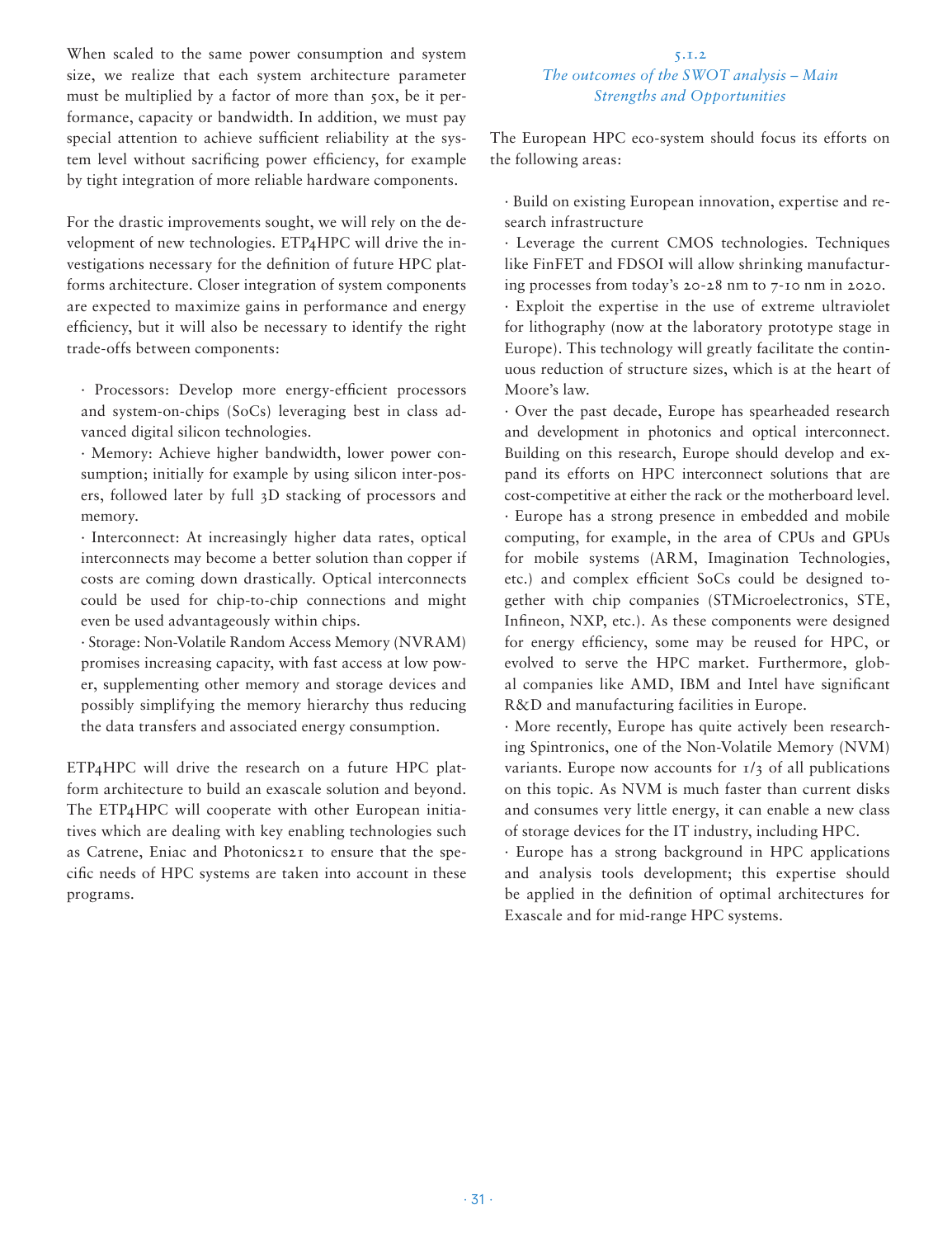When scaled to the same power consumption and system size, we realize that each system architecture parameter must be multiplied by a factor of more than 50x, be it performance, capacity or bandwidth. In addition, we must pay special attention to achieve sufficient reliability at the system level without sacrificing power efficiency, for example by tight integration of more reliable hardware components.

For the drastic improvements sought, we will rely on the development of new technologies. ETP4HPC will drive the investigations necessary for the definition of future HPC platforms architecture. Closer integration of system components are expected to maximize gains in performance and energy efficiency, but it will also be necessary to identify the right trade-offs between components:

- Processors: Develop more energy-efficient processors and system-on-chips (SoCs) leveraging best in class advanced digital silicon technologies.
- Memory: Achieve higher bandwidth, lower power consumption; initially for example by using silicon inter-posers, followed later by full 3D stacking of processors and memory.
- Interconnect: At increasingly higher data rates, optical interconnects may become a better solution than copper if costs are coming down drastically. Optical interconnects could be used for chip-to-chip connections and might even be used advantageously within chips.
- Storage: Non-Volatile Random Access Memory (NVRAM) promises increasing capacity, with fast access at low power, supplementing other memory and storage devices and possibly simplifying the memory hierarchy thus reducing the data transfers and associated energy consumption.

ETP4HPC will drive the research on a future HPC platform architecture to build an exascale solution and beyond. The ETP4HPC will cooperate with other European initiatives which are dealing with key enabling technologies such as Catrene, Eniac and Photonics21 to ensure that the specific needs of HPC systems are taken into account in these programs.

### 5.1.2 *The outcomes of the SWOT analysis – Main Strengths and Opportunities*

The European HPC eco-system should focus its efforts on the following areas:

- Build on existing European innovation, expertise and research infrastructure
- Leverage the current CMOS technologies. Techniques like FinFET and FDSOI will allow shrinking manufacturing processes from today's 20-28 nm to 7-10 nm in 2020.
- Exploit the expertise in the use of extreme ultraviolet for lithography (now at the laboratory prototype stage in Europe). This technology will greatly facilitate the continuous reduction of structure sizes, which is at the heart of Moore's law.
- Over the past decade, Europe has spearheaded research and development in photonics and optical interconnect. Building on this research, Europe should develop and expand its efforts on HPC interconnect solutions that are cost-competitive at either the rack or the motherboard level.
- Europe has a strong presence in embedded and mobile computing, for example, in the area of CPUs and GPUs for mobile systems (ARM, Imagination Technologies, etc.) and complex efficient SoCs could be designed together with chip companies (STMicroelectronics, STE, Infineon, NXP, etc.). As these components were designed for energy efficiency, some may be reused for HPC, or evolved to serve the HPC market. Furthermore, global companies like AMD, IBM and Intel have significant R&D and manufacturing facilities in Europe.
- More recently, Europe has quite actively been researching Spintronics, one of the Non-Volatile Memory (NVM) variants. Europe now accounts for 1/3 of all publications on this topic. As NVM is much faster than current disks and consumes very little energy, it can enable a new class of storage devices for the IT industry, including HPC.
- Europe has a strong background in HPC applications and analysis tools development; this expertise should be applied in the definition of optimal architectures for Exascale and for mid-range HPC systems.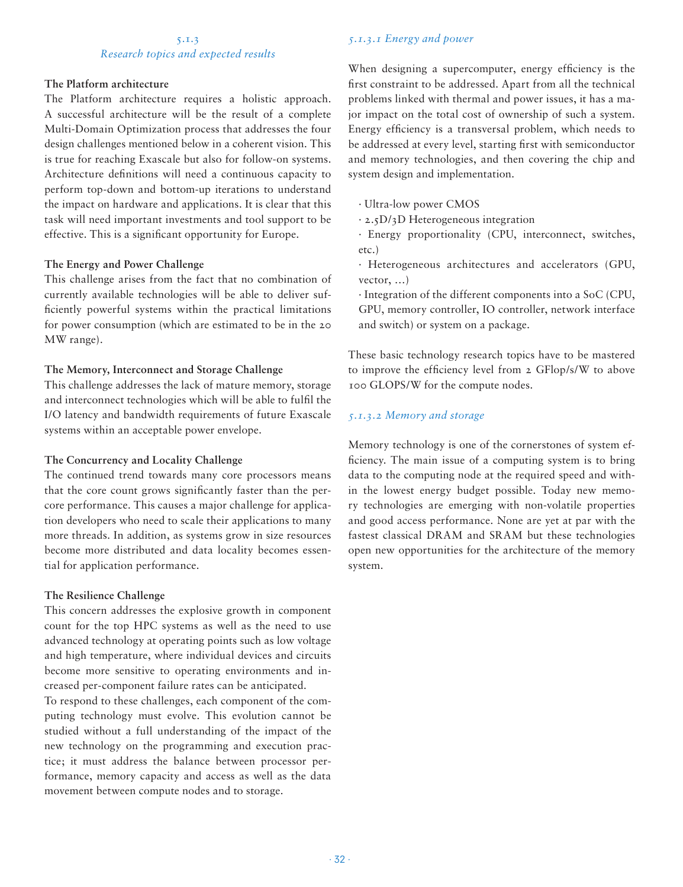### 5.1.3 Research topics and expected results

**The Platform architecture**

The Platform architecture requires a holistic approach. A successful architecture will be the result of a complete Multi-Domain Optimization process that addresses the four design challenges mentioned below in a coherent vision. This is true for reaching Exascale but also for follow-on systems. Architecture definitions will need a continuous capacity to perform top-down and bottom-up iterations to understand the impact on hardware and applications. It is clear that this task will need important investments and tool support to be effective. This is a significant opportunity for Europe.

**The Energy and Power Challenge**

This challenge arises from the fact that no combination of currently available technologies will be able to deliver sufficiently powerful systems within the practical limitations for power consumption (which are estimated to be in the 20 MW range).

**The Memory, Interconnect and Storage Challenge**

This challenge addresses the lack of mature memory, storage and interconnect technologies which will be able to fulfil the I/O latency and bandwidth requirements of future Exascale systems within an acceptable power envelope.

**The Concurrency and Locality Challenge**

The continued trend towards many core processors means that the core count grows significantly faster than the per-core performance. This causes a major challenge for application developers who need to scale their applications to many more threads. In addition, as systems grow in size resources become more distributed and data locality becomes essential for application performance.

**The Resilience Challenge**

This concern addresses the explosive growth in component count for the top HPC systems as well as the need to use advanced technology at operating points such as low voltage and high temperature, where individual devices and circuits become more sensitive to operating environments and increased per-component failure rates can be anticipated.

To respond to these challenges, each component of the computing technology must evolve. This evolution cannot be studied without a full understanding of the impact of the new technology on the programming and execution practice; it must address the balance between processor performance, memory capacity and access as well as the data movement between compute nodes and to storage.

#### *5.1.3.1 Energy and power*

When designing a supercomputer, energy efficiency is the first constraint to be addressed. Apart from all the technical problems linked with thermal and power issues, it has a major impact on the total cost of ownership of such a system. Energy efficiency is a transversal problem, which needs to be addressed at every level, starting first with semiconductor and memory technologies, and then covering the chip and system design and implementation.

- Ultra-low power CMOS
- 2.5D/3D Heterogeneous integration
- Energy proportionality (CPU, interconnect, switches, etc.)
- Heterogeneous architectures and accelerators (GPU, vector, …)
- Integration of the different components into a SoC (CPU, GPU, memory controller, IO controller, network interface and switch) or system on a package.

These basic technology research topics have to be mastered to improve the efficiency level from 2 GFlop/s/W to above 100 GLOPS/W for the compute nodes.

#### *5.1.3.2 Memory and storage*

Memory technology is one of the cornerstones of system efficiency. The main issue of a computing system is to bring data to the computing node at the required speed and within the lowest energy budget possible. Today new memory technologies are emerging with non-volatile properties and good access performance. None are yet at par with the fastest classical DRAM and SRAM but these technologies open new opportunities for the architecture of the memory system.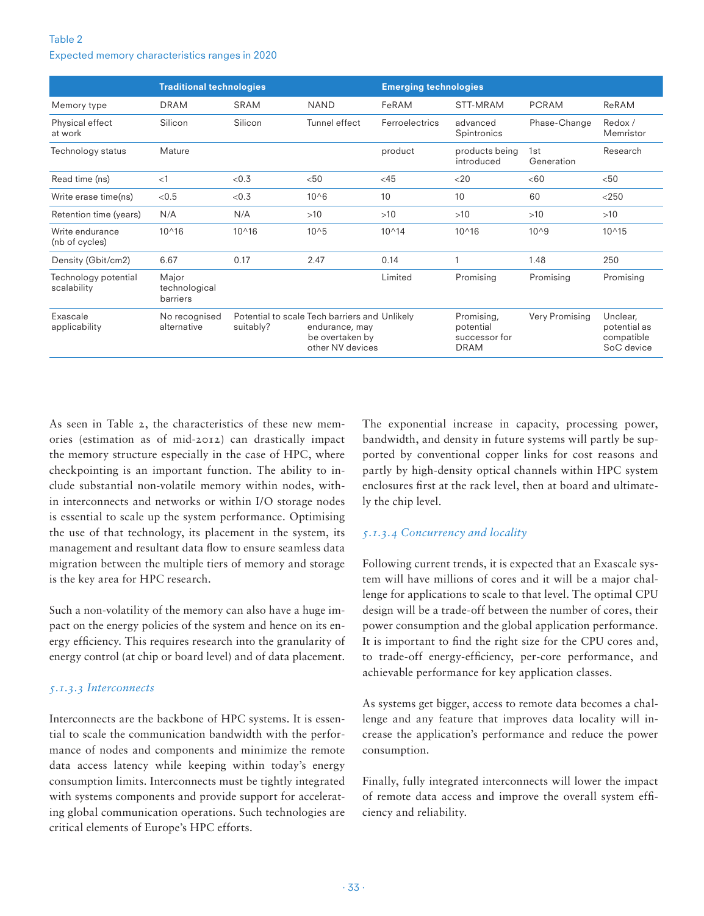Table 2
Expected memory characteristics ranges in 2020

| | Traditional technologies | | | Emerging technologies | | | |
|---|---|---|---|---|---|---|---|
| Memory type | DRAM | SRAM | NAND | FeRAM | STT-MRAM | PCRAM | ReRAM |
| Physical effect at work | Silicon | Silicon | Tunnel effect | Ferroelectrics | advanced Spintronics | Phase-Change | Redox / Memristor |
| Technology status | Mature | | | product | products being introduced | 1st Generation | Research |
| Read time (ns) | <1 | <0.3 | <50 | <45 | <20 | <60 | <50 |
| Write erase time(ns) | <0.5 | <0.3 | 10^6 | 10 | 10 | 60 | <250 |
| Retention time (years) | N/A | N/A | >10 | >10 | >10 | >10 | >10 |
| Write endurance (nb of cycles) | 10^16 | 10^16 | 10^5 | 10^14 | 10^16 | 10^9 | 10^15 |
| Density (Gbit/cm2) | 6.67 | 0.17 | 2.47 | 0.14 | 1 | 1.48 | 250 |
| Technology potential scalability | Major technological barriers | | | Limited | Promising | Promising | Promising |
| Exascale applicability | No recognised alternative | Potential to scale suitably? | Tech barriers and endurance, may be overtaken by other NV devices | Unlikely | Promising, potential successor for DRAM | Very Promising | Unclear, potential as compatible SoC device |

As seen in Table 2, the characteristics of these new memories (estimation as of mid-2012) can drastically impact the memory structure especially in the case of HPC, where checkpointing is an important function. The ability to include substantial non-volatile memory within nodes, within interconnects and networks or within I/O storage nodes is essential to scale up the system performance. Optimising the use of that technology, its placement in the system, its management and resultant data flow to ensure seamless data migration between the multiple tiers of memory and storage is the key area for HPC research.

Such a non-volatility of the memory can also have a huge impact on the energy policies of the system and hence on its energy efficiency. This requires research into the granularity of energy control (at chip or board level) and of data placement.

### *5.1.3.3 Interconnects*

Interconnects are the backbone of HPC systems. It is essential to scale the communication bandwidth with the performance of nodes and components and minimize the remote data access latency while keeping within today's energy consumption limits. Interconnects must be tightly integrated with systems components and provide support for accelerating global communication operations. Such technologies are critical elements of Europe's HPC efforts.

The exponential increase in capacity, processing power, bandwidth, and density in future systems will partly be supported by conventional copper links for cost reasons and partly by high-density optical channels within HPC system enclosures first at the rack level, then at board and ultimately the chip level.

### *5.1.3.4 Concurrency and locality*

Following current trends, it is expected that an Exascale system will have millions of cores and it will be a major challenge for applications to scale to that level. The optimal CPU design will be a trade-off between the number of cores, their power consumption and the global application performance. It is important to find the right size for the CPU cores and, to trade-off energy-efficiency, per-core performance, and achievable performance for key application classes.

As systems get bigger, access to remote data becomes a challenge and any feature that improves data locality will increase the application's performance and reduce the power consumption.

Finally, fully integrated interconnects will lower the impact of remote data access and improve the overall system efficiency and reliability.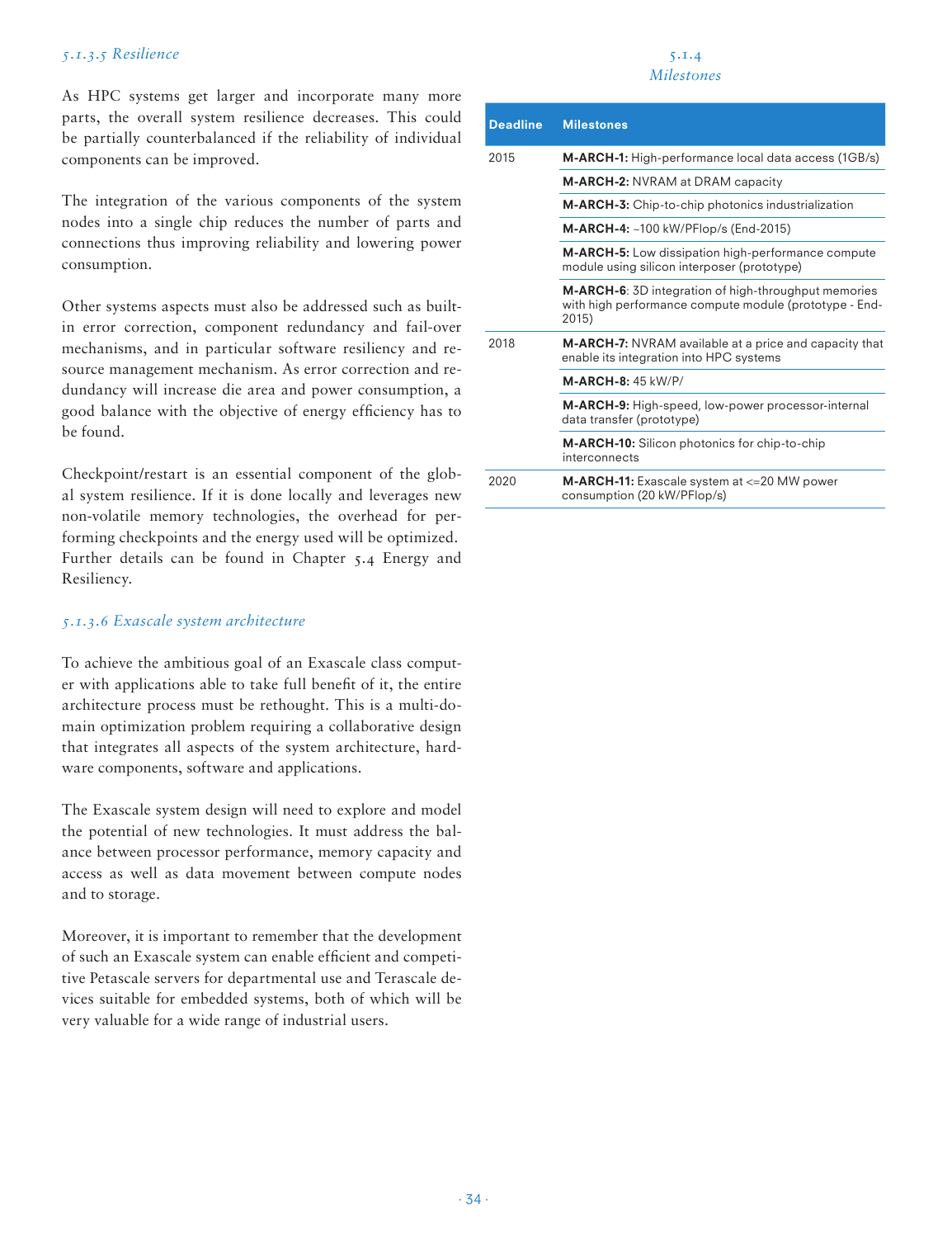#### 5.1.3.5 Resilience

As HPC systems get larger and incorporate many more parts, the overall system resilience decreases. This could be partially counterbalanced if the reliability of individual components can be improved.

The integration of the various components of the system nodes into a single chip reduces the number of parts and connections thus improving reliability and lowering power consumption.

Other systems aspects must also be addressed such as built-in error correction, component redundancy and fail-over mechanisms, and in particular software resiliency and resource management mechanism. As error correction and redundancy will increase die area and power consumption, a good balance with the objective of energy efficiency has to be found.

Checkpoint/restart is an essential component of the global system resilience. If it is done locally and leverages new non-volatile memory technologies, the overhead for performing checkpoints and the energy used will be optimized. Further details can be found in Chapter 5.4 Energy and Resiliency.

#### 5.1.3.6 Exascale system architecture

To achieve the ambitious goal of an Exascale class computer with applications able to take full benefit of it, the entire architecture process must be rethought. This is a multi-domain optimization problem requiring a collaborative design that integrates all aspects of the system architecture, hardware components, software and applications.

The Exascale system design will need to explore and model the potential of new technologies. It must address the balance between processor performance, memory capacity and access as well as data movement between compute nodes and to storage.

Moreover, it is important to remember that the development of such an Exascale system can enable efficient and competitive Petascale servers for departmental use and Terascale devices suitable for embedded systems, both of which will be very valuable for a wide range of industrial users.

### 5.1.4 Milestones

| Deadline | Milestones |
|---|---|
| 2015 | **M-ARCH-1:** High-performance local data access (1GB/s) |
| | **M-ARCH-2:** NVRAM at DRAM capacity |
| | **M-ARCH-3:** Chip-to-chip photonics industrialization |
| | **M-ARCH-4:** ~100 kW/PFlop/s (End-2015) |
| | **M-ARCH-5:** Low dissipation high-performance compute module using silicon interposer (prototype) |
| | **M-ARCH-6**: 3D integration of high-throughput memories with high performance compute module (prototype - End-2015) |
| 2018 | **M-ARCH-7:** NVRAM available at a price and capacity that enable its integration into HPC systems |
| | **M-ARCH-8:** 45 kW/P/ |
| | **M-ARCH-9:** High-speed, low-power processor-internal data transfer (prototype) |
| | **M-ARCH-10:** Silicon photonics for chip-to-chip interconnects |
| 2020 | **M-ARCH-11:** Exascale system at <=20 MW power consumption (20 kW/PFlop/s) |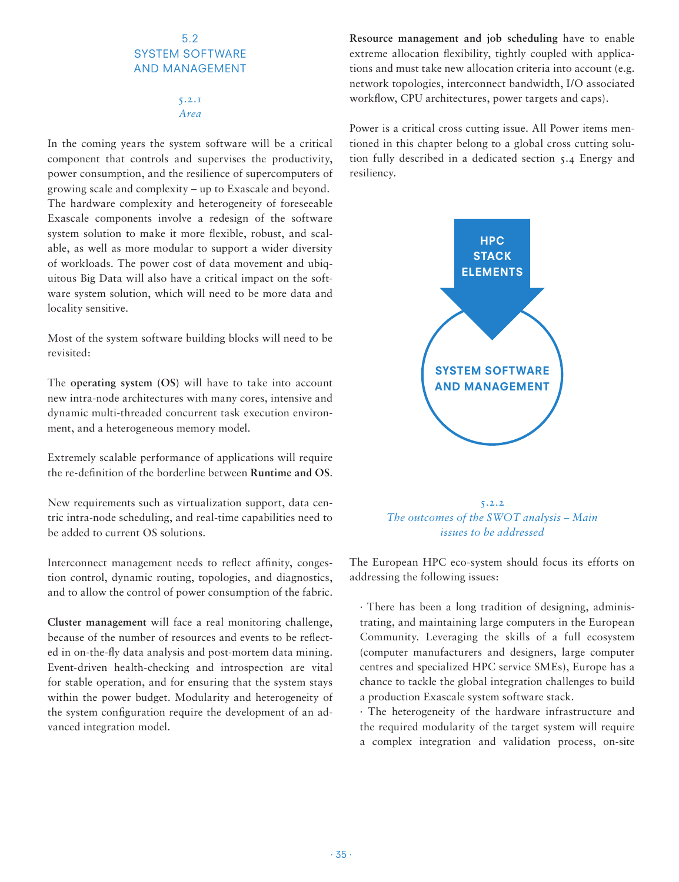## 5.2 SYSTEM SOFTWARE AND MANAGEMENT

### 5.2.1 *Area*

In the coming years the system software will be a critical component that controls and supervises the productivity, power consumption, and the resilience of supercomputers of growing scale and complexity – up to Exascale and beyond. The hardware complexity and heterogeneity of foreseeable Exascale components involve a redesign of the software system solution to make it more flexible, robust, and scalable, as well as more modular to support a wider diversity of workloads. The power cost of data movement and ubiquitous Big Data will also have a critical impact on the software system solution, which will need to be more data and locality sensitive.

Most of the system software building blocks will need to be revisited:

The **operating system (OS)** will have to take into account new intra-node architectures with many cores, intensive and dynamic multi-threaded concurrent task execution environment, and a heterogeneous memory model.

Extremely scalable performance of applications will require the re-definition of the borderline between **Runtime and OS**.

New requirements such as virtualization support, data centric intra-node scheduling, and real-time capabilities need to be added to current OS solutions.

Interconnect management needs to reflect affinity, congestion control, dynamic routing, topologies, and diagnostics, and to allow the control of power consumption of the fabric.

**Cluster management** will face a real monitoring challenge, because of the number of resources and events to be reflected in on-the-fly data analysis and post-mortem data mining. Event-driven health-checking and introspection are vital for stable operation, and for ensuring that the system stays within the power budget. Modularity and heterogeneity of the system configuration require the development of an advanced integration model.

**Resource management and job scheduling** have to enable extreme allocation flexibility, tightly coupled with applications and must take new allocation criteria into account (e.g. network topologies, interconnect bandwidth, I/O associated workflow, CPU architectures, power targets and caps).

Power is a critical cross cutting issue. All Power items mentioned in this chapter belong to a global cross cutting solution fully described in a dedicated section 5.4 Energy and resiliency.

HPC STACK ELEMENTS

SYSTEM SOFTWARE AND MANAGEMENT

### 5.2.2 *The outcomes of the SWOT analysis – Main issues to be addressed*

The European HPC eco-system should focus its efforts on addressing the following issues:

- There has been a long tradition of designing, administrating, and maintaining large computers in the European Community. Leveraging the skills of a full ecosystem (computer manufacturers and designers, large computer centres and specialized HPC service SMEs), Europe has a chance to tackle the global integration challenges to build a production Exascale system software stack.
- The heterogeneity of the hardware infrastructure and the required modularity of the target system will require a complex integration and validation process, on-site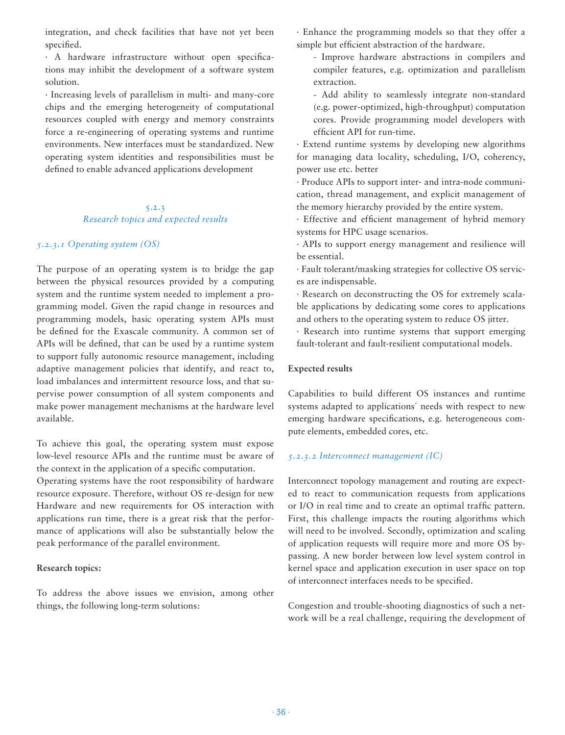integration, and check facilities that have not yet been specified.

· A hardware infrastructure without open specifications may inhibit the development of a software system solution.

· Increasing levels of parallelism in multi- and many-core chips and the emerging heterogeneity of computational resources coupled with energy and memory constraints force a re-engineering of operating systems and runtime environments. New interfaces must be standardized. New operating system identities and responsibilities must be defined to enable advanced applications development

### 5.2.3
### *Research topics and expected results*

#### *5.2.3.1 Operating system (OS)*

The purpose of an operating system is to bridge the gap between the physical resources provided by a computing system and the runtime system needed to implement a programming model. Given the rapid change in resources and programming models, basic operating system APIs must be defined for the Exascale community. A common set of APIs will be defined, that can be used by a runtime system to support fully autonomic resource management, including adaptive management policies that identify, and react to, load imbalances and intermittent resource loss, and that supervise power consumption of all system components and make power management mechanisms at the hardware level available.

To achieve this goal, the operating system must expose low-level resource APIs and the runtime must be aware of the context in the application of a specific computation.
Operating systems have the root responsibility of hardware resource exposure. Therefore, without OS re-design for new Hardware and new requirements for OS interaction with applications run time, there is a great risk that the performance of applications will also be substantially below the peak performance of the parallel environment.

**Research topics:**

To address the above issues we envision, among other things, the following long-term solutions:

· Enhance the programming models so that they offer a simple but efficient abstraction of the hardware.
  - Improve hardware abstractions in compilers and compiler features, e.g. optimization and parallelism extraction.
  - Add ability to seamlessly integrate non-standard (e.g. power-optimized, high-throughput) computation cores. Provide programming model developers with efficient API for run-time.

· Extend runtime systems by developing new algorithms for managing data locality, scheduling, I/O, coherency, power use etc. better

· Produce APIs to support inter- and intra-node communication, thread management, and explicit management of the memory hierarchy provided by the entire system.

· Effective and efficient management of hybrid memory systems for HPC usage scenarios.

· APIs to support energy management and resilience will be essential.

· Fault tolerant/masking strategies for collective OS services are indispensable.

· Research on deconstructing the OS for extremely scalable applications by dedicating some cores to applications and others to the operating system to reduce OS jitter.

· Research into runtime systems that support emerging fault-tolerant and fault-resilient computational models.

**Expected results**

Capabilities to build different OS instances and runtime systems adapted to applications´ needs with respect to new emerging hardware specifications, e.g. heterogeneous compute elements, embedded cores, etc.

#### *5.2.3.2 Interconnect management (IC)*

Interconnect topology management and routing are expected to react to communication requests from applications or I/O in real time and to create an optimal traffic pattern. First, this challenge impacts the routing algorithms which will need to be involved. Secondly, optimization and scaling of application requests will require more and more OS bypassing. A new border between low level system control in kernel space and application execution in user space on top of interconnect interfaces needs to be specified.

Congestion and trouble-shooting diagnostics of such a network will be a real challenge, requiring the development of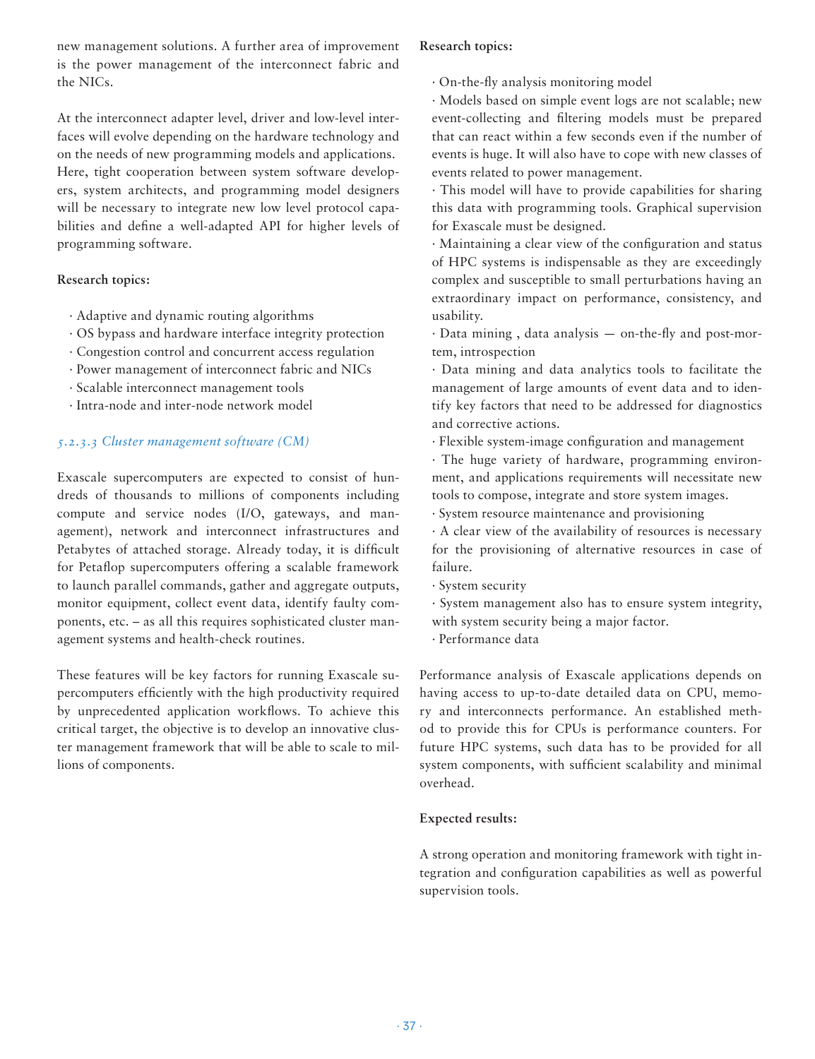new management solutions. A further area of improvement is the power management of the interconnect fabric and the NICs.

At the interconnect adapter level, driver and low-level interfaces will evolve depending on the hardware technology and on the needs of new programming models and applications. Here, tight cooperation between system software developers, system architects, and programming model designers will be necessary to integrate new low level protocol capabilities and define a well-adapted API for higher levels of programming software.

**Research topics:**

· Adaptive and dynamic routing algorithms
· OS bypass and hardware interface integrity protection
· Congestion control and concurrent access regulation
· Power management of interconnect fabric and NICs
· Scalable interconnect management tools
· Intra-node and inter-node network model

### *5.2.3.3 Cluster management software (CM)*

Exascale supercomputers are expected to consist of hundreds of thousands to millions of components including compute and service nodes (I/O, gateways, and management), network and interconnect infrastructures and Petabytes of attached storage. Already today, it is difficult for Petaflop supercomputers offering a scalable framework to launch parallel commands, gather and aggregate outputs, monitor equipment, collect event data, identify faulty components, etc. – as all this requires sophisticated cluster management systems and health-check routines.

These features will be key factors for running Exascale supercomputers efficiently with the high productivity required by unprecedented application workflows. To achieve this critical target, the objective is to develop an innovative cluster management framework that will be able to scale to millions of components.

**Research topics:**

· On-the-fly analysis monitoring model
· Models based on simple event logs are not scalable; new event-collecting and filtering models must be prepared that can react within a few seconds even if the number of events is huge. It will also have to cope with new classes of events related to power management.
· This model will have to provide capabilities for sharing this data with programming tools. Graphical supervision for Exascale must be designed.
· Maintaining a clear view of the configuration and status of HPC systems is indispensable as they are exceedingly complex and susceptible to small perturbations having an extraordinary impact on performance, consistency, and usability.
· Data mining , data analysis — on-the-fly and post-mortem, introspection
· Data mining and data analytics tools to facilitate the management of large amounts of event data and to identify key factors that need to be addressed for diagnostics and corrective actions.
· Flexible system-image configuration and management
· The huge variety of hardware, programming environment, and applications requirements will necessitate new tools to compose, integrate and store system images.
· System resource maintenance and provisioning
· A clear view of the availability of resources is necessary for the provisioning of alternative resources in case of failure.
· System security
· System management also has to ensure system integrity, with system security being a major factor.
· Performance data

Performance analysis of Exascale applications depends on having access to up-to-date detailed data on CPU, memory and interconnects performance. An established method to provide this for CPUs is performance counters. For future HPC systems, such data has to be provided for all system components, with sufficient scalability and minimal overhead.

**Expected results:**

A strong operation and monitoring framework with tight integration and configuration capabilities as well as powerful supervision tools.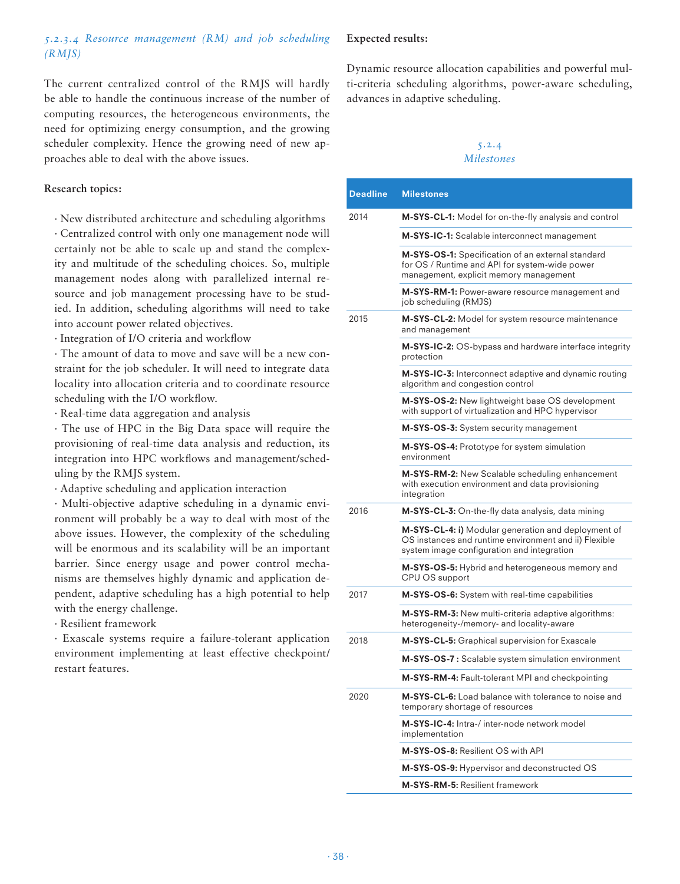#### 5.2.3.4 *Resource management (RM) and job scheduling (RMJS)*

The current centralized control of the RMJS will hardly be able to handle the continuous increase of the number of computing resources, the heterogeneous environments, the need for optimizing energy consumption, and the growing scheduler complexity. Hence the growing need of new approaches able to deal with the above issues.

**Research topics:**

- New distributed architecture and scheduling algorithms
- Centralized control with only one management node will certainly not be able to scale up and stand the complexity and multitude of the scheduling choices. So, multiple management nodes along with parallelized internal resource and job management processing have to be studied. In addition, scheduling algorithms will need to take into account power related objectives.
- Integration of I/O criteria and workflow
- The amount of data to move and save will be a new constraint for the job scheduler. It will need to integrate data locality into allocation criteria and to coordinate resource scheduling with the I/O workflow.
- Real-time data aggregation and analysis
- The use of HPC in the Big Data space will require the provisioning of real-time data analysis and reduction, its integration into HPC workflows and management/scheduling by the RMJS system.
- Adaptive scheduling and application interaction
- Multi-objective adaptive scheduling in a dynamic environment will probably be a way to deal with most of the above issues. However, the complexity of the scheduling will be enormous and its scalability will be an important barrier. Since energy usage and power control mechanisms are themselves highly dynamic and application dependent, adaptive scheduling has a high potential to help with the energy challenge.
- Resilient framework
- Exascale systems require a failure-tolerant application environment implementing at least effective checkpoint/restart features.

**Expected results:**

Dynamic resource allocation capabilities and powerful multi-criteria scheduling algorithms, power-aware scheduling, advances in adaptive scheduling.

### 5.2.4 *Milestones*

| Deadline | Milestones |
|---|---|
| 2014 | **M-SYS-CL-1:** Model for on-the-fly analysis and control |
| | **M-SYS-IC-1:** Scalable interconnect management |
| | **M-SYS-OS-1:** Specification of an external standard for OS / Runtime and API for system-wide power management, explicit memory management |
| | **M-SYS-RM-1:** Power-aware resource management and job scheduling (RMJS) |
| 2015 | **M-SYS-CL-2:** Model for system resource maintenance and management |
| | **M-SYS-IC-2:** OS-bypass and hardware interface integrity protection |
| | **M-SYS-IC-3:** Interconnect adaptive and dynamic routing algorithm and congestion control |
| | **M-SYS-OS-2:** New lightweight base OS development with support of virtualization and HPC hypervisor |
| | **M-SYS-OS-3:** System security management |
| | **M-SYS-OS-4:** Prototype for system simulation environment |
| | **M-SYS-RM-2:** New Scalable scheduling enhancement with execution environment and data provisioning integration |
| 2016 | **M-SYS-CL-3:** On-the-fly data analysis, data mining |
| | **M-SYS-CL-4: i)** Modular generation and deployment of OS instances and runtime environment and ii) Flexible system image configuration and integration |
| | **M-SYS-OS-5:** Hybrid and heterogeneous memory and CPU OS support |
| 2017 | **M-SYS-OS-6:** System with real-time capabilities |
| | **M-SYS-RM-3:** New multi-criteria adaptive algorithms: heterogeneity-/memory- and locality-aware |
| 2018 | **M-SYS-CL-5:** Graphical supervision for Exascale |
| | **M-SYS-OS-7 :** Scalable system simulation environment |
| | **M-SYS-RM-4:** Fault-tolerant MPI and checkpointing |
| 2020 | **M-SYS-CL-6:** Load balance with tolerance to noise and temporary shortage of resources |
| | **M-SYS-IC-4:** Intra-/ inter-node network model implementation |
| | **M-SYS-OS-8:** Resilient OS with API |
| | **M-SYS-OS-9:** Hypervisor and deconstructed OS |
| | **M-SYS-RM-5:** Resilient framework |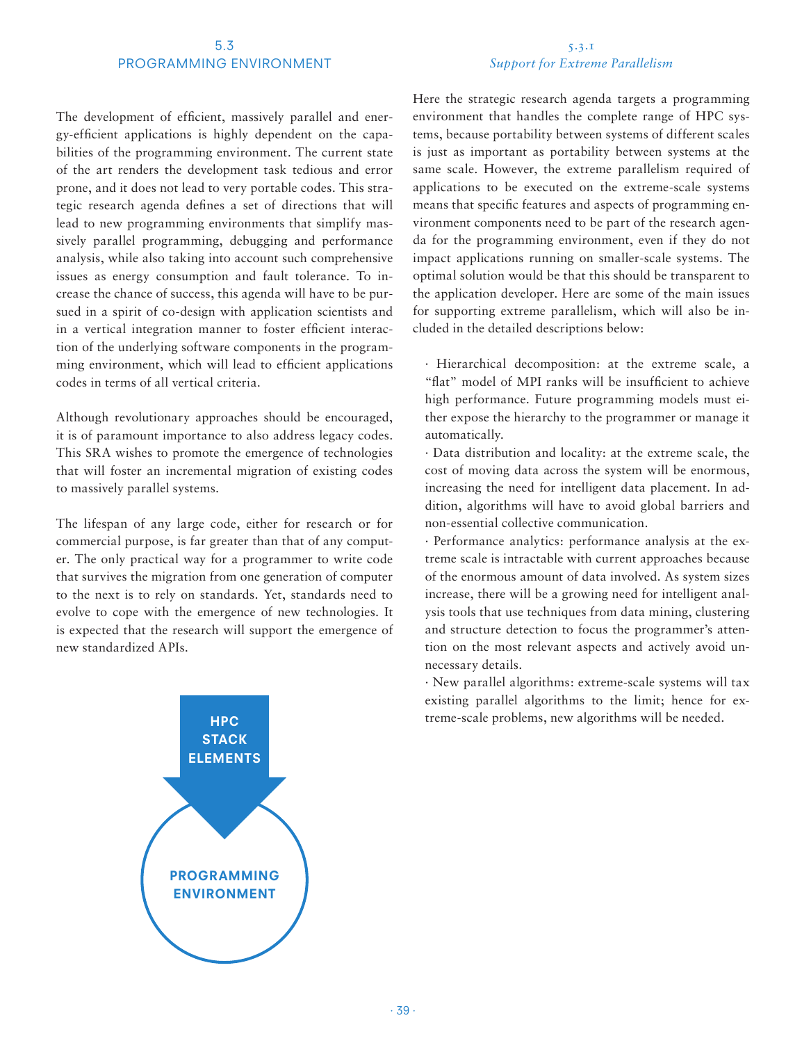## 5.3 PROGRAMMING ENVIRONMENT

The development of efficient, massively parallel and energy-efficient applications is highly dependent on the capabilities of the programming environment. The current state of the art renders the development task tedious and error prone, and it does not lead to very portable codes. This strategic research agenda defines a set of directions that will lead to new programming environments that simplify massively parallel programming, debugging and performance analysis, while also taking into account such comprehensive issues as energy consumption and fault tolerance. To increase the chance of success, this agenda will have to be pursued in a spirit of co-design with application scientists and in a vertical integration manner to foster efficient interaction of the underlying software components in the programming environment, which will lead to efficient applications codes in terms of all vertical criteria.

Although revolutionary approaches should be encouraged, it is of paramount importance to also address legacy codes. This SRA wishes to promote the emergence of technologies that will foster an incremental migration of existing codes to massively parallel systems.

The lifespan of any large code, either for research or for commercial purpose, is far greater than that of any computer. The only practical way for a programmer to write code that survives the migration from one generation of computer to the next is to rely on standards. Yet, standards need to evolve to cope with the emergence of new technologies. It is expected that the research will support the emergence of new standardized APIs.

HPC STACK ELEMENTS

PROGRAMMING ENVIRONMENT

### 5.3.1 *Support for Extreme Parallelism*

Here the strategic research agenda targets a programming environment that handles the complete range of HPC systems, because portability between systems of different scales is just as important as portability between systems at the same scale. However, the extreme parallelism required of applications to be executed on the extreme-scale systems means that specific features and aspects of programming environment components need to be part of the research agenda for the programming environment, even if they do not impact applications running on smaller-scale systems. The optimal solution would be that this should be transparent to the application developer. Here are some of the main issues for supporting extreme parallelism, which will also be included in the detailed descriptions below:

- Hierarchical decomposition: at the extreme scale, a "flat" model of MPI ranks will be insufficient to achieve high performance. Future programming models must either expose the hierarchy to the programmer or manage it automatically.
- Data distribution and locality: at the extreme scale, the cost of moving data across the system will be enormous, increasing the need for intelligent data placement. In addition, algorithms will have to avoid global barriers and non-essential collective communication.
- Performance analytics: performance analysis at the extreme scale is intractable with current approaches because of the enormous amount of data involved. As system sizes increase, there will be a growing need for intelligent analysis tools that use techniques from data mining, clustering and structure detection to focus the programmer's attention on the most relevant aspects and actively avoid unnecessary details.
- New parallel algorithms: extreme-scale systems will tax existing parallel algorithms to the limit; hence for extreme-scale problems, new algorithms will be needed.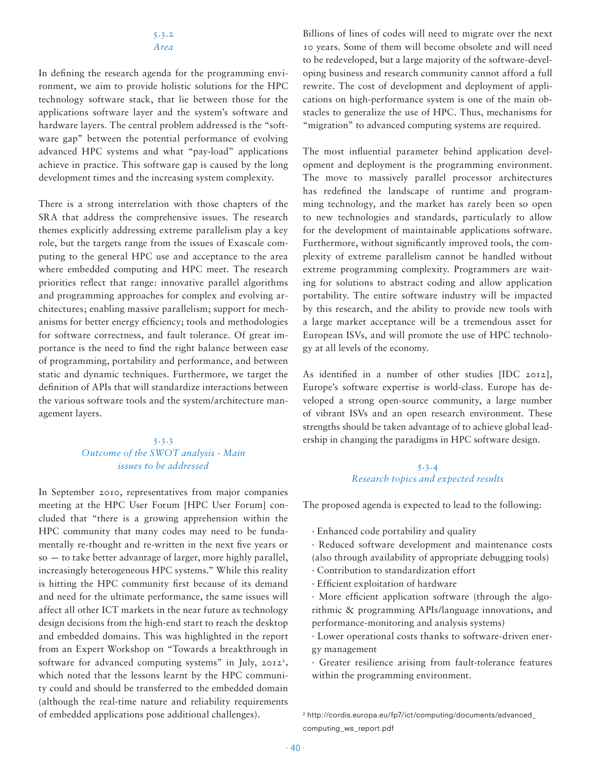### 5.3.2 *Area*

In defining the research agenda for the programming environment, we aim to provide holistic solutions for the HPC technology software stack, that lie between those for the applications software layer and the system's software and hardware layers. The central problem addressed is the "software gap" between the potential performance of evolving advanced HPC systems and what "pay-load" applications achieve in practice. This software gap is caused by the long development times and the increasing system complexity.

There is a strong interrelation with those chapters of the SRA that address the comprehensive issues. The research themes explicitly addressing extreme parallelism play a key role, but the targets range from the issues of Exascale computing to the general HPC use and acceptance to the area where embedded computing and HPC meet. The research priorities reflect that range: innovative parallel algorithms and programming approaches for complex and evolving architectures; enabling massive parallelism; support for mechanisms for better energy efficiency; tools and methodologies for software correctness, and fault tolerance. Of great importance is the need to find the right balance between ease of programming, portability and performance, and between static and dynamic techniques. Furthermore, we target the definition of APIs that will standardize interactions between the various software tools and the system/architecture management layers.

### 5.3.3 *Outcome of the SWOT analysis - Main issues to be addressed*

In September 2010, representatives from major companies meeting at the HPC User Forum [HPC User Forum] concluded that "there is a growing apprehension within the HPC community that many codes may need to be fundamentally re-thought and re-written in the next five years or so — to take better advantage of larger, more highly parallel, increasingly heterogeneous HPC systems." While this reality is hitting the HPC community first because of its demand and need for the ultimate performance, the same issues will affect all other ICT markets in the near future as technology design decisions from the high-end start to reach the desktop and embedded domains. This was highlighted in the report from an Expert Workshop on "Towards a breakthrough in software for advanced computing systems" in July, 2012[2], which noted that the lessons learnt by the HPC community could and should be transferred to the embedded domain (although the real-time nature and reliability requirements of embedded applications pose additional challenges).

Billions of lines of codes will need to migrate over the next 10 years. Some of them will become obsolete and will need to be redeveloped, but a large majority of the software-developing business and research community cannot afford a full rewrite. The cost of development and deployment of applications on high-performance system is one of the main obstacles to generalize the use of HPC. Thus, mechanisms for "migration" to advanced computing systems are required.

The most influential parameter behind application development and deployment is the programming environment. The move to massively parallel processor architectures has redefined the landscape of runtime and programming technology, and the market has rarely been so open to new technologies and standards, particularly to allow for the development of maintainable applications software. Furthermore, without significantly improved tools, the complexity of extreme parallelism cannot be handled without extreme programming complexity. Programmers are waiting for solutions to abstract coding and allow application portability. The entire software industry will be impacted by this research, and the ability to provide new tools with a large market acceptance will be a tremendous asset for European ISVs, and will promote the use of HPC technology at all levels of the economy.

As identified in a number of other studies [IDC 2012], Europe's software expertise is world-class. Europe has developed a strong open-source community, a large number of vibrant ISVs and an open research environment. These strengths should be taken advantage of to achieve global leadership in changing the paradigms in HPC software design.

### 5.3.4 *Research topics and expected results*

The proposed agenda is expected to lead to the following:

- Enhanced code portability and quality
- Reduced software development and maintenance costs (also through availability of appropriate debugging tools)
- Contribution to standardization effort
- Efficient exploitation of hardware
- More efficient application software (through the algorithmic & programming APIs/language innovations, and performance-monitoring and analysis systems)
- Lower operational costs thanks to software-driven energy management
- Greater resilience arising from fault-tolerance features within the programming environment.

[2] http://cordis.europa.eu/fp7/ict/computing/documents/advanced_computing_ws_report.pdf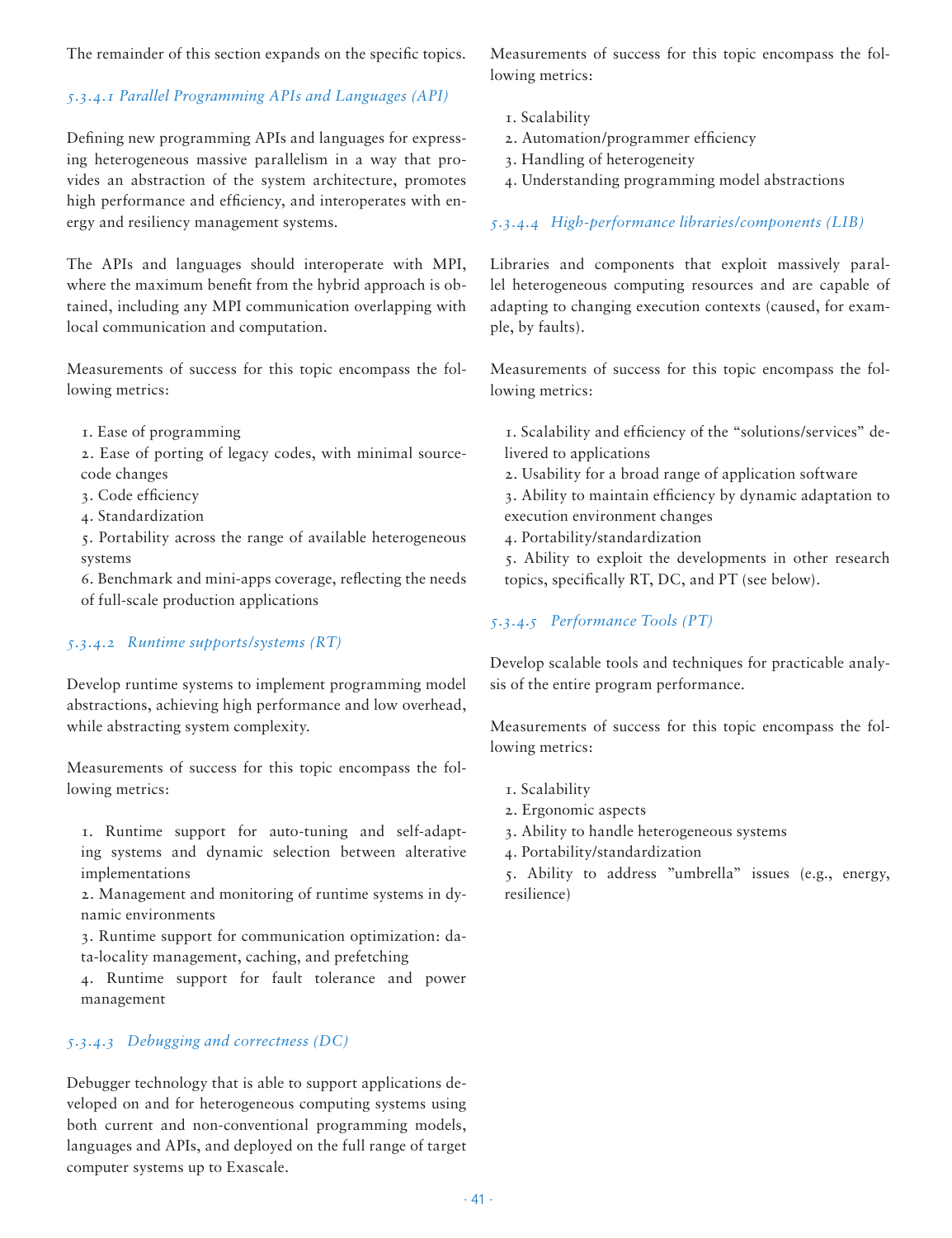The remainder of this section expands on the specific topics.

#### *5.3.4.1 Parallel Programming APIs and Languages (API)*

Defining new programming APIs and languages for expressing heterogeneous massive parallelism in a way that provides an abstraction of the system architecture, promotes high performance and efficiency, and interoperates with energy and resiliency management systems.

The APIs and languages should interoperate with MPI, where the maximum benefit from the hybrid approach is obtained, including any MPI communication overlapping with local communication and computation.

Measurements of success for this topic encompass the following metrics:

1. Ease of programming
2. Ease of porting of legacy codes, with minimal source-code changes
3. Code efficiency
4. Standardization
5. Portability across the range of available heterogeneous systems
6. Benchmark and mini-apps coverage, reflecting the needs of full-scale production applications

#### *5.3.4.2 Runtime supports/systems (RT)*

Develop runtime systems to implement programming model abstractions, achieving high performance and low overhead, while abstracting system complexity.

Measurements of success for this topic encompass the following metrics:

1. Runtime support for auto-tuning and self-adapting systems and dynamic selection between alterative implementations
2. Management and monitoring of runtime systems in dynamic environments
3. Runtime support for communication optimization: data-locality management, caching, and prefetching
4. Runtime support for fault tolerance and power management

#### *5.3.4.3 Debugging and correctness (DC)*

Debugger technology that is able to support applications developed on and for heterogeneous computing systems using both current and non-conventional programming models, languages and APIs, and deployed on the full range of target computer systems up to Exascale.

Measurements of success for this topic encompass the following metrics:

1. Scalability
2. Automation/programmer efficiency
3. Handling of heterogeneity
4. Understanding programming model abstractions

#### *5.3.4.4 High-performance libraries/components (LIB)*

Libraries and components that exploit massively parallel heterogeneous computing resources and are capable of adapting to changing execution contexts (caused, for example, by faults).

Measurements of success for this topic encompass the following metrics:

1. Scalability and efficiency of the "solutions/services" delivered to applications
2. Usability for a broad range of application software
3. Ability to maintain efficiency by dynamic adaptation to execution environment changes
4. Portability/standardization
5. Ability to exploit the developments in other research topics, specifically RT, DC, and PT (see below).

#### *5.3.4.5 Performance Tools (PT)*

Develop scalable tools and techniques for practicable analysis of the entire program performance.

Measurements of success for this topic encompass the following metrics:

1. Scalability
2. Ergonomic aspects
3. Ability to handle heterogeneous systems
4. Portability/standardization
5. Ability to address "umbrella" issues (e.g., energy, resilience)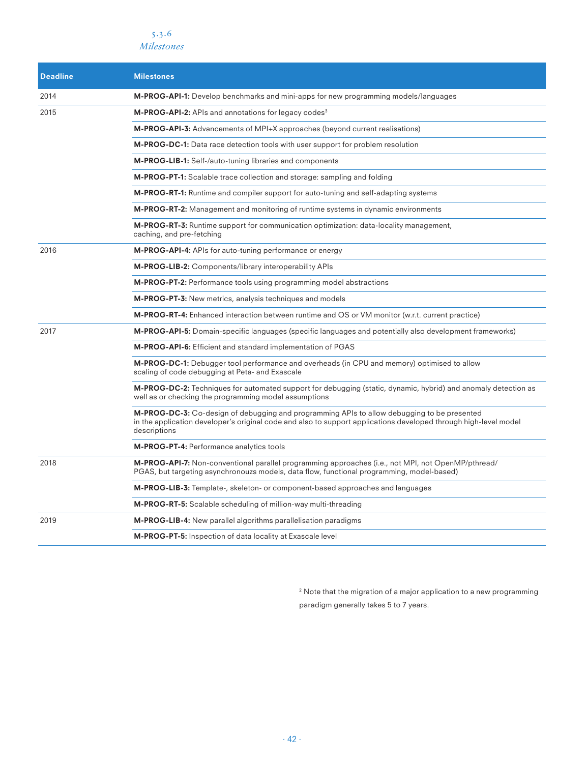### 5.3.6 *Milestones*

| Deadline | Milestones |
|---|---|
| 2014 | **M-PROG-API-1:** Develop benchmarks and mini-apps for new programming models/languages |
| 2015 | **M-PROG-API-2:** APIs and annotations for legacy codes[3] |
| | **M-PROG-API-3:** Advancements of MPI+X approaches (beyond current realisations) |
| | **M-PROG-DC-1:** Data race detection tools with user support for problem resolution |
| | **M-PROG-LIB-1:** Self-/auto-tuning libraries and components |
| | **M-PROG-PT-1:** Scalable trace collection and storage: sampling and folding |
| | **M-PROG-RT-1:** Runtime and compiler support for auto-tuning and self-adapting systems |
| | **M-PROG-RT-2:** Management and monitoring of runtime systems in dynamic environments |
| | **M-PROG-RT-3:** Runtime support for communication optimization: data-locality management, caching, and pre-fetching |
| 2016 | **M-PROG-API-4:** APIs for auto-tuning performance or energy |
| | **M-PROG-LIB-2:** Components/library interoperability APIs |
| | **M-PROG-PT-2:** Performance tools using programming model abstractions |
| | **M-PROG-PT-3:** New metrics, analysis techniques and models |
| | **M-PROG-RT-4:** Enhanced interaction between runtime and OS or VM monitor (w.r.t. current practice) |
| 2017 | **M-PROG-API-5:** Domain-specific languages (specific languages and potentially also development frameworks) |
| | **M-PROG-API-6:** Efficient and standard implementation of PGAS |
| | **M-PROG-DC-1:** Debugger tool performance and overheads (in CPU and memory) optimised to allow scaling of code debugging at Peta- and Exascale |
| | **M-PROG-DC-2:** Techniques for automated support for debugging (static, dynamic, hybrid) and anomaly detection as well as or checking the programming model assumptions |
| | **M-PROG-DC-3:** Co-design of debugging and programming APIs to allow debugging to be presented in the application developer's original code and also to support applications developed through high-level model descriptions |
| | **M-PROG-PT-4:** Performance analytics tools |
| 2018 | **M-PROG-API-7:** Non-conventional parallel programming approaches (i.e., not MPI, not OpenMP/pthread/PGAS, but targeting asynchronouzs models, data flow, functional programming, model-based) |
| | **M-PROG-LIB-3:** Template-, skeleton- or component-based approaches and languages |
| | **M-PROG-RT-5:** Scalable scheduling of million-way multi-threading |
| 2019 | **M-PROG-LIB-4:** New parallel algorithms parallelisation paradigms |
| | **M-PROG-PT-5:** Inspection of data locality at Exascale level |

[2] Note that the migration of a major application to a new programming paradigm generally takes 5 to 7 years.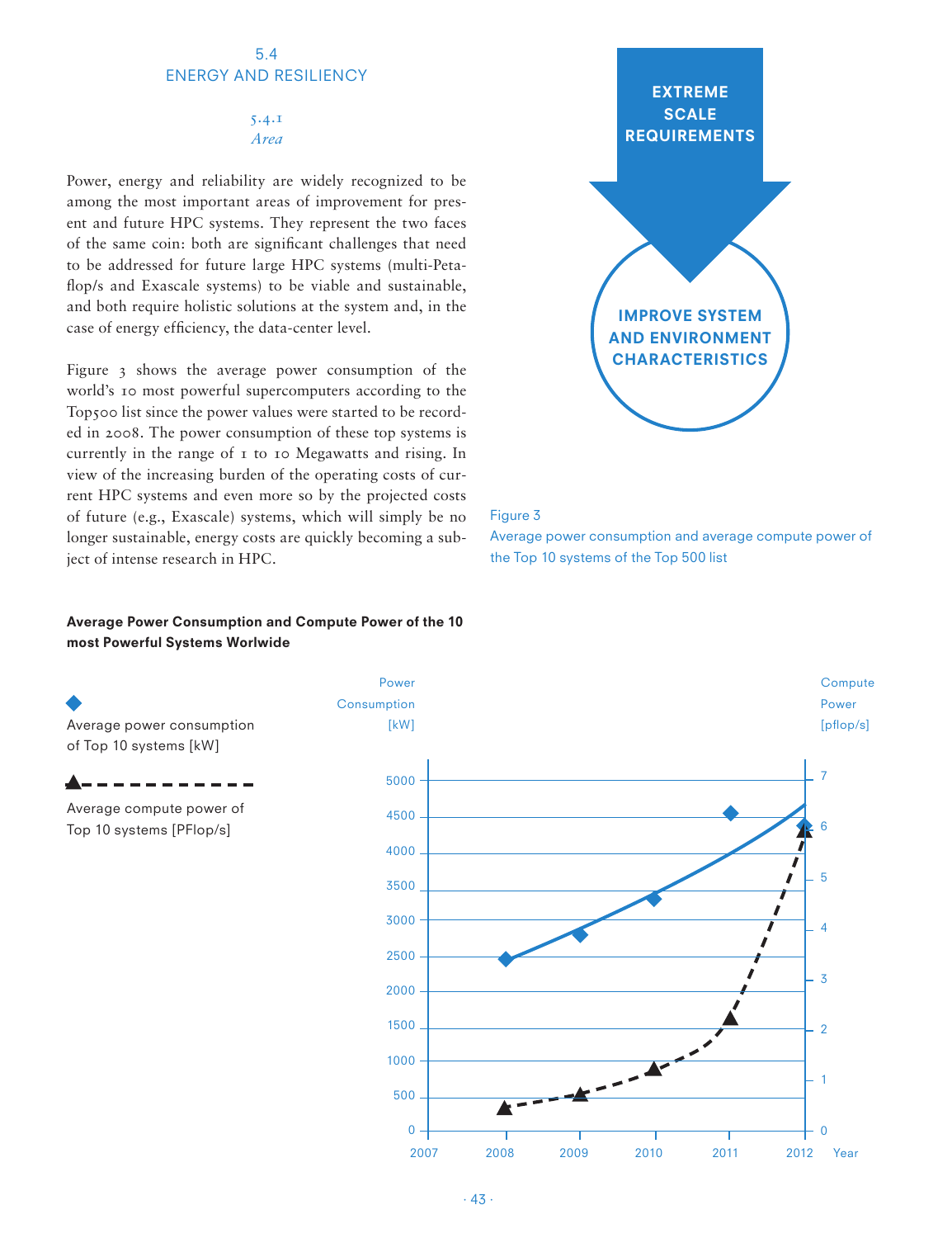## 5.4 ENERGY AND RESILIENCY

### 5.4.1 *Area*

Power, energy and reliability are widely recognized to be among the most important areas of improvement for present and future HPC systems. They represent the two faces of the same coin: both are significant challenges that need to be addressed for future large HPC systems (multi-Petaflop/s and Exascale systems) to be viable and sustainable, and both require holistic solutions at the system and, in the case of energy efficiency, the data-center level.

Figure 3 shows the average power consumption of the world's 10 most powerful supercomputers according to the Top500 list since the power values were started to be recorded in 2008. The power consumption of these top systems is currently in the range of 1 to 10 Megawatts and rising. In view of the increasing burden of the operating costs of current HPC systems and even more so by the projected costs of future (e.g., Exascale) systems, which will simply be no longer sustainable, energy costs are quickly becoming a subject of intense research in HPC.

**EXTREME SCALE REQUIREMENTS**

**IMPROVE SYSTEM AND ENVIRONMENT CHARACTERISTICS**

Figure 3
Average power consumption and average compute power of the Top 10 systems of the Top 500 list

**Average Power Consumption and Compute Power of the 10 most Powerful Systems Worlwide**

- Average power consumption of Top 10 systems [kW]
- Average compute power of Top 10 systems [PFlop/s]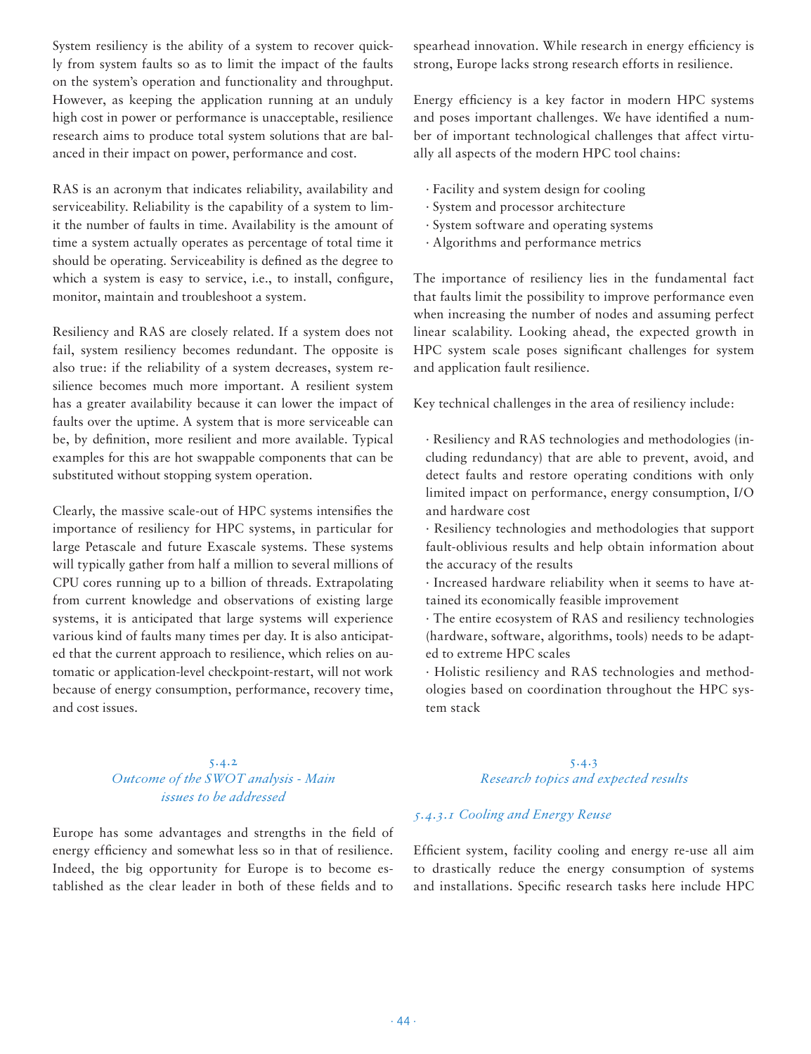System resiliency is the ability of a system to recover quickly from system faults so as to limit the impact of the faults on the system's operation and functionality and throughput. However, as keeping the application running at an unduly high cost in power or performance is unacceptable, resilience research aims to produce total system solutions that are balanced in their impact on power, performance and cost.

RAS is an acronym that indicates reliability, availability and serviceability. Reliability is the capability of a system to limit the number of faults in time. Availability is the amount of time a system actually operates as percentage of total time it should be operating. Serviceability is defined as the degree to which a system is easy to service, i.e., to install, configure, monitor, maintain and troubleshoot a system.

Resiliency and RAS are closely related. If a system does not fail, system resiliency becomes redundant. The opposite is also true: if the reliability of a system decreases, system resilience becomes much more important. A resilient system has a greater availability because it can lower the impact of faults over the uptime. A system that is more serviceable can be, by definition, more resilient and more available. Typical examples for this are hot swappable components that can be substituted without stopping system operation.

Clearly, the massive scale-out of HPC systems intensifies the importance of resiliency for HPC systems, in particular for large Petascale and future Exascale systems. These systems will typically gather from half a million to several millions of CPU cores running up to a billion of threads. Extrapolating from current knowledge and observations of existing large systems, it is anticipated that large systems will experience various kind of faults many times per day. It is also anticipated that the current approach to resilience, which relies on automatic or application-level checkpoint-restart, will not work because of energy consumption, performance, recovery time, and cost issues.

### 5.4.2 *Outcome of the SWOT analysis - Main issues to be addressed*

Europe has some advantages and strengths in the field of energy efficiency and somewhat less so in that of resilience. Indeed, the big opportunity for Europe is to become established as the clear leader in both of these fields and to spearhead innovation. While research in energy efficiency is strong, Europe lacks strong research efforts in resilience.

Energy efficiency is a key factor in modern HPC systems and poses important challenges. We have identified a number of important technological challenges that affect virtually all aspects of the modern HPC tool chains:

- Facility and system design for cooling
- System and processor architecture
- System software and operating systems
- Algorithms and performance metrics

The importance of resiliency lies in the fundamental fact that faults limit the possibility to improve performance even when increasing the number of nodes and assuming perfect linear scalability. Looking ahead, the expected growth in HPC system scale poses significant challenges for system and application fault resilience.

Key technical challenges in the area of resiliency include:

- Resiliency and RAS technologies and methodologies (including redundancy) that are able to prevent, avoid, and detect faults and restore operating conditions with only limited impact on performance, energy consumption, I/O and hardware cost
- Resiliency technologies and methodologies that support fault-oblivious results and help obtain information about the accuracy of the results
- Increased hardware reliability when it seems to have attained its economically feasible improvement
- The entire ecosystem of RAS and resiliency technologies (hardware, software, algorithms, tools) needs to be adapted to extreme HPC scales
- Holistic resiliency and RAS technologies and methodologies based on coordination throughout the HPC system stack

### 5.4.3 *Research topics and expected results*

#### *5.4.3.1 Cooling and Energy Reuse*

Efficient system, facility cooling and energy re-use all aim to drastically reduce the energy consumption of systems and installations. Specific research tasks here include HPC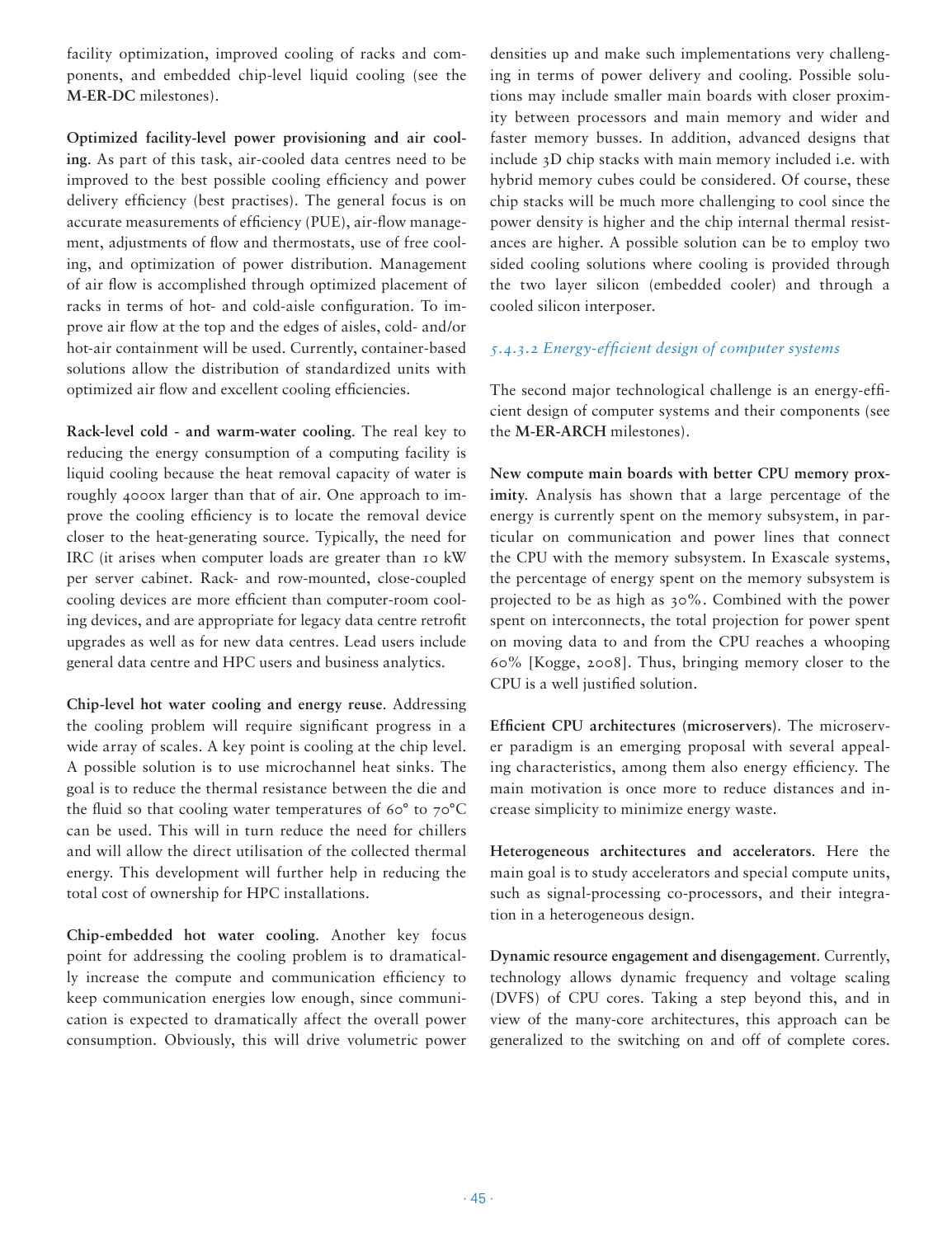facility optimization, improved cooling of racks and components, and embedded chip-level liquid cooling (see the **M-ER-DC** milestones).

**Optimized facility-level power provisioning and air cooling**. As part of this task, air-cooled data centres need to be improved to the best possible cooling efficiency and power delivery efficiency (best practises). The general focus is on accurate measurements of efficiency (PUE), air-flow management, adjustments of flow and thermostats, use of free cooling, and optimization of power distribution. Management of air flow is accomplished through optimized placement of racks in terms of hot- and cold-aisle configuration. To improve air flow at the top and the edges of aisles, cold- and/or hot-air containment will be used. Currently, container-based solutions allow the distribution of standardized units with optimized air flow and excellent cooling efficiencies.

**Rack-level cold - and warm-water cooling**. The real key to reducing the energy consumption of a computing facility is liquid cooling because the heat removal capacity of water is roughly 4000x larger than that of air. One approach to improve the cooling efficiency is to locate the removal device closer to the heat-generating source. Typically, the need for IRC (it arises when computer loads are greater than 10 kW per server cabinet. Rack- and row-mounted, close-coupled cooling devices are more efficient than computer-room cooling devices, and are appropriate for legacy data centre retrofit upgrades as well as for new data centres. Lead users include general data centre and HPC users and business analytics.

**Chip-level hot water cooling and energy reuse**. Addressing the cooling problem will require significant progress in a wide array of scales. A key point is cooling at the chip level. A possible solution is to use microchannel heat sinks. The goal is to reduce the thermal resistance between the die and the fluid so that cooling water temperatures of 60° to 70°C can be used. This will in turn reduce the need for chillers and will allow the direct utilisation of the collected thermal energy. This development will further help in reducing the total cost of ownership for HPC installations.

**Chip-embedded hot water cooling**. Another key focus point for addressing the cooling problem is to dramatically increase the compute and communication efficiency to keep communication energies low enough, since communication is expected to dramatically affect the overall power consumption. Obviously, this will drive volumetric power densities up and make such implementations very challenging in terms of power delivery and cooling. Possible solutions may include smaller main boards with closer proximity between processors and main memory and wider and faster memory busses. In addition, advanced designs that include 3D chip stacks with main memory included i.e. with hybrid memory cubes could be considered. Of course, these chip stacks will be much more challenging to cool since the power density is higher and the chip internal thermal resistances are higher. A possible solution can be to employ two sided cooling solutions where cooling is provided through the two layer silicon (embedded cooler) and through a cooled silicon interposer.

### *5.4.3.2 Energy-efficient design of computer systems*

The second major technological challenge is an energy-efficient design of computer systems and their components (see the **M-ER-ARCH** milestones).

**New compute main boards with better CPU memory proximity**. Analysis has shown that a large percentage of the energy is currently spent on the memory subsystem, in particular on communication and power lines that connect the CPU with the memory subsystem. In Exascale systems, the percentage of energy spent on the memory subsystem is projected to be as high as 30%. Combined with the power spent on interconnects, the total projection for power spent on moving data to and from the CPU reaches a whooping 60% [Kogge, 2008]. Thus, bringing memory closer to the CPU is a well justified solution.

**Efficient CPU architectures (microservers)**. The microserver paradigm is an emerging proposal with several appealing characteristics, among them also energy efficiency. The main motivation is once more to reduce distances and increase simplicity to minimize energy waste.

**Heterogeneous architectures and accelerators**. Here the main goal is to study accelerators and special compute units, such as signal-processing co-processors, and their integration in a heterogeneous design.

**Dynamic resource engagement and disengagement**. Currently, technology allows dynamic frequency and voltage scaling (DVFS) of CPU cores. Taking a step beyond this, and in view of the many-core architectures, this approach can be generalized to the switching on and off of complete cores.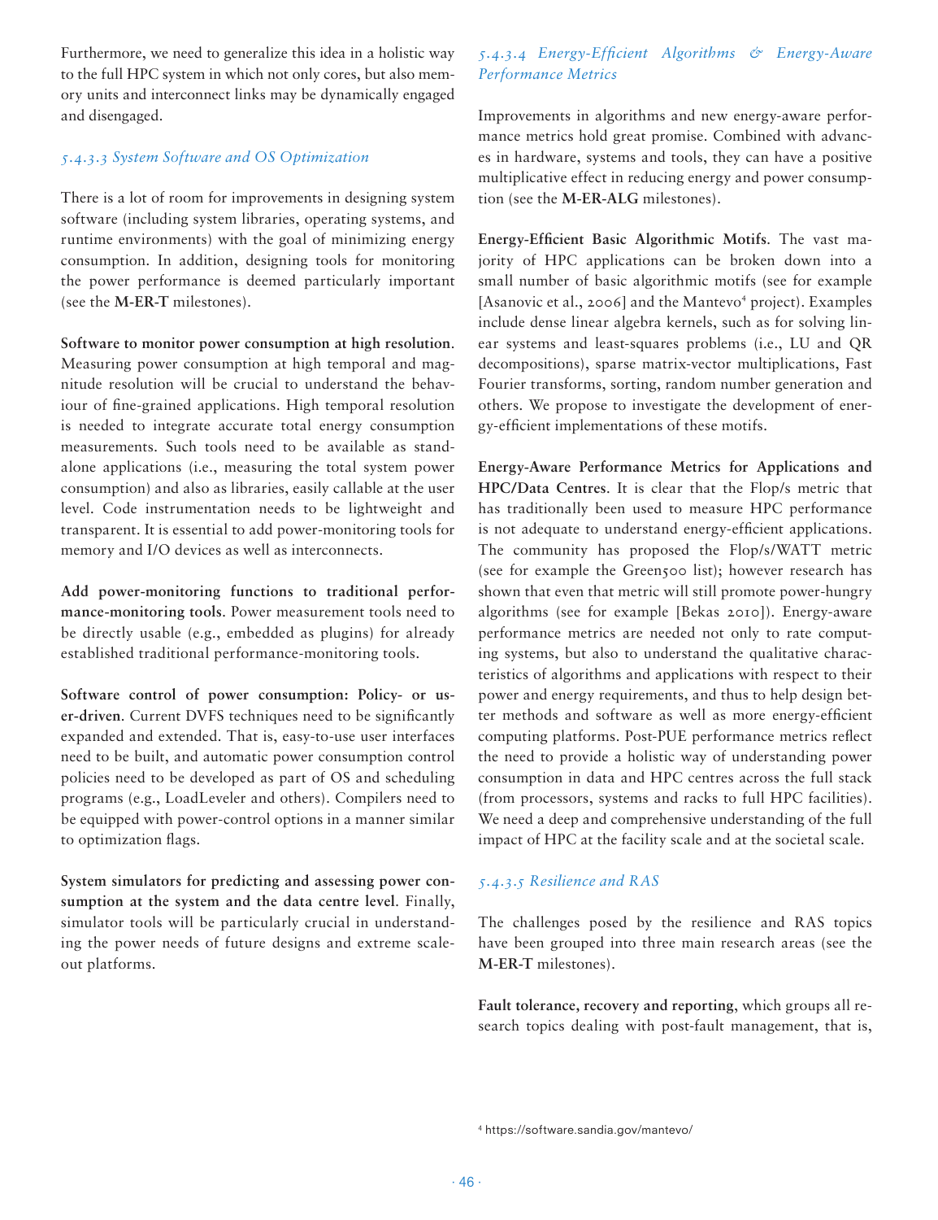Furthermore, we need to generalize this idea in a holistic way to the full HPC system in which not only cores, but also memory units and interconnect links may be dynamically engaged and disengaged.

#### *5.4.3.3 System Software and OS Optimization*

There is a lot of room for improvements in designing system software (including system libraries, operating systems, and runtime environments) with the goal of minimizing energy consumption. In addition, designing tools for monitoring the power performance is deemed particularly important (see the **M-ER-T** milestones).

**Software to monitor power consumption at high resolution**. Measuring power consumption at high temporal and magnitude resolution will be crucial to understand the behaviour of fine-grained applications. High temporal resolution is needed to integrate accurate total energy consumption measurements. Such tools need to be available as stand-alone applications (i.e., measuring the total system power consumption) and also as libraries, easily callable at the user level. Code instrumentation needs to be lightweight and transparent. It is essential to add power-monitoring tools for memory and I/O devices as well as interconnects.

**Add power-monitoring functions to traditional performance-monitoring tools**. Power measurement tools need to be directly usable (e.g., embedded as plugins) for already established traditional performance-monitoring tools.

**Software control of power consumption: Policy- or user-driven**. Current DVFS techniques need to be significantly expanded and extended. That is, easy-to-use user interfaces need to be built, and automatic power consumption control policies need to be developed as part of OS and scheduling programs (e.g., LoadLeveler and others). Compilers need to be equipped with power-control options in a manner similar to optimization flags.

**System simulators for predicting and assessing power consumption at the system and the data centre level**. Finally, simulator tools will be particularly crucial in understanding the power needs of future designs and extreme scale-out platforms.

#### *5.4.3.4 Energy-Efficient Algorithms & Energy-Aware Performance Metrics*

Improvements in algorithms and new energy-aware performance metrics hold great promise. Combined with advances in hardware, systems and tools, they can have a positive multiplicative effect in reducing energy and power consumption (see the **M-ER-ALG** milestones).

**Energy-Efficient Basic Algorithmic Motifs**. The vast majority of HPC applications can be broken down into a small number of basic algorithmic motifs (see for example [Asanovic et al., 2006] and the Mantevo[4] project). Examples include dense linear algebra kernels, such as for solving linear systems and least-squares problems (i.e., LU and QR decompositions), sparse matrix-vector multiplications, Fast Fourier transforms, sorting, random number generation and others. We propose to investigate the development of energy-efficient implementations of these motifs.

**Energy-Aware Performance Metrics for Applications and HPC/Data Centres**. It is clear that the Flop/s metric that has traditionally been used to measure HPC performance is not adequate to understand energy-efficient applications. The community has proposed the Flop/s/WATT metric (see for example the Green500 list); however research has shown that even that metric will still promote power-hungry algorithms (see for example [Bekas 2010]). Energy-aware performance metrics are needed not only to rate computing systems, but also to understand the qualitative characteristics of algorithms and applications with respect to their power and energy requirements, and thus to help design better methods and software as well as more energy-efficient computing platforms. Post-PUE performance metrics reflect the need to provide a holistic way of understanding power consumption in data and HPC centres across the full stack (from processors, systems and racks to full HPC facilities). We need a deep and comprehensive understanding of the full impact of HPC at the facility scale and at the societal scale.

#### *5.4.3.5 Resilience and RAS*

The challenges posed by the resilience and RAS topics have been grouped into three main research areas (see the **M-ER-T** milestones).

**Fault tolerance, recovery and reporting**, which groups all research topics dealing with post-fault management, that is,

[4] https://software.sandia.gov/mantevo/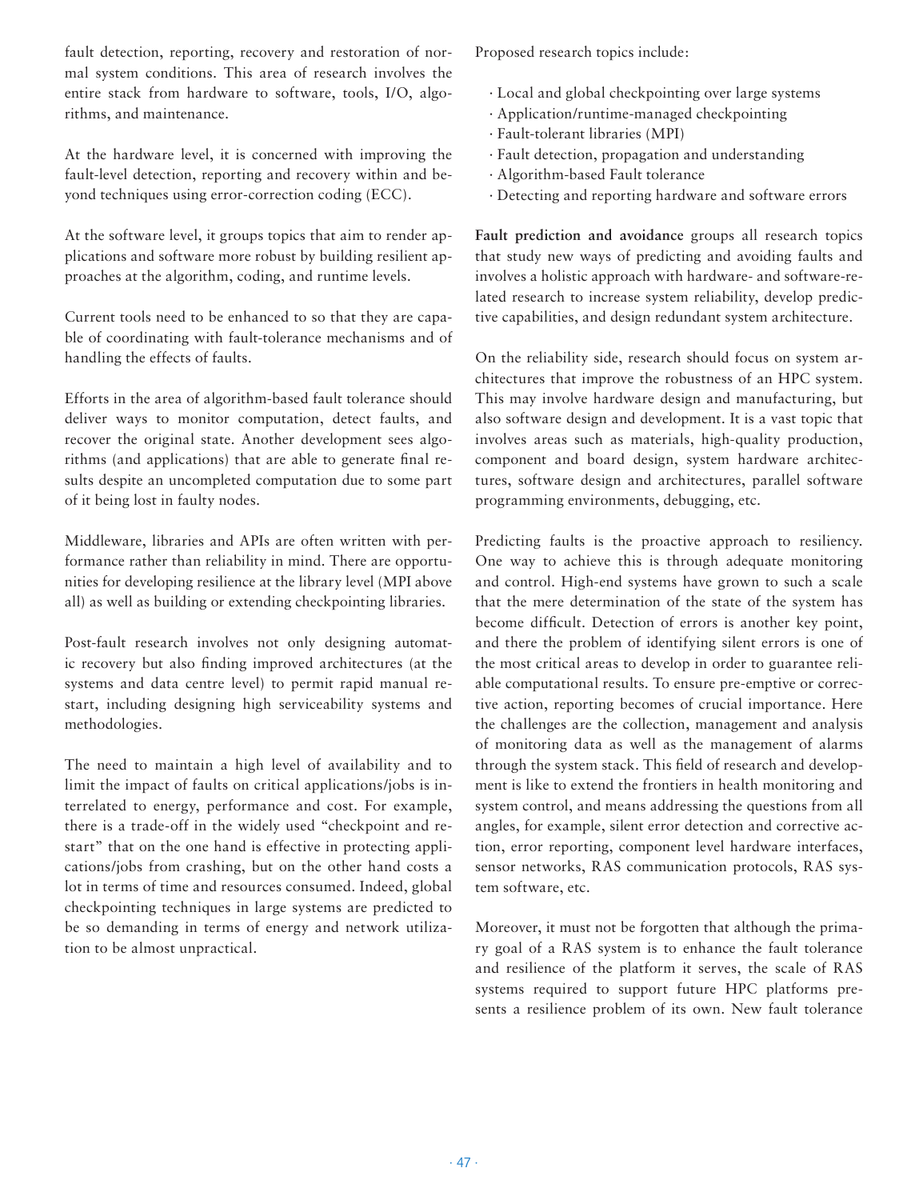fault detection, reporting, recovery and restoration of normal system conditions. This area of research involves the entire stack from hardware to software, tools, I/O, algorithms, and maintenance.

At the hardware level, it is concerned with improving the fault-level detection, reporting and recovery within and beyond techniques using error-correction coding (ECC).

At the software level, it groups topics that aim to render applications and software more robust by building resilient approaches at the algorithm, coding, and runtime levels.

Current tools need to be enhanced to so that they are capable of coordinating with fault-tolerance mechanisms and of handling the effects of faults.

Efforts in the area of algorithm-based fault tolerance should deliver ways to monitor computation, detect faults, and recover the original state. Another development sees algorithms (and applications) that are able to generate final results despite an uncompleted computation due to some part of it being lost in faulty nodes.

Middleware, libraries and APIs are often written with performance rather than reliability in mind. There are opportunities for developing resilience at the library level (MPI above all) as well as building or extending checkpointing libraries.

Post-fault research involves not only designing automatic recovery but also finding improved architectures (at the systems and data centre level) to permit rapid manual restart, including designing high serviceability systems and methodologies.

The need to maintain a high level of availability and to limit the impact of faults on critical applications/jobs is interrelated to energy, performance and cost. For example, there is a trade-off in the widely used "checkpoint and restart" that on the one hand is effective in protecting applications/jobs from crashing, but on the other hand costs a lot in terms of time and resources consumed. Indeed, global checkpointing techniques in large systems are predicted to be so demanding in terms of energy and network utilization to be almost unpractical.

Proposed research topics include:

- Local and global checkpointing over large systems
- Application/runtime-managed checkpointing
- Fault-tolerant libraries (MPI)
- Fault detection, propagation and understanding
- Algorithm-based Fault tolerance
- Detecting and reporting hardware and software errors

**Fault prediction and avoidance** groups all research topics that study new ways of predicting and avoiding faults and involves a holistic approach with hardware- and software-related research to increase system reliability, develop predictive capabilities, and design redundant system architecture.

On the reliability side, research should focus on system architectures that improve the robustness of an HPC system. This may involve hardware design and manufacturing, but also software design and development. It is a vast topic that involves areas such as materials, high-quality production, component and board design, system hardware architectures, software design and architectures, parallel software programming environments, debugging, etc.

Predicting faults is the proactive approach to resiliency. One way to achieve this is through adequate monitoring and control. High-end systems have grown to such a scale that the mere determination of the state of the system has become difficult. Detection of errors is another key point, and there the problem of identifying silent errors is one of the most critical areas to develop in order to guarantee reliable computational results. To ensure pre-emptive or corrective action, reporting becomes of crucial importance. Here the challenges are the collection, management and analysis of monitoring data as well as the management of alarms through the system stack. This field of research and development is like to extend the frontiers in health monitoring and system control, and means addressing the questions from all angles, for example, silent error detection and corrective action, error reporting, component level hardware interfaces, sensor networks, RAS communication protocols, RAS system software, etc.

Moreover, it must not be forgotten that although the primary goal of a RAS system is to enhance the fault tolerance and resilience of the platform it serves, the scale of RAS systems required to support future HPC platforms presents a resilience problem of its own. New fault tolerance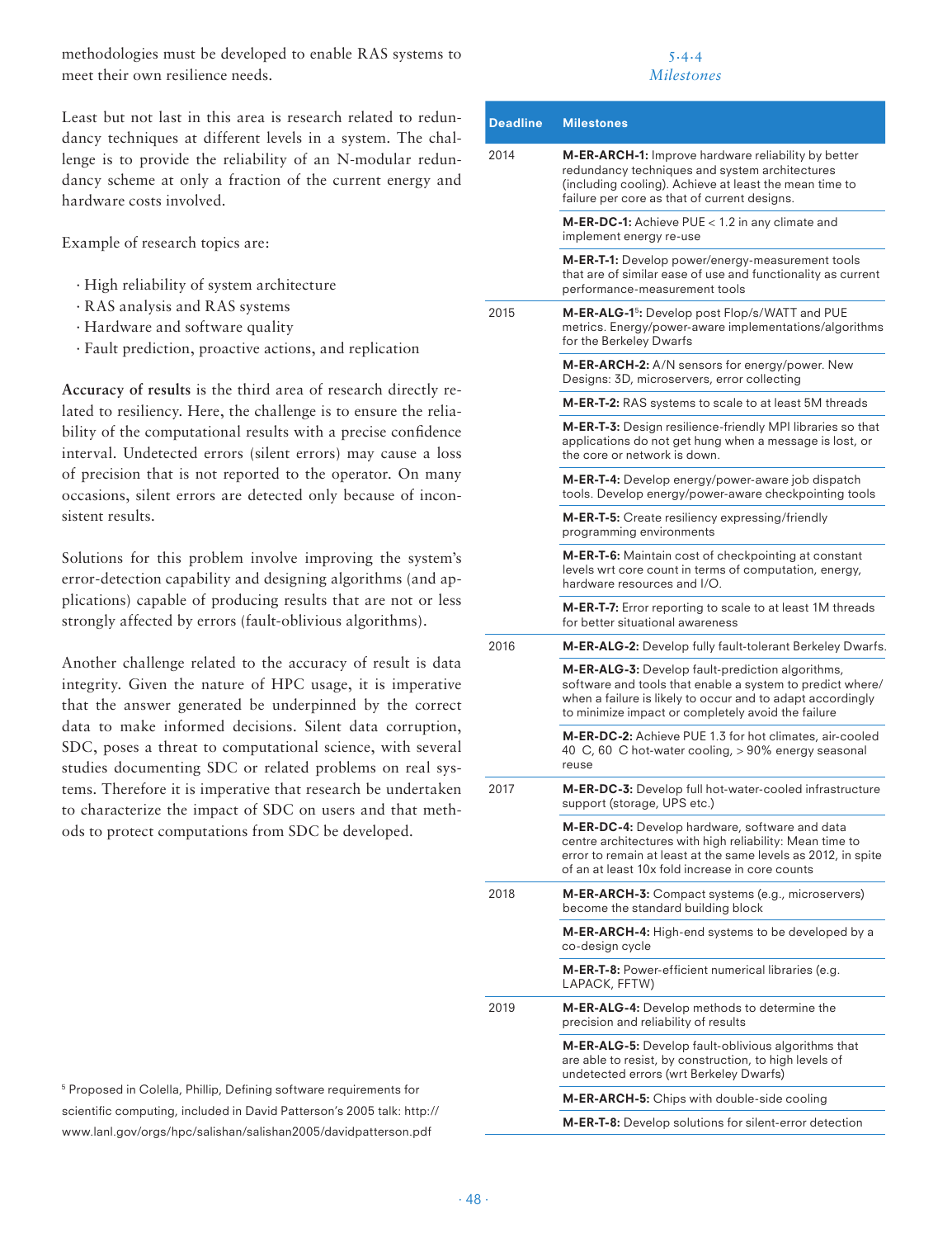methodologies must be developed to enable RAS systems to meet their own resilience needs.

Least but not last in this area is research related to redundancy techniques at different levels in a system. The challenge is to provide the reliability of an N-modular redundancy scheme at only a fraction of the current energy and hardware costs involved.

Example of research topics are:

- High reliability of system architecture
- RAS analysis and RAS systems
- Hardware and software quality
- Fault prediction, proactive actions, and replication

**Accuracy of results** is the third area of research directly related to resiliency. Here, the challenge is to ensure the reliability of the computational results with a precise confidence interval. Undetected errors (silent errors) may cause a loss of precision that is not reported to the operator. On many occasions, silent errors are detected only because of inconsistent results.

Solutions for this problem involve improving the system's error-detection capability and designing algorithms (and applications) capable of producing results that are not or less strongly affected by errors (fault-oblivious algorithms).

Another challenge related to the accuracy of result is data integrity. Given the nature of HPC usage, it is imperative that the answer generated be underpinned by the correct data to make informed decisions. Silent data corruption, SDC, poses a threat to computational science, with several studies documenting SDC or related problems on real systems. Therefore it is imperative that research be undertaken to characterize the impact of SDC on users and that methods to protect computations from SDC be developed.

### 5.4.4 *Milestones*

| Deadline | Milestones |
|---|---|
| 2014 | **M-ER-ARCH-1:** Improve hardware reliability by better redundancy techniques and system architectures (including cooling). Achieve at least the mean time to failure per core as that of current designs. |
| | **M-ER-DC-1:** Achieve PUE < 1.2 in any climate and implement energy re-use |
| | **M-ER-T-1:** Develop power/energy-measurement tools that are of similar ease of use and functionality as current performance-measurement tools |
| 2015 | **M-ER-ALG-1**[5]**:** Develop post Flop/s/WATT and PUE metrics. Energy/power-aware implementations/algorithms for the Berkeley Dwarfs |
| | **M-ER-ARCH-2:** A/N sensors for energy/power. New Designs: 3D, microservers, error collecting |
| | **M-ER-T-2:** RAS systems to scale to at least 5M threads |
| | **M-ER-T-3:** Design resilience-friendly MPI libraries so that applications do not get hung when a message is lost, or the core or network is down. |
| | **M-ER-T-4:** Develop energy/power-aware job dispatch tools. Develop energy/power-aware checkpointing tools |
| | **M-ER-T-5:** Create resiliency expressing/friendly programming environments |
| | **M-ER-T-6:** Maintain cost of checkpointing at constant levels wrt core count in terms of computation, energy, hardware resources and I/O. |
| | **M-ER-T-7:** Error reporting to scale to at least 1M threads for better situational awareness |
| 2016 | **M-ER-ALG-2:** Develop fully fault-tolerant Berkeley Dwarfs. |
| | **M-ER-ALG-3:** Develop fault-prediction algorithms, software and tools that enable a system to predict where/when a failure is likely to occur and to adapt accordingly to minimize impact or completely avoid the failure |
| | **M-ER-DC-2:** Achieve PUE 1.3 for hot climates, air-cooled 40 C, 60 C hot-water cooling, > 90% energy seasonal reuse |
| 2017 | **M-ER-DC-3:** Develop full hot-water-cooled infrastructure support (storage, UPS etc.) |
| | **M-ER-DC-4:** Develop hardware, software and data centre architectures with high reliability: Mean time to error to remain at least at the same levels as 2012, in spite of an at least 10x fold increase in core counts |
| 2018 | **M-ER-ARCH-3:** Compact systems (e.g., microservers) become the standard building block |
| | **M-ER-ARCH-4:** High-end systems to be developed by a co-design cycle |
| | **M-ER-T-8:** Power-efficient numerical libraries (e.g. LAPACK, FFTW) |
| 2019 | **M-ER-ALG-4:** Develop methods to determine the precision and reliability of results |
| | **M-ER-ALG-5:** Develop fault-oblivious algorithms that are able to resist, by construction, to high levels of undetected errors (wrt Berkeley Dwarfs) |
| | **M-ER-ARCH-5:** Chips with double-side cooling |
| | **M-ER-T-8:** Develop solutions for silent-error detection |

[5] Proposed in Colella, Phillip, Defining software requirements for scientific computing, included in David Patterson's 2005 talk: http://www.lanl.gov/orgs/hpc/salishan/salishan2005/davidpatterson.pdf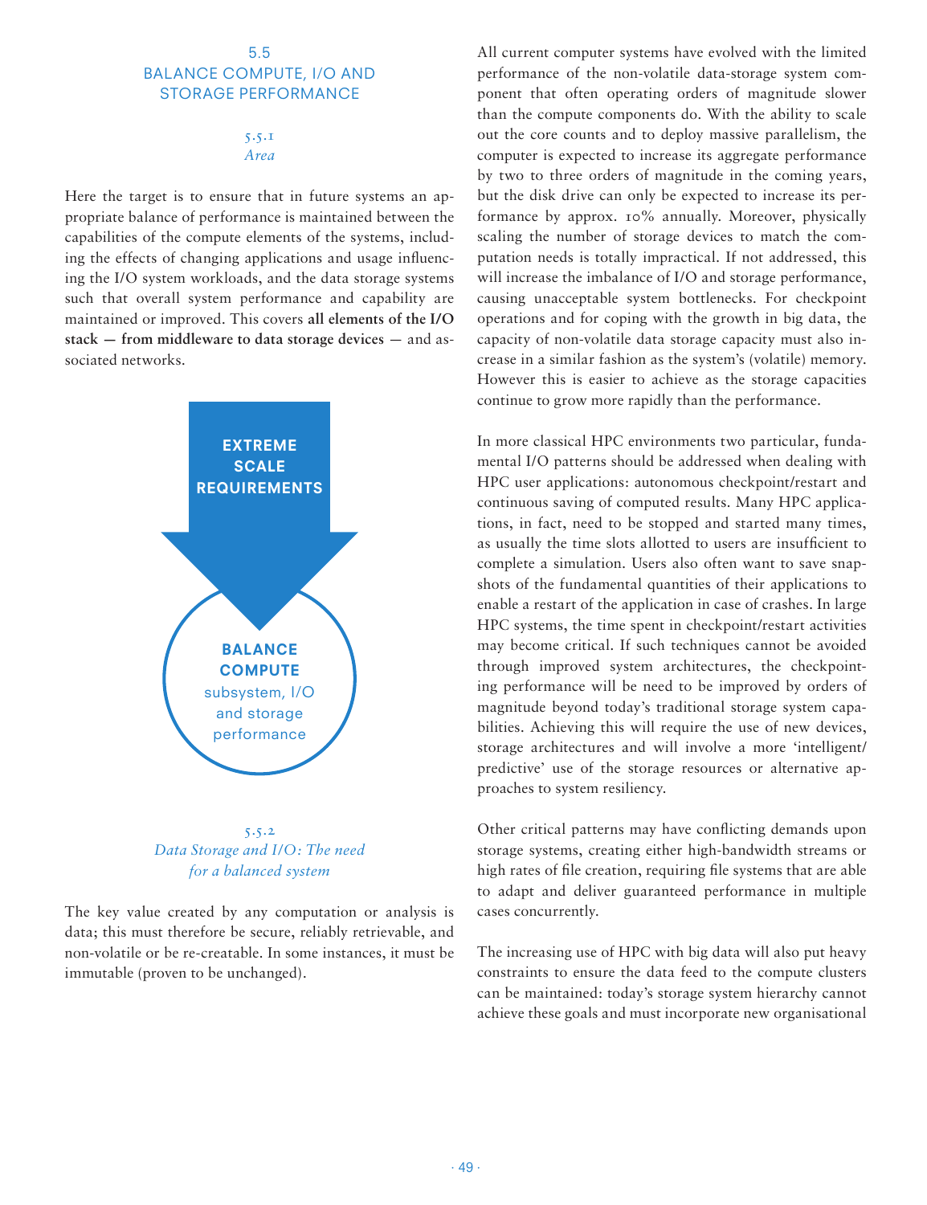## 5.5 BALANCE COMPUTE, I/O AND STORAGE PERFORMANCE

### 5.5.1 *Area*

Here the target is to ensure that in future systems an appropriate balance of performance is maintained between the capabilities of the compute elements of the systems, including the effects of changing applications and usage influencing the I/O system workloads, and the data storage systems such that overall system performance and capability are maintained or improved. This covers **all elements of the I/O stack — from middleware to data storage devices** — and associated networks.

**EXTREME SCALE REQUIREMENTS**

**BALANCE COMPUTE** subsystem, I/O and storage performance

### 5.5.2 *Data Storage and I/O: The need for a balanced system*

The key value created by any computation or analysis is data; this must therefore be secure, reliably retrievable, and non-volatile or be re-creatable. In some instances, it must be immutable (proven to be unchanged).

All current computer systems have evolved with the limited performance of the non-volatile data-storage system component that often operating orders of magnitude slower than the compute components do. With the ability to scale out the core counts and to deploy massive parallelism, the computer is expected to increase its aggregate performance by two to three orders of magnitude in the coming years, but the disk drive can only be expected to increase its performance by approx. 10% annually. Moreover, physically scaling the number of storage devices to match the computation needs is totally impractical. If not addressed, this will increase the imbalance of I/O and storage performance, causing unacceptable system bottlenecks. For checkpoint operations and for coping with the growth in big data, the capacity of non-volatile data storage capacity must also increase in a similar fashion as the system's (volatile) memory. However this is easier to achieve as the storage capacities continue to grow more rapidly than the performance.

In more classical HPC environments two particular, fundamental I/O patterns should be addressed when dealing with HPC user applications: autonomous checkpoint/restart and continuous saving of computed results. Many HPC applications, in fact, need to be stopped and started many times, as usually the time slots allotted to users are insufficient to complete a simulation. Users also often want to save snapshots of the fundamental quantities of their applications to enable a restart of the application in case of crashes. In large HPC systems, the time spent in checkpoint/restart activities may become critical. If such techniques cannot be avoided through improved system architectures, the checkpointing performance will be need to be improved by orders of magnitude beyond today's traditional storage system capabilities. Achieving this will require the use of new devices, storage architectures and will involve a more 'intelligent/predictive' use of the storage resources or alternative approaches to system resiliency.

Other critical patterns may have conflicting demands upon storage systems, creating either high-bandwidth streams or high rates of file creation, requiring file systems that are able to adapt and deliver guaranteed performance in multiple cases concurrently.

The increasing use of HPC with big data will also put heavy constraints to ensure the data feed to the compute clusters can be maintained: today's storage system hierarchy cannot achieve these goals and must incorporate new organisational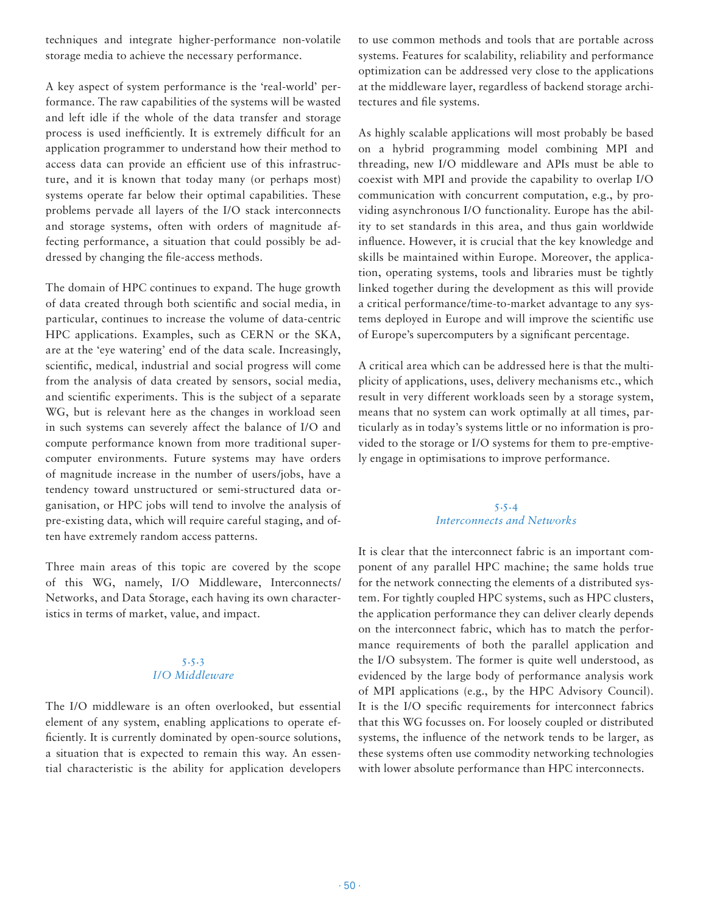techniques and integrate higher-performance non-volatile storage media to achieve the necessary performance.

A key aspect of system performance is the 'real-world' performance. The raw capabilities of the systems will be wasted and left idle if the whole of the data transfer and storage process is used inefficiently. It is extremely difficult for an application programmer to understand how their method to access data can provide an efficient use of this infrastructure, and it is known that today many (or perhaps most) systems operate far below their optimal capabilities. These problems pervade all layers of the I/O stack interconnects and storage systems, often with orders of magnitude affecting performance, a situation that could possibly be addressed by changing the file-access methods.

The domain of HPC continues to expand. The huge growth of data created through both scientific and social media, in particular, continues to increase the volume of data-centric HPC applications. Examples, such as CERN or the SKA, are at the 'eye watering' end of the data scale. Increasingly, scientific, medical, industrial and social progress will come from the analysis of data created by sensors, social media, and scientific experiments. This is the subject of a separate WG, but is relevant here as the changes in workload seen in such systems can severely affect the balance of I/O and compute performance known from more traditional supercomputer environments. Future systems may have orders of magnitude increase in the number of users/jobs, have a tendency toward unstructured or semi-structured data organisation, or HPC jobs will tend to involve the analysis of pre-existing data, which will require careful staging, and often have extremely random access patterns.

Three main areas of this topic are covered by the scope of this WG, namely, I/O Middleware, Interconnects/Networks, and Data Storage, each having its own characteristics in terms of market, value, and impact.

### 5.5.3 *I/O Middleware*

The I/O middleware is an often overlooked, but essential element of any system, enabling applications to operate efficiently. It is currently dominated by open-source solutions, a situation that is expected to remain this way. An essential characteristic is the ability for application developers to use common methods and tools that are portable across systems. Features for scalability, reliability and performance optimization can be addressed very close to the applications at the middleware layer, regardless of backend storage architectures and file systems.

As highly scalable applications will most probably be based on a hybrid programming model combining MPI and threading, new I/O middleware and APIs must be able to coexist with MPI and provide the capability to overlap I/O communication with concurrent computation, e.g., by providing asynchronous I/O functionality. Europe has the ability to set standards in this area, and thus gain worldwide influence. However, it is crucial that the key knowledge and skills be maintained within Europe. Moreover, the application, operating systems, tools and libraries must be tightly linked together during the development as this will provide a critical performance/time-to-market advantage to any systems deployed in Europe and will improve the scientific use of Europe's supercomputers by a significant percentage.

A critical area which can be addressed here is that the multiplicity of applications, uses, delivery mechanisms etc., which result in very different workloads seen by a storage system, means that no system can work optimally at all times, particularly as in today's systems little or no information is provided to the storage or I/O systems for them to pre-emptively engage in optimisations to improve performance.

### 5.5.4 *Interconnects and Networks*

It is clear that the interconnect fabric is an important component of any parallel HPC machine; the same holds true for the network connecting the elements of a distributed system. For tightly coupled HPC systems, such as HPC clusters, the application performance they can deliver clearly depends on the interconnect fabric, which has to match the performance requirements of both the parallel application and the I/O subsystem. The former is quite well understood, as evidenced by the large body of performance analysis work of MPI applications (e.g., by the HPC Advisory Council). It is the I/O specific requirements for interconnect fabrics that this WG focusses on. For loosely coupled or distributed systems, the influence of the network tends to be larger, as these systems often use commodity networking technologies with lower absolute performance than HPC interconnects.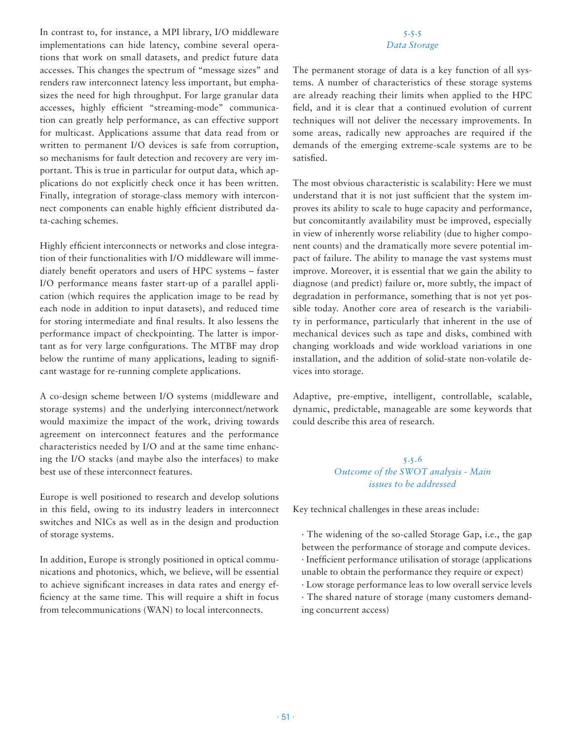In contrast to, for instance, a MPI library, I/O middleware implementations can hide latency, combine several operations that work on small datasets, and predict future data accesses. This changes the spectrum of "message sizes" and renders raw interconnect latency less important, but emphasizes the need for high throughput. For large granular data accesses, highly efficient "streaming-mode" communication can greatly help performance, as can effective support for multicast. Applications assume that data read from or written to permanent I/O devices is safe from corruption, so mechanisms for fault detection and recovery are very important. This is true in particular for output data, which applications do not explicitly check once it has been written. Finally, integration of storage-class memory with interconnect components can enable highly efficient distributed data-caching schemes.

Highly efficient interconnects or networks and close integration of their functionalities with I/O middleware will immediately benefit operators and users of HPC systems – faster I/O performance means faster start-up of a parallel application (which requires the application image to be read by each node in addition to input datasets), and reduced time for storing intermediate and final results. It also lessens the performance impact of checkpointing. The latter is important as for very large configurations. The MTBF may drop below the runtime of many applications, leading to significant wastage for re-running complete applications.

A co-design scheme between I/O systems (middleware and storage systems) and the underlying interconnect/network would maximize the impact of the work, driving towards agreement on interconnect features and the performance characteristics needed by I/O and at the same time enhancing the I/O stacks (and maybe also the interfaces) to make best use of these interconnect features.

Europe is well positioned to research and develop solutions in this field, owing to its industry leaders in interconnect switches and NICs as well as in the design and production of storage systems.

In addition, Europe is strongly positioned in optical communications and photonics, which, we believe, will be essential to achieve significant increases in data rates and energy efficiency at the same time. This will require a shift in focus from telecommunications (WAN) to local interconnects.

### 5.5.5 *Data Storage*

The permanent storage of data is a key function of all systems. A number of characteristics of these storage systems are already reaching their limits when applied to the HPC field, and it is clear that a continued evolution of current techniques will not deliver the necessary improvements. In some areas, radically new approaches are required if the demands of the emerging extreme-scale systems are to be satisfied.

The most obvious characteristic is scalability: Here we must understand that it is not just sufficient that the system improves its ability to scale to huge capacity and performance, but concomitantly availability must be improved, especially in view of inherently worse reliability (due to higher component counts) and the dramatically more severe potential impact of failure. The ability to manage the vast systems must improve. Moreover, it is essential that we gain the ability to diagnose (and predict) failure or, more subtly, the impact of degradation in performance, something that is not yet possible today. Another core area of research is the variability in performance, particularly that inherent in the use of mechanical devices such as tape and disks, combined with changing workloads and wide workload variations in one installation, and the addition of solid-state non-volatile devices into storage.

Adaptive, pre-emptive, intelligent, controllable, scalable, dynamic, predictable, manageable are some keywords that could describe this area of research.

### 5.5.6 *Outcome of the SWOT analysis - Main issues to be addressed*

Key technical challenges in these areas include:

- The widening of the so-called Storage Gap, i.e., the gap between the performance of storage and compute devices.
- Inefficient performance utilisation of storage (applications unable to obtain the performance they require or expect)
- Low storage performance leas to low overall service levels
- The shared nature of storage (many customers demanding concurrent access)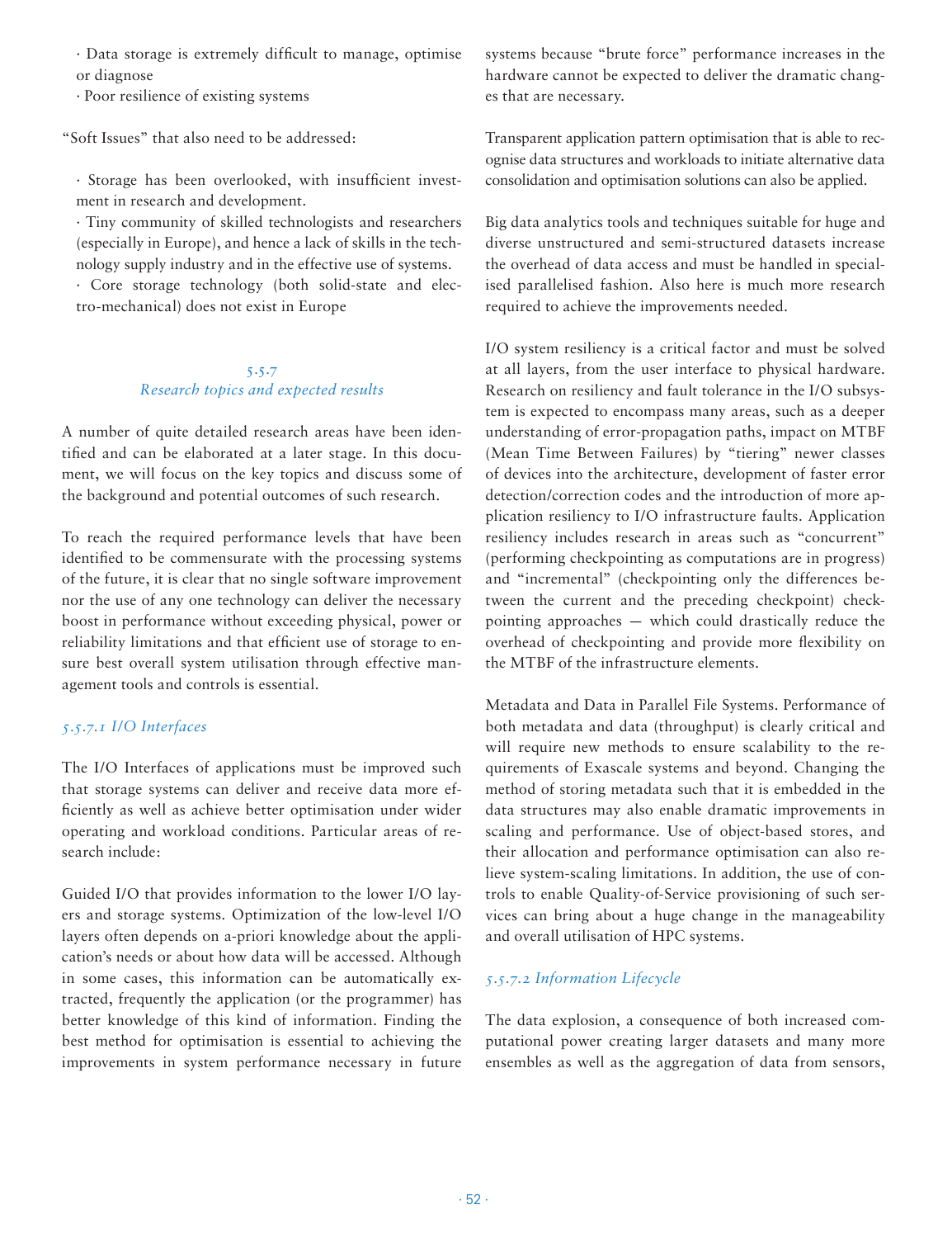· Data storage is extremely difficult to manage, optimise or diagnose

· Poor resilience of existing systems

"Soft Issues" that also need to be addressed:

· Storage has been overlooked, with insufficient investment in research and development.

· Tiny community of skilled technologists and researchers (especially in Europe), and hence a lack of skills in the technology supply industry and in the effective use of systems.

· Core storage technology (both solid-state and electro-mechanical) does not exist in Europe

### 5.5.7 *Research topics and expected results*

A number of quite detailed research areas have been identified and can be elaborated at a later stage. In this document, we will focus on the key topics and discuss some of the background and potential outcomes of such research.

To reach the required performance levels that have been identified to be commensurate with the processing systems of the future, it is clear that no single software improvement nor the use of any one technology can deliver the necessary boost in performance without exceeding physical, power or reliability limitations and that efficient use of storage to ensure best overall system utilisation through effective management tools and controls is essential.

#### *5.5.7.1 I/O Interfaces*

The I/O Interfaces of applications must be improved such that storage systems can deliver and receive data more efficiently as well as achieve better optimisation under wider operating and workload conditions. Particular areas of research include:

Guided I/O that provides information to the lower I/O layers and storage systems. Optimization of the low-level I/O layers often depends on a-priori knowledge about the application's needs or about how data will be accessed. Although in some cases, this information can be automatically extracted, frequently the application (or the programmer) has better knowledge of this kind of information. Finding the best method for optimisation is essential to achieving the improvements in system performance necessary in future systems because "brute force" performance increases in the hardware cannot be expected to deliver the dramatic changes that are necessary.

Transparent application pattern optimisation that is able to recognise data structures and workloads to initiate alternative data consolidation and optimisation solutions can also be applied.

Big data analytics tools and techniques suitable for huge and diverse unstructured and semi-structured datasets increase the overhead of data access and must be handled in specialised parallelised fashion. Also here is much more research required to achieve the improvements needed.

I/O system resiliency is a critical factor and must be solved at all layers, from the user interface to physical hardware. Research on resiliency and fault tolerance in the I/O subsystem is expected to encompass many areas, such as a deeper understanding of error-propagation paths, impact on MTBF (Mean Time Between Failures) by "tiering" newer classes of devices into the architecture, development of faster error detection/correction codes and the introduction of more application resiliency to I/O infrastructure faults. Application resiliency includes research in areas such as "concurrent" (performing checkpointing as computations are in progress) and "incremental" (checkpointing only the differences between the current and the preceding checkpoint) checkpointing approaches — which could drastically reduce the overhead of checkpointing and provide more flexibility on the MTBF of the infrastructure elements.

Metadata and Data in Parallel File Systems. Performance of both metadata and data (throughput) is clearly critical and will require new methods to ensure scalability to the requirements of Exascale systems and beyond. Changing the method of storing metadata such that it is embedded in the data structures may also enable dramatic improvements in scaling and performance. Use of object-based stores, and their allocation and performance optimisation can also relieve system-scaling limitations. In addition, the use of controls to enable Quality-of-Service provisioning of such services can bring about a huge change in the manageability and overall utilisation of HPC systems.

#### *5.5.7.2 Information Lifecycle*

The data explosion, a consequence of both increased computational power creating larger datasets and many more ensembles as well as the aggregation of data from sensors,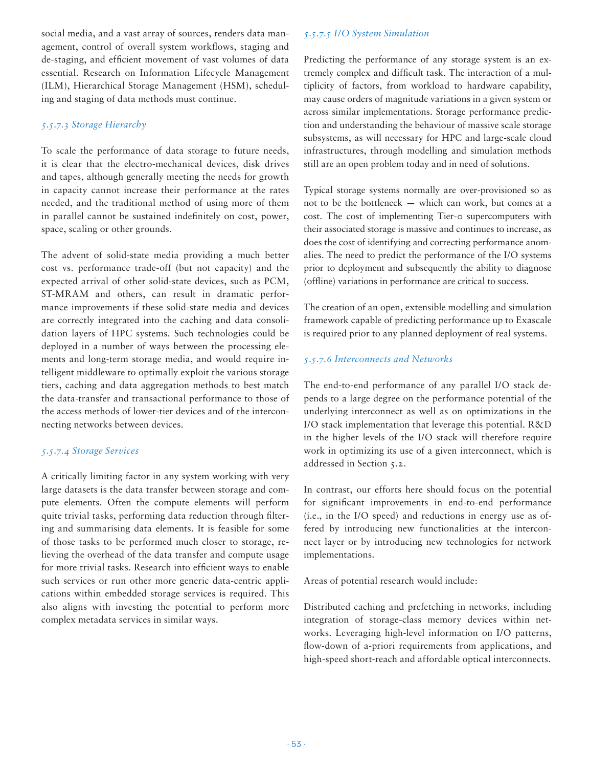social media, and a vast array of sources, renders data management, control of overall system workflows, staging and de-staging, and efficient movement of vast volumes of data essential. Research on Information Lifecycle Management (ILM), Hierarchical Storage Management (HSM), scheduling and staging of data methods must continue.

#### *5.5.7.3 Storage Hierarchy*

To scale the performance of data storage to future needs, it is clear that the electro-mechanical devices, disk drives and tapes, although generally meeting the needs for growth in capacity cannot increase their performance at the rates needed, and the traditional method of using more of them in parallel cannot be sustained indefinitely on cost, power, space, scaling or other grounds.

The advent of solid-state media providing a much better cost vs. performance trade-off (but not capacity) and the expected arrival of other solid-state devices, such as PCM, ST-MRAM and others, can result in dramatic performance improvements if these solid-state media and devices are correctly integrated into the caching and data consolidation layers of HPC systems. Such technologies could be deployed in a number of ways between the processing elements and long-term storage media, and would require intelligent middleware to optimally exploit the various storage tiers, caching and data aggregation methods to best match the data-transfer and transactional performance to those of the access methods of lower-tier devices and of the interconnecting networks between devices.

#### *5.5.7.4 Storage Services*

A critically limiting factor in any system working with very large datasets is the data transfer between storage and compute elements. Often the compute elements will perform quite trivial tasks, performing data reduction through filtering and summarising data elements. It is feasible for some of those tasks to be performed much closer to storage, relieving the overhead of the data transfer and compute usage for more trivial tasks. Research into efficient ways to enable such services or run other more generic data-centric applications within embedded storage services is required. This also aligns with investing the potential to perform more complex metadata services in similar ways.

#### *5.5.7.5 I/O System Simulation*

Predicting the performance of any storage system is an extremely complex and difficult task. The interaction of a multiplicity of factors, from workload to hardware capability, may cause orders of magnitude variations in a given system or across similar implementations. Storage performance prediction and understanding the behaviour of massive scale storage subsystems, as will necessary for HPC and large-scale cloud infrastructures, through modelling and simulation methods still are an open problem today and in need of solutions.

Typical storage systems normally are over-provisioned so as not to be the bottleneck — which can work, but comes at a cost. The cost of implementing Tier-0 supercomputers with their associated storage is massive and continues to increase, as does the cost of identifying and correcting performance anomalies. The need to predict the performance of the I/O systems prior to deployment and subsequently the ability to diagnose (offline) variations in performance are critical to success.

The creation of an open, extensible modelling and simulation framework capable of predicting performance up to Exascale is required prior to any planned deployment of real systems.

#### *5.5.7.6 Interconnects and Networks*

The end-to-end performance of any parallel I/O stack depends to a large degree on the performance potential of the underlying interconnect as well as on optimizations in the I/O stack implementation that leverage this potential. R&D in the higher levels of the I/O stack will therefore require work in optimizing its use of a given interconnect, which is addressed in Section 5.2.

In contrast, our efforts here should focus on the potential for significant improvements in end-to-end performance (i.e., in the I/O speed) and reductions in energy use as offered by introducing new functionalities at the interconnect layer or by introducing new technologies for network implementations.

Areas of potential research would include:

Distributed caching and prefetching in networks, including integration of storage-class memory devices within networks. Leveraging high-level information on I/O patterns, flow-down of a-priori requirements from applications, and high-speed short-reach and affordable optical interconnects.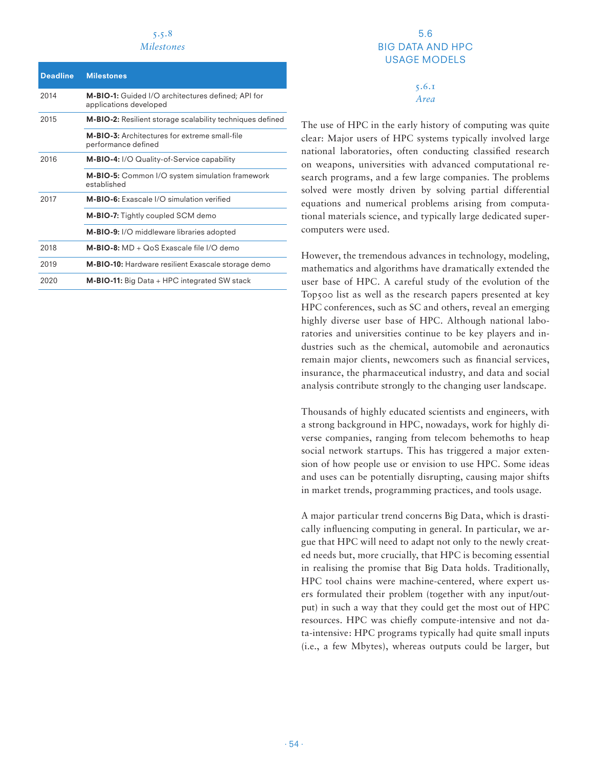### 5.5.8
*Milestones*

| Deadline | Milestones |
|---|---|
| 2014 | **M-BIO-1:** Guided I/O architectures defined; API for applications developed |
| 2015 | **M-BIO-2:** Resilient storage scalability techniques defined |
| | **M-BIO-3:** Architectures for extreme small-file performance defined |
| 2016 | **M-BIO-4:** I/O Quality-of-Service capability |
| | **M-BIO-5:** Common I/O system simulation framework established |
| 2017 | **M-BIO-6:** Exascale I/O simulation verified |
| | **M-BIO-7:** Tightly coupled SCM demo |
| | **M-BIO-9:** I/O middleware libraries adopted |
| 2018 | **M-BIO-8:** MD + QoS Exascale file I/O demo |
| 2019 | **M-BIO-10:** Hardware resilient Exascale storage demo |
| 2020 | **M-BIO-11:** Big Data + HPC integrated SW stack |

## 5.6 BIG DATA AND HPC USAGE MODELS

### 5.6.1
*Area*

The use of HPC in the early history of computing was quite clear: Major users of HPC systems typically involved large national laboratories, often conducting classified research on weapons, universities with advanced computational research programs, and a few large companies. The problems solved were mostly driven by solving partial differential equations and numerical problems arising from computational materials science, and typically large dedicated supercomputers were used.

However, the tremendous advances in technology, modeling, mathematics and algorithms have dramatically extended the user base of HPC. A careful study of the evolution of the Top500 list as well as the research papers presented at key HPC conferences, such as SC and others, reveal an emerging highly diverse user base of HPC. Although national laboratories and universities continue to be key players and industries such as the chemical, automobile and aeronautics remain major clients, newcomers such as financial services, insurance, the pharmaceutical industry, and data and social analysis contribute strongly to the changing user landscape.

Thousands of highly educated scientists and engineers, with a strong background in HPC, nowadays, work for highly diverse companies, ranging from telecom behemoths to heap social network startups. This has triggered a major extension of how people use or envision to use HPC. Some ideas and uses can be potentially disrupting, causing major shifts in market trends, programming practices, and tools usage.

A major particular trend concerns Big Data, which is drastically influencing computing in general. In particular, we argue that HPC will need to adapt not only to the newly created needs but, more crucially, that HPC is becoming essential in realising the promise that Big Data holds. Traditionally, HPC tool chains were machine-centered, where expert users formulated their problem (together with any input/output) in such a way that they could get the most out of HPC resources. HPC was chiefly compute-intensive and not data-intensive: HPC programs typically had quite small inputs (i.e., a few Mbytes), whereas outputs could be larger, but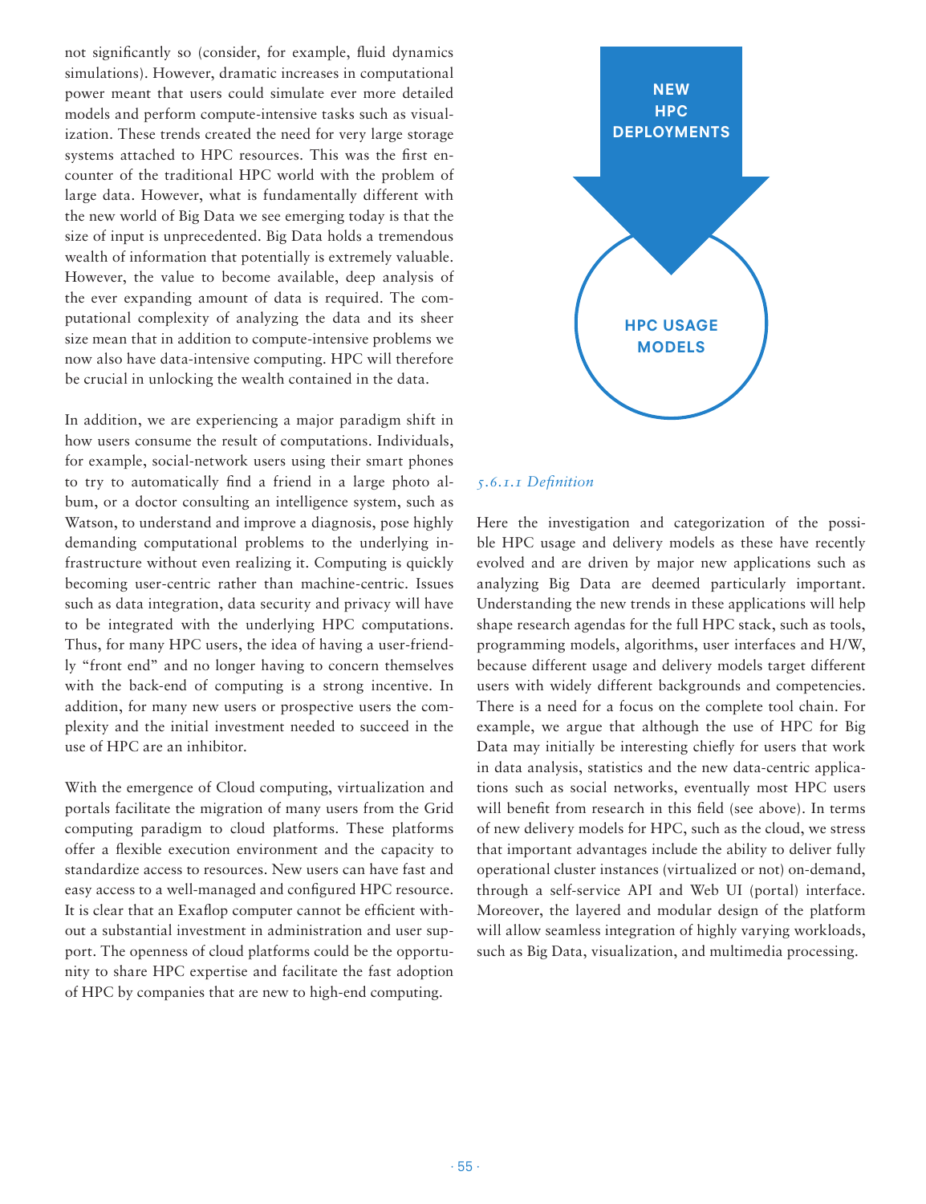not significantly so (consider, for example, fluid dynamics simulations). However, dramatic increases in computational power meant that users could simulate ever more detailed models and perform compute-intensive tasks such as visualization. These trends created the need for very large storage systems attached to HPC resources. This was the first encounter of the traditional HPC world with the problem of large data. However, what is fundamentally different with the new world of Big Data we see emerging today is that the size of input is unprecedented. Big Data holds a tremendous wealth of information that potentially is extremely valuable. However, the value to become available, deep analysis of the ever expanding amount of data is required. The computational complexity of analyzing the data and its sheer size mean that in addition to compute-intensive problems we now also have data-intensive computing. HPC will therefore be crucial in unlocking the wealth contained in the data.

In addition, we are experiencing a major paradigm shift in how users consume the result of computations. Individuals, for example, social-network users using their smart phones to try to automatically find a friend in a large photo album, or a doctor consulting an intelligence system, such as Watson, to understand and improve a diagnosis, pose highly demanding computational problems to the underlying infrastructure without even realizing it. Computing is quickly becoming user-centric rather than machine-centric. Issues such as data integration, data security and privacy will have to be integrated with the underlying HPC computations. Thus, for many HPC users, the idea of having a user-friendly "front end" and no longer having to concern themselves with the back-end of computing is a strong incentive. In addition, for many new users or prospective users the complexity and the initial investment needed to succeed in the use of HPC are an inhibitor.

With the emergence of Cloud computing, virtualization and portals facilitate the migration of many users from the Grid computing paradigm to cloud platforms. These platforms offer a flexible execution environment and the capacity to standardize access to resources. New users can have fast and easy access to a well-managed and configured HPC resource. It is clear that an Exaflop computer cannot be efficient without a substantial investment in administration and user support. The openness of cloud platforms could be the opportunity to share HPC expertise and facilitate the fast adoption of HPC by companies that are new to high-end computing.

NEW HPC DEPLOYMENTS

HPC USAGE MODELS

#### *5.6.1.1 Definition*

Here the investigation and categorization of the possible HPC usage and delivery models as these have recently evolved and are driven by major new applications such as analyzing Big Data are deemed particularly important. Understanding the new trends in these applications will help shape research agendas for the full HPC stack, such as tools, programming models, algorithms, user interfaces and H/W, because different usage and delivery models target different users with widely different backgrounds and competencies. There is a need for a focus on the complete tool chain. For example, we argue that although the use of HPC for Big Data may initially be interesting chiefly for users that work in data analysis, statistics and the new data-centric applications such as social networks, eventually most HPC users will benefit from research in this field (see above). In terms of new delivery models for HPC, such as the cloud, we stress that important advantages include the ability to deliver fully operational cluster instances (virtualized or not) on-demand, through a self-service API and Web UI (portal) interface. Moreover, the layered and modular design of the platform will allow seamless integration of highly varying workloads, such as Big Data, visualization, and multimedia processing.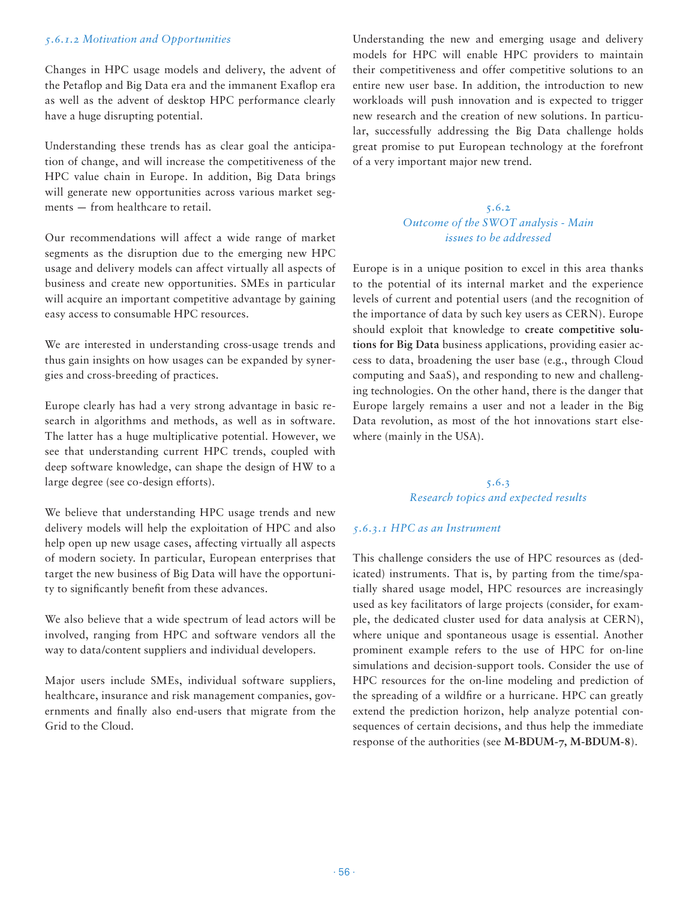#### 5.6.1.2 Motivation and Opportunities

Changes in HPC usage models and delivery, the advent of the Petaflop and Big Data era and the immanent Exaflop era as well as the advent of desktop HPC performance clearly have a huge disrupting potential.

Understanding these trends has as clear goal the anticipation of change, and will increase the competitiveness of the HPC value chain in Europe. In addition, Big Data brings will generate new opportunities across various market segments — from healthcare to retail.

Our recommendations will affect a wide range of market segments as the disruption due to the emerging new HPC usage and delivery models can affect virtually all aspects of business and create new opportunities. SMEs in particular will acquire an important competitive advantage by gaining easy access to consumable HPC resources.

We are interested in understanding cross-usage trends and thus gain insights on how usages can be expanded by synergies and cross-breeding of practices.

Europe clearly has had a very strong advantage in basic research in algorithms and methods, as well as in software. The latter has a huge multiplicative potential. However, we see that understanding current HPC trends, coupled with deep software knowledge, can shape the design of HW to a large degree (see co-design efforts).

We believe that understanding HPC usage trends and new delivery models will help the exploitation of HPC and also help open up new usage cases, affecting virtually all aspects of modern society. In particular, European enterprises that target the new business of Big Data will have the opportunity to significantly benefit from these advances.

We also believe that a wide spectrum of lead actors will be involved, ranging from HPC and software vendors all the way to data/content suppliers and individual developers.

Major users include SMEs, individual software suppliers, healthcare, insurance and risk management companies, governments and finally also end-users that migrate from the Grid to the Cloud.

Understanding the new and emerging usage and delivery models for HPC will enable HPC providers to maintain their competitiveness and offer competitive solutions to an entire new user base. In addition, the introduction to new workloads will push innovation and is expected to trigger new research and the creation of new solutions. In particular, successfully addressing the Big Data challenge holds great promise to put European technology at the forefront of a very important major new trend.

### 5.6.2 Outcome of the SWOT analysis - Main issues to be addressed

Europe is in a unique position to excel in this area thanks to the potential of its internal market and the experience levels of current and potential users (and the recognition of the importance of data by such key users as CERN). Europe should exploit that knowledge to **create competitive solutions for Big Data** business applications, providing easier access to data, broadening the user base (e.g., through Cloud computing and SaaS), and responding to new and challenging technologies. On the other hand, there is the danger that Europe largely remains a user and not a leader in the Big Data revolution, as most of the hot innovations start elsewhere (mainly in the USA).

### 5.6.3 Research topics and expected results

#### 5.6.3.1 HPC as an Instrument

This challenge considers the use of HPC resources as (dedicated) instruments. That is, by parting from the time/spatially shared usage model, HPC resources are increasingly used as key facilitators of large projects (consider, for example, the dedicated cluster used for data analysis at CERN), where unique and spontaneous usage is essential. Another prominent example refers to the use of HPC for on-line simulations and decision-support tools. Consider the use of HPC resources for the on-line modeling and prediction of the spreading of a wildfire or a hurricane. HPC can greatly extend the prediction horizon, help analyze potential consequences of certain decisions, and thus help the immediate response of the authorities (see **M-BDUM-7, M-BDUM-8**).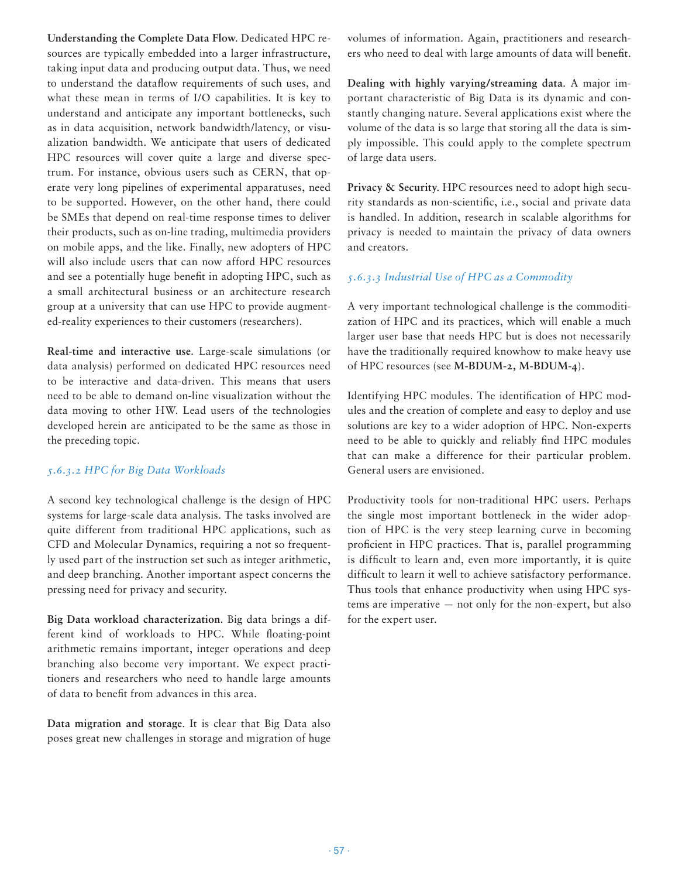**Understanding the Complete Data Flow**. Dedicated HPC resources are typically embedded into a larger infrastructure, taking input data and producing output data. Thus, we need to understand the dataflow requirements of such uses, and what these mean in terms of I/O capabilities. It is key to understand and anticipate any important bottlenecks, such as in data acquisition, network bandwidth/latency, or visualization bandwidth. We anticipate that users of dedicated HPC resources will cover quite a large and diverse spectrum. For instance, obvious users such as CERN, that operate very long pipelines of experimental apparatuses, need to be supported. However, on the other hand, there could be SMEs that depend on real-time response times to deliver their products, such as on-line trading, multimedia providers on mobile apps, and the like. Finally, new adopters of HPC will also include users that can now afford HPC resources and see a potentially huge benefit in adopting HPC, such as a small architectural business or an architecture research group at a university that can use HPC to provide augmented-reality experiences to their customers (researchers).

**Real-time and interactive use**. Large-scale simulations (or data analysis) performed on dedicated HPC resources need to be interactive and data-driven. This means that users need to be able to demand on-line visualization without the data moving to other HW. Lead users of the technologies developed herein are anticipated to be the same as those in the preceding topic.

### *5.6.3.2 HPC for Big Data Workloads*

A second key technological challenge is the design of HPC systems for large-scale data analysis. The tasks involved are quite different from traditional HPC applications, such as CFD and Molecular Dynamics, requiring a not so frequently used part of the instruction set such as integer arithmetic, and deep branching. Another important aspect concerns the pressing need for privacy and security.

**Big Data workload characterization**. Big data brings a different kind of workloads to HPC. While floating-point arithmetic remains important, integer operations and deep branching also become very important. We expect practitioners and researchers who need to handle large amounts of data to benefit from advances in this area.

**Data migration and storage**. It is clear that Big Data also poses great new challenges in storage and migration of huge volumes of information. Again, practitioners and researchers who need to deal with large amounts of data will benefit.

**Dealing with highly varying/streaming data**. A major important characteristic of Big Data is its dynamic and constantly changing nature. Several applications exist where the volume of the data is so large that storing all the data is simply impossible. This could apply to the complete spectrum of large data users.

**Privacy & Security**. HPC resources need to adopt high security standards as non-scientific, i.e., social and private data is handled. In addition, research in scalable algorithms for privacy is needed to maintain the privacy of data owners and creators.

### *5.6.3.3 Industrial Use of HPC as a Commodity*

A very important technological challenge is the commoditization of HPC and its practices, which will enable a much larger user base that needs HPC but is does not necessarily have the traditionally required knowhow to make heavy use of HPC resources (see **M-BDUM-2, M-BDUM-4**).

Identifying HPC modules. The identification of HPC modules and the creation of complete and easy to deploy and use solutions are key to a wider adoption of HPC. Non-experts need to be able to quickly and reliably find HPC modules that can make a difference for their particular problem. General users are envisioned.

Productivity tools for non-traditional HPC users. Perhaps the single most important bottleneck in the wider adoption of HPC is the very steep learning curve in becoming proficient in HPC practices. That is, parallel programming is difficult to learn and, even more importantly, it is quite difficult to learn it well to achieve satisfactory performance. Thus tools that enhance productivity when using HPC systems are imperative — not only for the non-expert, but also for the expert user.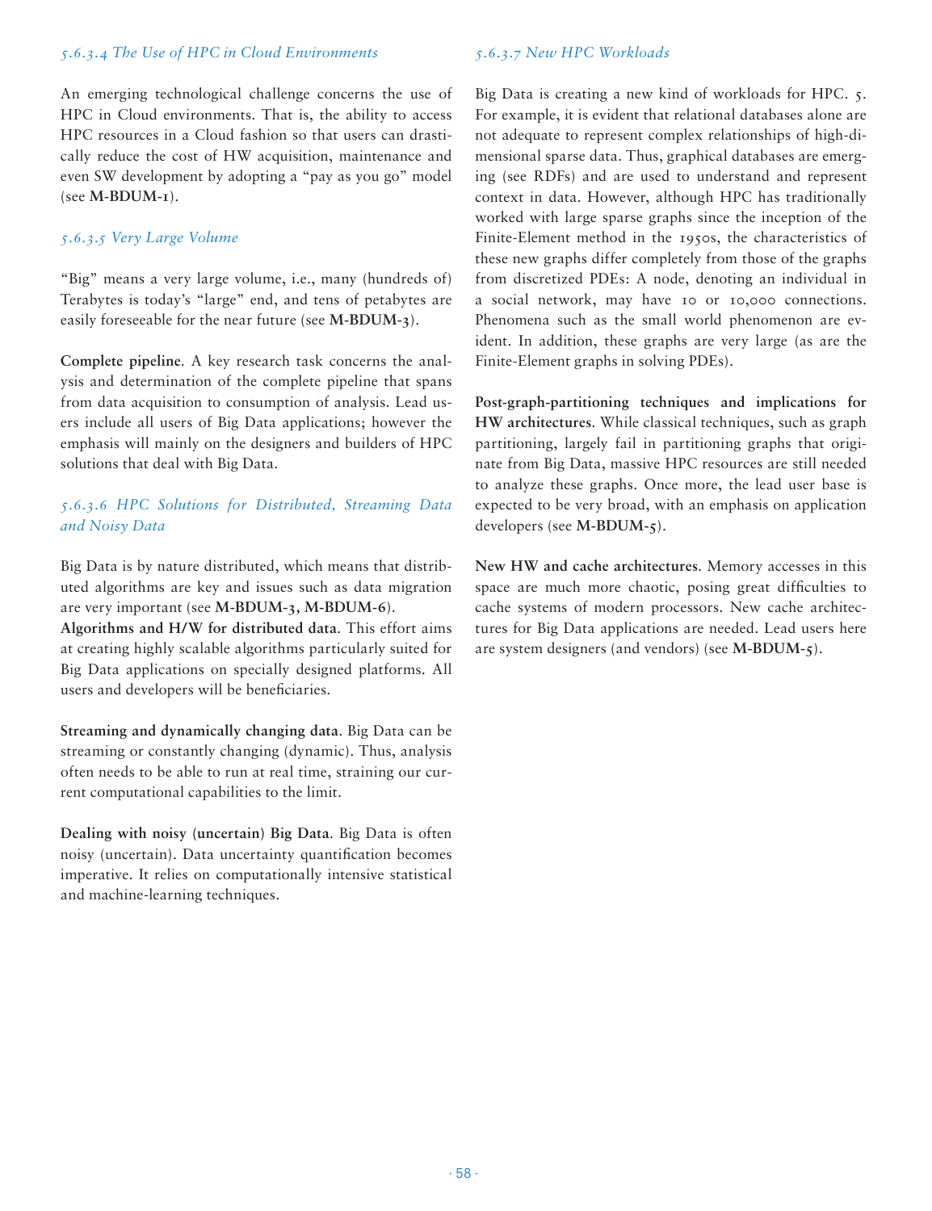#### *5.6.3.4 The Use of HPC in Cloud Environments*

An emerging technological challenge concerns the use of HPC in Cloud environments. That is, the ability to access HPC resources in a Cloud fashion so that users can drastically reduce the cost of HW acquisition, maintenance and even SW development by adopting a "pay as you go" model (see **M-BDUM-1**).

#### *5.6.3.5 Very Large Volume*

"Big" means a very large volume, i.e., many (hundreds of) Terabytes is today's "large" end, and tens of petabytes are easily foreseeable for the near future (see **M-BDUM-3**).

**Complete pipeline**. A key research task concerns the analysis and determination of the complete pipeline that spans from data acquisition to consumption of analysis. Lead users include all users of Big Data applications; however the emphasis will mainly on the designers and builders of HPC solutions that deal with Big Data.

#### *5.6.3.6 HPC Solutions for Distributed, Streaming Data and Noisy Data*

Big Data is by nature distributed, which means that distributed algorithms are key and issues such as data migration are very important (see **M-BDUM-3, M-BDUM-6**).

**Algorithms and H/W for distributed data**. This effort aims at creating highly scalable algorithms particularly suited for Big Data applications on specially designed platforms. All users and developers will be beneficiaries.

**Streaming and dynamically changing data**. Big Data can be streaming or constantly changing (dynamic). Thus, analysis often needs to be able to run at real time, straining our current computational capabilities to the limit.

**Dealing with noisy (uncertain) Big Data**. Big Data is often noisy (uncertain). Data uncertainty quantification becomes imperative. It relies on computationally intensive statistical and machine-learning techniques.

#### *5.6.3.7 New HPC Workloads*

Big Data is creating a new kind of workloads for HPC. 5. For example, it is evident that relational databases alone are not adequate to represent complex relationships of high-dimensional sparse data. Thus, graphical databases are emerging (see RDFs) and are used to understand and represent context in data. However, although HPC has traditionally worked with large sparse graphs since the inception of the Finite-Element method in the 1950s, the characteristics of these new graphs differ completely from those of the graphs from discretized PDEs: A node, denoting an individual in a social network, may have 10 or 10,000 connections. Phenomena such as the small world phenomenon are evident. In addition, these graphs are very large (as are the Finite-Element graphs in solving PDEs).

**Post-graph-partitioning techniques and implications for HW architectures**. While classical techniques, such as graph partitioning, largely fail in partitioning graphs that originate from Big Data, massive HPC resources are still needed to analyze these graphs. Once more, the lead user base is expected to be very broad, with an emphasis on application developers (see **M-BDUM-5**).

**New HW and cache architectures**. Memory accesses in this space are much more chaotic, posing great difficulties to cache systems of modern processors. New cache architectures for Big Data applications are needed. Lead users here are system designers (and vendors) (see **M-BDUM-5**).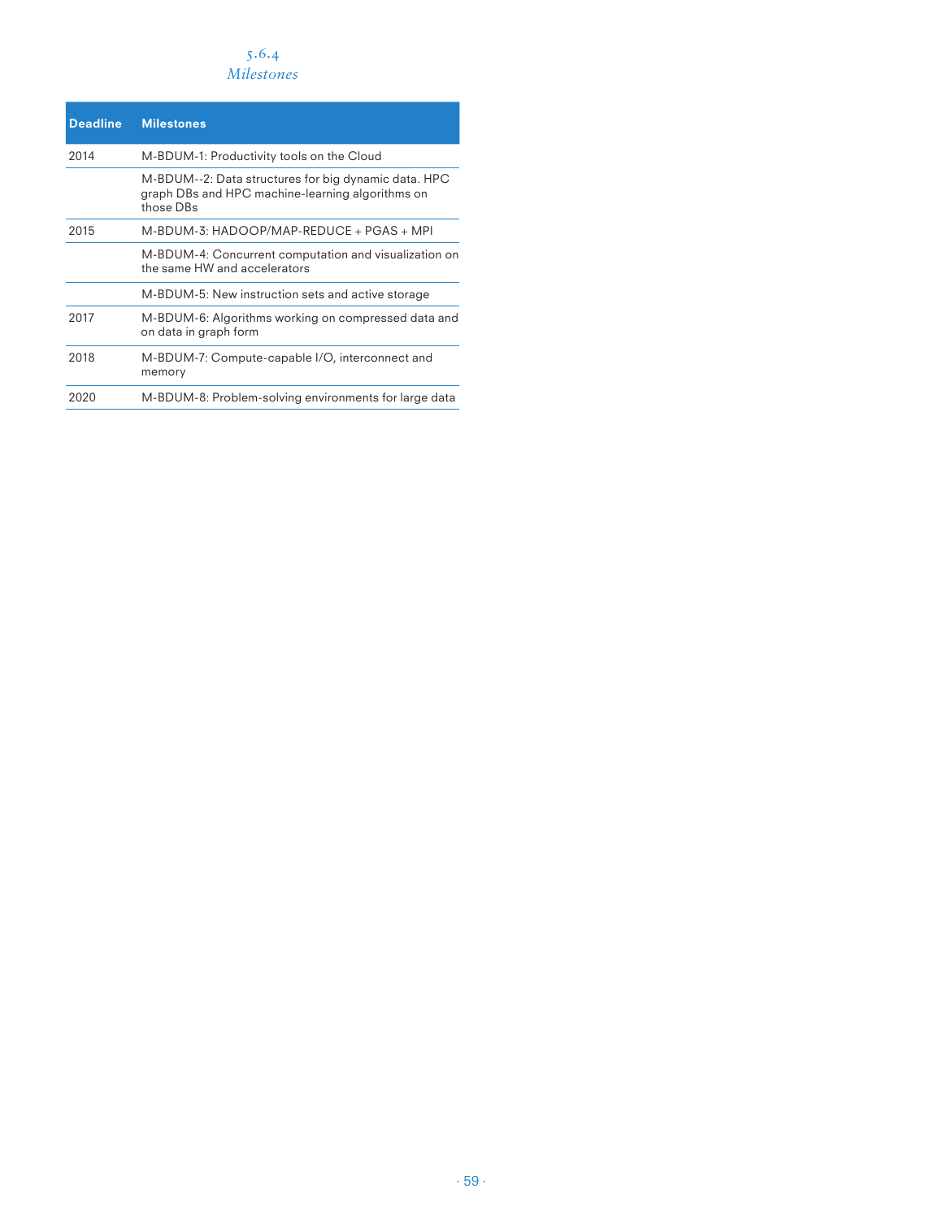### 5.6.4 Milestones

| Deadline | Milestones |
|---|---|
| 2014 | M-BDUM-1: Productivity tools on the Cloud |
| | M-BDUM--2: Data structures for big dynamic data. HPC graph DBs and HPC machine-learning algorithms on those DBs |
| 2015 | M-BDUM-3: HADOOP/MAP-REDUCE + PGAS + MPI |
| | M-BDUM-4: Concurrent computation and visualization on the same HW and accelerators |
| | M-BDUM-5: New instruction sets and active storage |
| 2017 | M-BDUM-6: Algorithms working on compressed data and on data in graph form |
| 2018 | M-BDUM-7: Compute-capable I/O, interconnect and memory |
| 2020 | M-BDUM-8: Problem-solving environments for large data |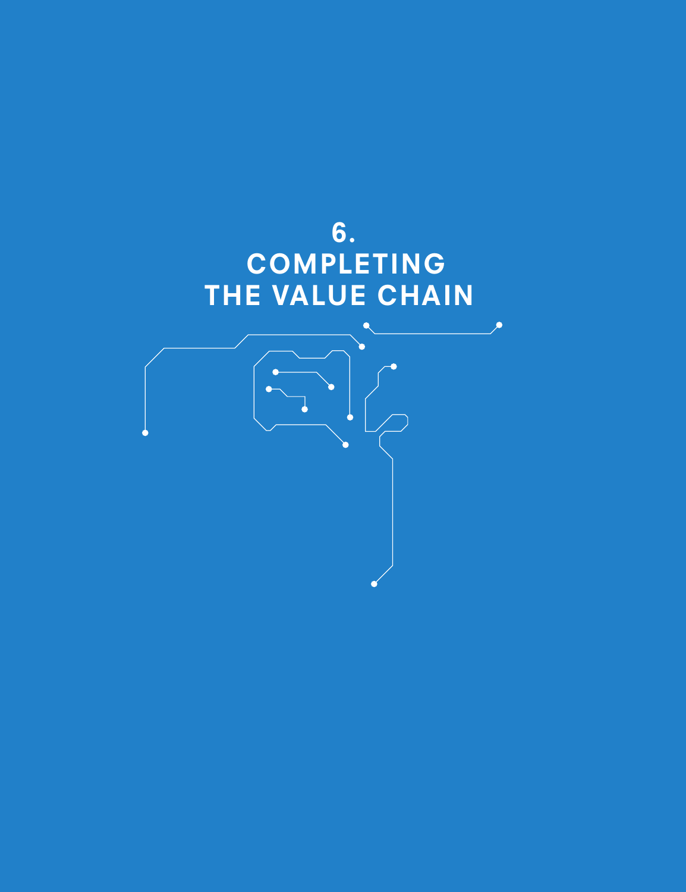# 6. COMPLETING THE VALUE CHAIN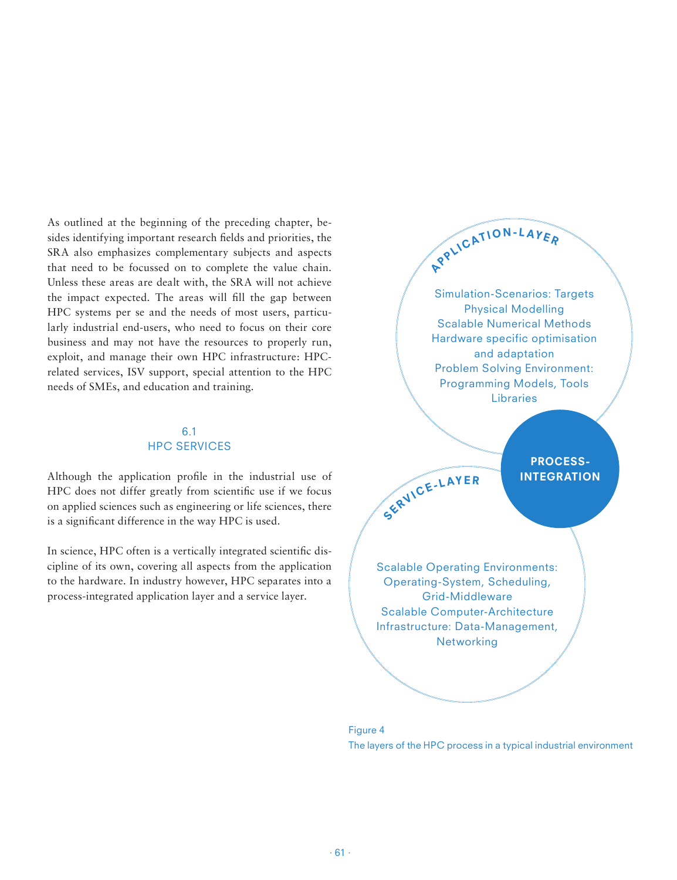As outlined at the beginning of the preceding chapter, besides identifying important research fields and priorities, the SRA also emphasizes complementary subjects and aspects that need to be focussed on to complete the value chain. Unless these areas are dealt with, the SRA will not achieve the impact expected. The areas will fill the gap between HPC systems per se and the needs of most users, particularly industrial end-users, who need to focus on their core business and may not have the resources to properly run, exploit, and manage their own HPC infrastructure: HPC-related services, ISV support, special attention to the HPC needs of SMEs, and education and training.

## 6.1 HPC SERVICES

Although the application profile in the industrial use of HPC does not differ greatly from scientific use if we focus on applied sciences such as engineering or life sciences, there is a significant difference in the way HPC is used.

In science, HPC often is a vertically integrated scientific discipline of its own, covering all aspects from the application to the hardware. In industry however, HPC separates into a process-integrated application layer and a service layer.

APPLICATION-LAYER

Simulation-Scenarios: Targets
Physical Modelling
Scalable Numerical Methods
Hardware specific optimisation and adaptation
Problem Solving Environment: Programming Models, Tools Libraries

PROCESS-INTEGRATION

SERVICE-LAYER

Scalable Operating Environments: Operating-System, Scheduling, Grid-Middleware
Scalable Computer-Architecture
Infrastructure: Data-Management, Networking

Figure 4
The layers of the HPC process in a typical industrial environment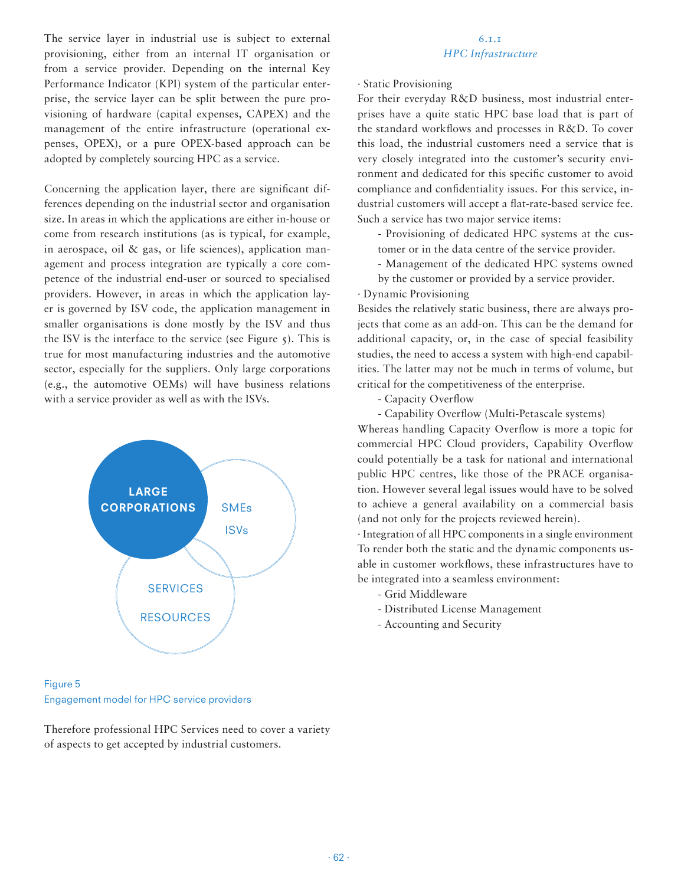The service layer in industrial use is subject to external provisioning, either from an internal IT organisation or from a service provider. Depending on the internal Key Performance Indicator (KPI) system of the particular enterprise, the service layer can be split between the pure provisioning of hardware (capital expenses, CAPEX) and the management of the entire infrastructure (operational expenses, OPEX), or a pure OPEX-based approach can be adopted by completely sourcing HPC as a service.

Concerning the application layer, there are significant differences depending on the industrial sector and organisation size. In areas in which the applications are either in-house or come from research institutions (as is typical, for example, in aerospace, oil & gas, or life sciences), application management and process integration are typically a core competence of the industrial end-user or sourced to specialised providers. However, in areas in which the application layer is governed by ISV code, the application management in smaller organisations is done mostly by the ISV and thus the ISV is the interface to the service (see Figure 5). This is true for most manufacturing industries and the automotive sector, especially for the suppliers. Only large corporations (e.g., the automotive OEMs) will have business relations with a service provider as well as with the ISVs.

LARGE CORPORATIONS

SMEs

ISVs

SERVICES

RESOURCES

Figure 5
Engagement model for HPC service providers

Therefore professional HPC Services need to cover a variety of aspects to get accepted by industrial customers.

### 6.1.1
### *HPC Infrastructure*

· Static Provisioning

For their everyday R&D business, most industrial enterprises have a quite static HPC base load that is part of the standard workflows and processes in R&D. To cover this load, the industrial customers need a service that is very closely integrated into the customer's security environment and dedicated for this specific customer to avoid compliance and confidentiality issues. For this service, industrial customers will accept a flat-rate-based service fee. Such a service has two major service items:

- Provisioning of dedicated HPC systems at the customer or in the data centre of the service provider.
- Management of the dedicated HPC systems owned by the customer or provided by a service provider.

· Dynamic Provisioning

Besides the relatively static business, there are always projects that come as an add-on. This can be the demand for additional capacity, or, in the case of special feasibility studies, the need to access a system with high-end capabilities. The latter may not be much in terms of volume, but critical for the competitiveness of the enterprise.

- Capacity Overflow
- Capability Overflow (Multi-Petascale systems)

Whereas handling Capacity Overflow is more a topic for commercial HPC Cloud providers, Capability Overflow could potentially be a task for national and international public HPC centres, like those of the PRACE organisation. However several legal issues would have to be solved to achieve a general availability on a commercial basis (and not only for the projects reviewed herein).

· Integration of all HPC components in a single environment

To render both the static and the dynamic components usable in customer workflows, these infrastructures have to be integrated into a seamless environment:

- Grid Middleware
- Distributed License Management
- Accounting and Security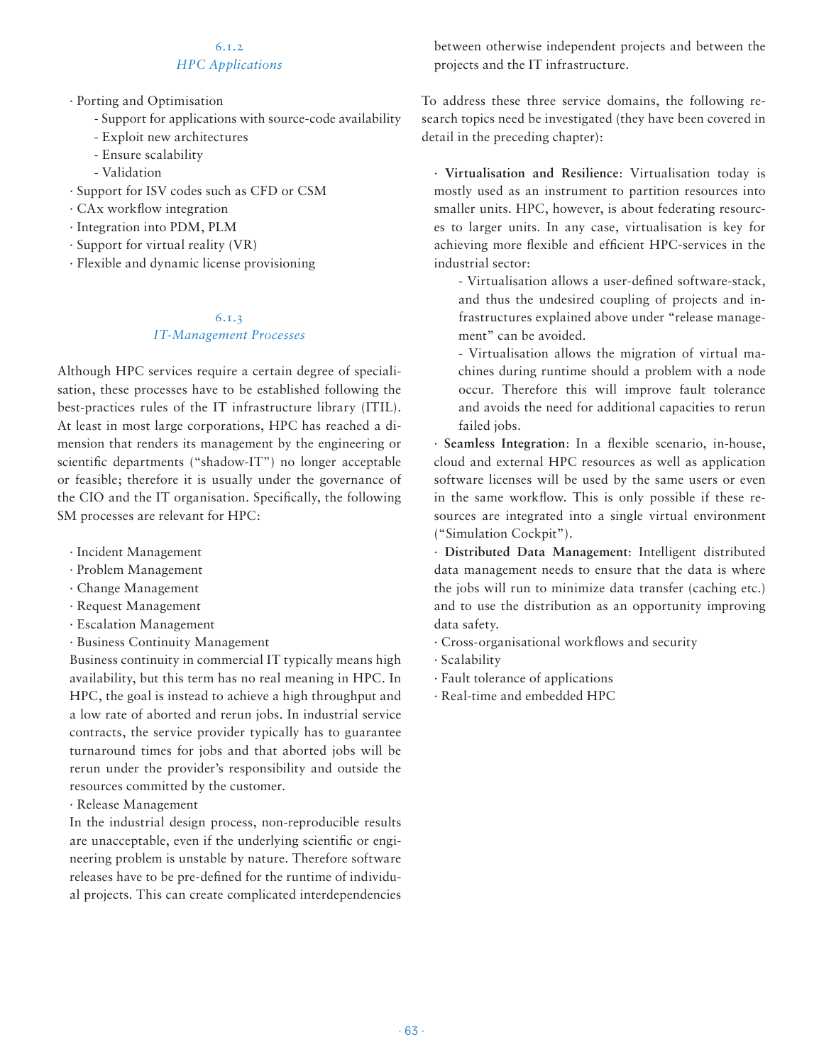### 6.1.2 *HPC Applications*

- Porting and Optimisation
  - Support for applications with source-code availability
  - Exploit new architectures
  - Ensure scalability
  - Validation
- Support for ISV codes such as CFD or CSM
- CAx workflow integration
- Integration into PDM, PLM
- Support for virtual reality (VR)
- Flexible and dynamic license provisioning

### 6.1.3 *IT-Management Processes*

Although HPC services require a certain degree of specialisation, these processes have to be established following the best-practices rules of the IT infrastructure library (ITIL). At least in most large corporations, HPC has reached a dimension that renders its management by the engineering or scientific departments ("shadow-IT") no longer acceptable or feasible; therefore it is usually under the governance of the CIO and the IT organisation. Specifically, the following SM processes are relevant for HPC:

- Incident Management
- Problem Management
- Change Management
- Request Management
- Escalation Management
- Business Continuity Management

  Business continuity in commercial IT typically means high availability, but this term has no real meaning in HPC. In HPC, the goal is instead to achieve a high throughput and a low rate of aborted and rerun jobs. In industrial service contracts, the service provider typically has to guarantee turnaround times for jobs and that aborted jobs will be rerun under the provider's responsibility and outside the resources committed by the customer.
- Release Management

  In the industrial design process, non-reproducible results are unacceptable, even if the underlying scientific or engineering problem is unstable by nature. Therefore software releases have to be pre-defined for the runtime of individual projects. This can create complicated interdependencies between otherwise independent projects and between the projects and the IT infrastructure.

To address these three service domains, the following research topics need be investigated (they have been covered in detail in the preceding chapter):

- **Virtualisation and Resilience**: Virtualisation today is mostly used as an instrument to partition resources into smaller units. HPC, however, is about federating resources to larger units. In any case, virtualisation is key for achieving more flexible and efficient HPC-services in the industrial sector:
  - Virtualisation allows a user-defined software-stack, and thus the undesired coupling of projects and infrastructures explained above under "release management" can be avoided.
  - Virtualisation allows the migration of virtual machines during runtime should a problem with a node occur. Therefore this will improve fault tolerance and avoids the need for additional capacities to rerun failed jobs.
- **Seamless Integration**: In a flexible scenario, in-house, cloud and external HPC resources as well as application software licenses will be used by the same users or even in the same workflow. This is only possible if these resources are integrated into a single virtual environment ("Simulation Cockpit").
- **Distributed Data Management**: Intelligent distributed data management needs to ensure that the data is where the jobs will run to minimize data transfer (caching etc.) and to use the distribution as an opportunity improving data safety.
- Cross-organisational workflows and security
- Scalability
- Fault tolerance of applications
- Real-time and embedded HPC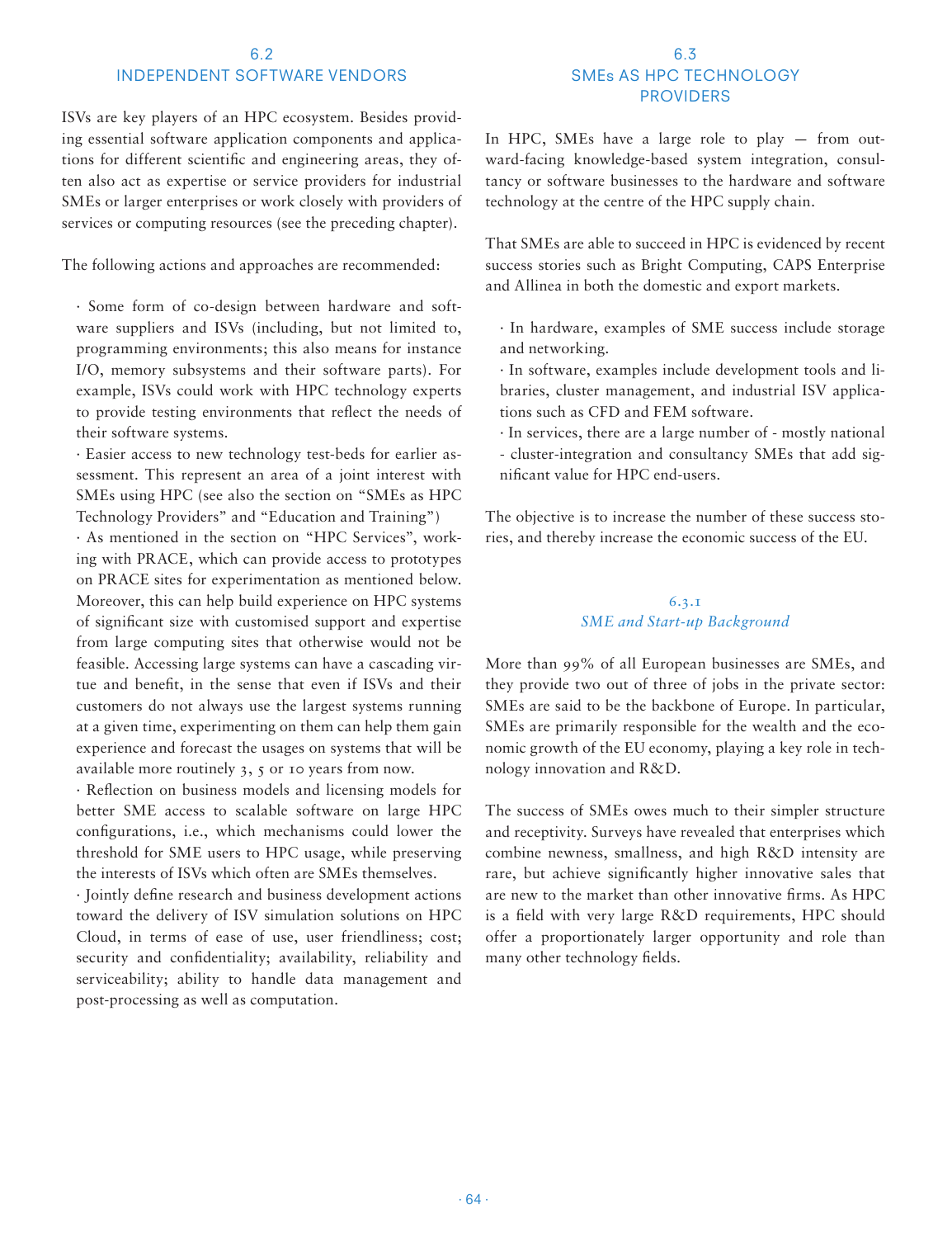## 6.2 INDEPENDENT SOFTWARE VENDORS

ISVs are key players of an HPC ecosystem. Besides providing essential software application components and applications for different scientific and engineering areas, they often also act as expertise or service providers for industrial SMEs or larger enterprises or work closely with providers of services or computing resources (see the preceding chapter).

The following actions and approaches are recommended:

- Some form of co-design between hardware and software suppliers and ISVs (including, but not limited to, programming environments; this also means for instance I/O, memory subsystems and their software parts). For example, ISVs could work with HPC technology experts to provide testing environments that reflect the needs of their software systems.
- Easier access to new technology test-beds for earlier assessment. This represent an area of a joint interest with SMEs using HPC (see also the section on "SMEs as HPC Technology Providers" and "Education and Training")
- As mentioned in the section on "HPC Services", working with PRACE, which can provide access to prototypes on PRACE sites for experimentation as mentioned below. Moreover, this can help build experience on HPC systems of significant size with customised support and expertise from large computing sites that otherwise would not be feasible. Accessing large systems can have a cascading virtue and benefit, in the sense that even if ISVs and their customers do not always use the largest systems running at a given time, experimenting on them can help them gain experience and forecast the usages on systems that will be available more routinely 3, 5 or 10 years from now.
- Reflection on business models and licensing models for better SME access to scalable software on large HPC configurations, i.e., which mechanisms could lower the threshold for SME users to HPC usage, while preserving the interests of ISVs which often are SMEs themselves.
- Jointly define research and business development actions toward the delivery of ISV simulation solutions on HPC Cloud, in terms of ease of use, user friendliness; cost; security and confidentiality; availability, reliability and serviceability; ability to handle data management and post-processing as well as computation.

## 6.3 SMEs AS HPC TECHNOLOGY PROVIDERS

In HPC, SMEs have a large role to play — from outward-facing knowledge-based system integration, consultancy or software businesses to the hardware and software technology at the centre of the HPC supply chain.

That SMEs are able to succeed in HPC is evidenced by recent success stories such as Bright Computing, CAPS Enterprise and Allinea in both the domestic and export markets.

- In hardware, examples of SME success include storage and networking.
- In software, examples include development tools and libraries, cluster management, and industrial ISV applications such as CFD and FEM software.
- In services, there are a large number of - mostly national - cluster-integration and consultancy SMEs that add significant value for HPC end-users.

The objective is to increase the number of these success stories, and thereby increase the economic success of the EU.

### 6.3.1 *SME and Start-up Background*

More than 99% of all European businesses are SMEs, and they provide two out of three of jobs in the private sector: SMEs are said to be the backbone of Europe. In particular, SMEs are primarily responsible for the wealth and the economic growth of the EU economy, playing a key role in technology innovation and R&D.

The success of SMEs owes much to their simpler structure and receptivity. Surveys have revealed that enterprises which combine newness, smallness, and high R&D intensity are rare, but achieve significantly higher innovative sales that are new to the market than other innovative firms. As HPC is a field with very large R&D requirements, HPC should offer a proportionately larger opportunity and role than many other technology fields.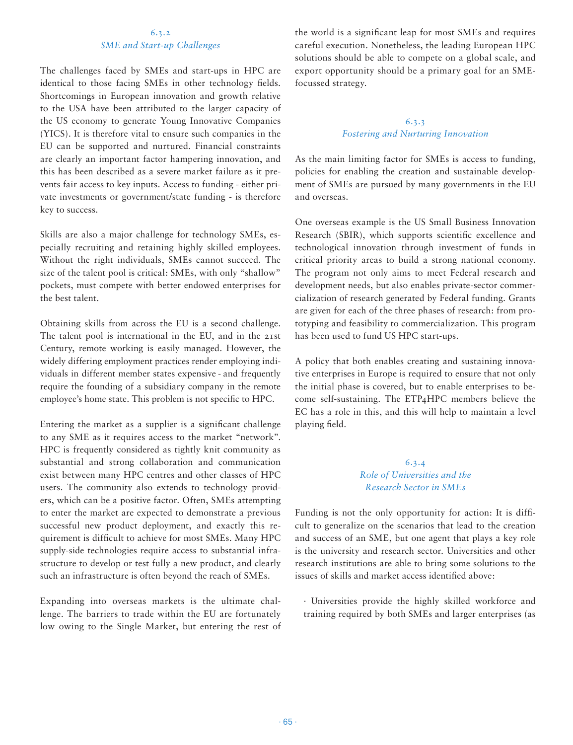### 6.3.2 *SME and Start-up Challenges*

The challenges faced by SMEs and start-ups in HPC are identical to those facing SMEs in other technology fields. Shortcomings in European innovation and growth relative to the USA have been attributed to the larger capacity of the US economy to generate Young Innovative Companies (YICS). It is therefore vital to ensure such companies in the EU can be supported and nurtured. Financial constraints are clearly an important factor hampering innovation, and this has been described as a severe market failure as it prevents fair access to key inputs. Access to funding - either private investments or government/state funding - is therefore key to success.

Skills are also a major challenge for technology SMEs, especially recruiting and retaining highly skilled employees. Without the right individuals, SMEs cannot succeed. The size of the talent pool is critical: SMEs, with only "shallow" pockets, must compete with better endowed enterprises for the best talent.

Obtaining skills from across the EU is a second challenge. The talent pool is international in the EU, and in the 21st Century, remote working is easily managed. However, the widely differing employment practices render employing individuals in different member states expensive - and frequently require the founding of a subsidiary company in the remote employee's home state. This problem is not specific to HPC.

Entering the market as a supplier is a significant challenge to any SME as it requires access to the market "network". HPC is frequently considered as tightly knit community as substantial and strong collaboration and communication exist between many HPC centres and other classes of HPC users. The community also extends to technology providers, which can be a positive factor. Often, SMEs attempting to enter the market are expected to demonstrate a previous successful new product deployment, and exactly this requirement is difficult to achieve for most SMEs. Many HPC supply-side technologies require access to substantial infrastructure to develop or test fully a new product, and clearly such an infrastructure is often beyond the reach of SMEs.

Expanding into overseas markets is the ultimate challenge. The barriers to trade within the EU are fortunately low owing to the Single Market, but entering the rest of the world is a significant leap for most SMEs and requires careful execution. Nonetheless, the leading European HPC solutions should be able to compete on a global scale, and export opportunity should be a primary goal for an SME-focussed strategy.

### 6.3.3 *Fostering and Nurturing Innovation*

As the main limiting factor for SMEs is access to funding, policies for enabling the creation and sustainable development of SMEs are pursued by many governments in the EU and overseas.

One overseas example is the US Small Business Innovation Research (SBIR), which supports scientific excellence and technological innovation through investment of funds in critical priority areas to build a strong national economy. The program not only aims to meet Federal research and development needs, but also enables private-sector commercialization of research generated by Federal funding. Grants are given for each of the three phases of research: from prototyping and feasibility to commercialization. This program has been used to fund US HPC start-ups.

A policy that both enables creating and sustaining innovative enterprises in Europe is required to ensure that not only the initial phase is covered, but to enable enterprises to become self-sustaining. The ETP4HPC members believe the EC has a role in this, and this will help to maintain a level playing field.

### 6.3.4 *Role of Universities and the Research Sector in SMEs*

Funding is not the only opportunity for action: It is difficult to generalize on the scenarios that lead to the creation and success of an SME, but one agent that plays a key role is the university and research sector. Universities and other research institutions are able to bring some solutions to the issues of skills and market access identified above:

- Universities provide the highly skilled workforce and training required by both SMEs and larger enterprises (as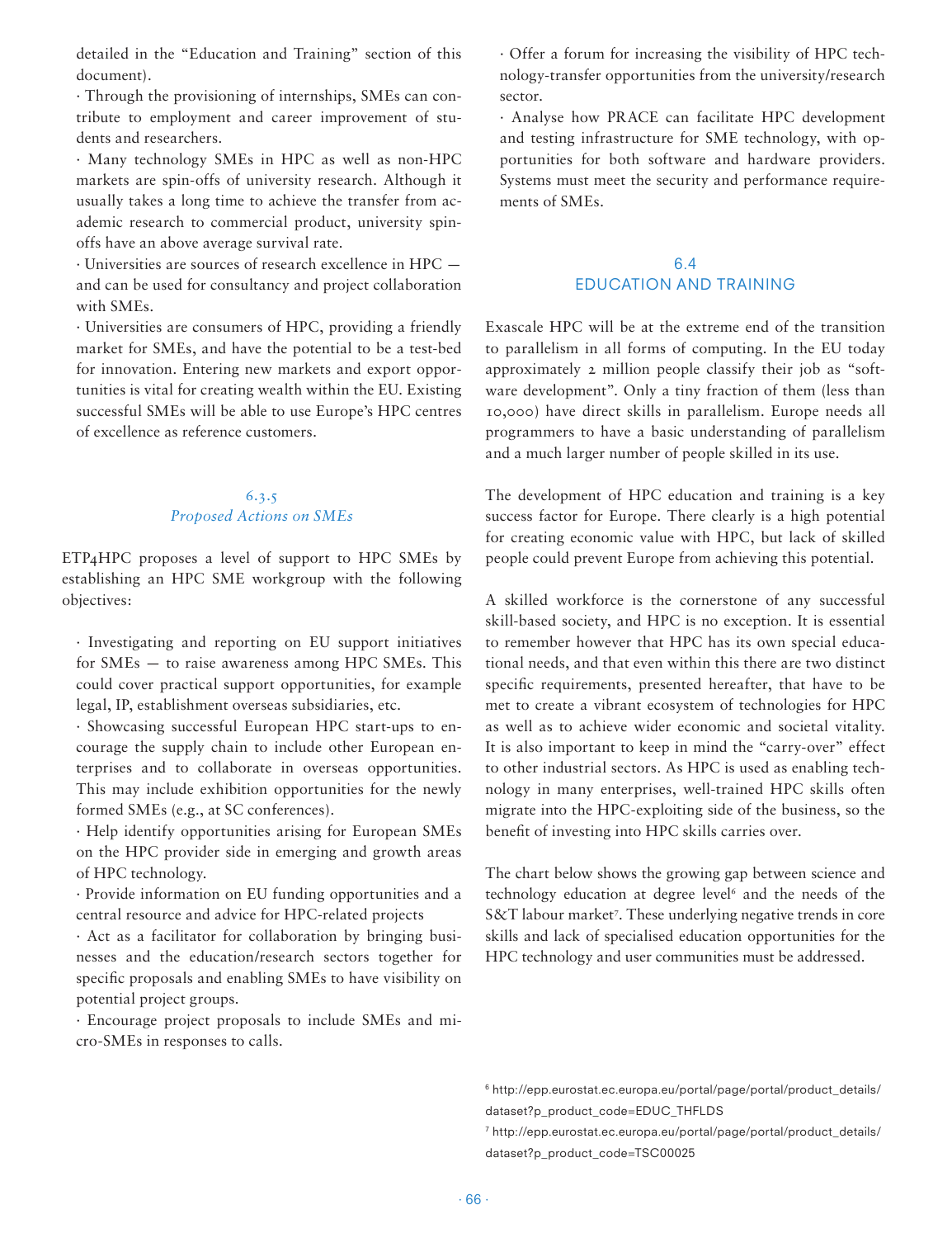detailed in the "Education and Training" section of this document).

· Through the provisioning of internships, SMEs can contribute to employment and career improvement of students and researchers.

· Many technology SMEs in HPC as well as non-HPC markets are spin-offs of university research. Although it usually takes a long time to achieve the transfer from academic research to commercial product, university spin-offs have an above average survival rate.

· Universities are sources of research excellence in HPC — and can be used for consultancy and project collaboration with SMEs.

· Universities are consumers of HPC, providing a friendly market for SMEs, and have the potential to be a test-bed for innovation. Entering new markets and export opportunities is vital for creating wealth within the EU. Existing successful SMEs will be able to use Europe's HPC centres of excellence as reference customers.

#### 6.3.5
#### *Proposed Actions on SMEs*

ETP4HPC proposes a level of support to HPC SMEs by establishing an HPC SME workgroup with the following objectives:

· Investigating and reporting on EU support initiatives for SMEs — to raise awareness among HPC SMEs. This could cover practical support opportunities, for example legal, IP, establishment overseas subsidiaries, etc.

· Showcasing successful European HPC start-ups to encourage the supply chain to include other European enterprises and to collaborate in overseas opportunities. This may include exhibition opportunities for the newly formed SMEs (e.g., at SC conferences).

· Help identify opportunities arising for European SMEs on the HPC provider side in emerging and growth areas of HPC technology.

· Provide information on EU funding opportunities and a central resource and advice for HPC-related projects

· Act as a facilitator for collaboration by bringing businesses and the education/research sectors together for specific proposals and enabling SMEs to have visibility on potential project groups.

· Encourage project proposals to include SMEs and micro-SMEs in responses to calls.

· Offer a forum for increasing the visibility of HPC technology-transfer opportunities from the university/research sector.

· Analyse how PRACE can facilitate HPC development and testing infrastructure for SME technology, with opportunities for both software and hardware providers. Systems must meet the security and performance requirements of SMEs.

## 6.4
## EDUCATION AND TRAINING

Exascale HPC will be at the extreme end of the transition to parallelism in all forms of computing. In the EU today approximately 2 million people classify their job as "software development". Only a tiny fraction of them (less than 10,000) have direct skills in parallelism. Europe needs all programmers to have a basic understanding of parallelism and a much larger number of people skilled in its use.

The development of HPC education and training is a key success factor for Europe. There clearly is a high potential for creating economic value with HPC, but lack of skilled people could prevent Europe from achieving this potential.

A skilled workforce is the cornerstone of any successful skill-based society, and HPC is no exception. It is essential to remember however that HPC has its own special educational needs, and that even within this there are two distinct specific requirements, presented hereafter, that have to be met to create a vibrant ecosystem of technologies for HPC as well as to achieve wider economic and societal vitality. It is also important to keep in mind the "carry-over" effect to other industrial sectors. As HPC is used as enabling technology in many enterprises, well-trained HPC skills often migrate into the HPC-exploiting side of the business, so the benefit of investing into HPC skills carries over.

The chart below shows the growing gap between science and technology education at degree level[6] and the needs of the S&T labour market[7]. These underlying negative trends in core skills and lack of specialised education opportunities for the HPC technology and user communities must be addressed.

[6] http://epp.eurostat.ec.europa.eu/portal/page/portal/product_details/dataset?p_product_code=EDUC_THFLDS

[7] http://epp.eurostat.ec.europa.eu/portal/page/portal/product_details/dataset?p_product_code=TSC00025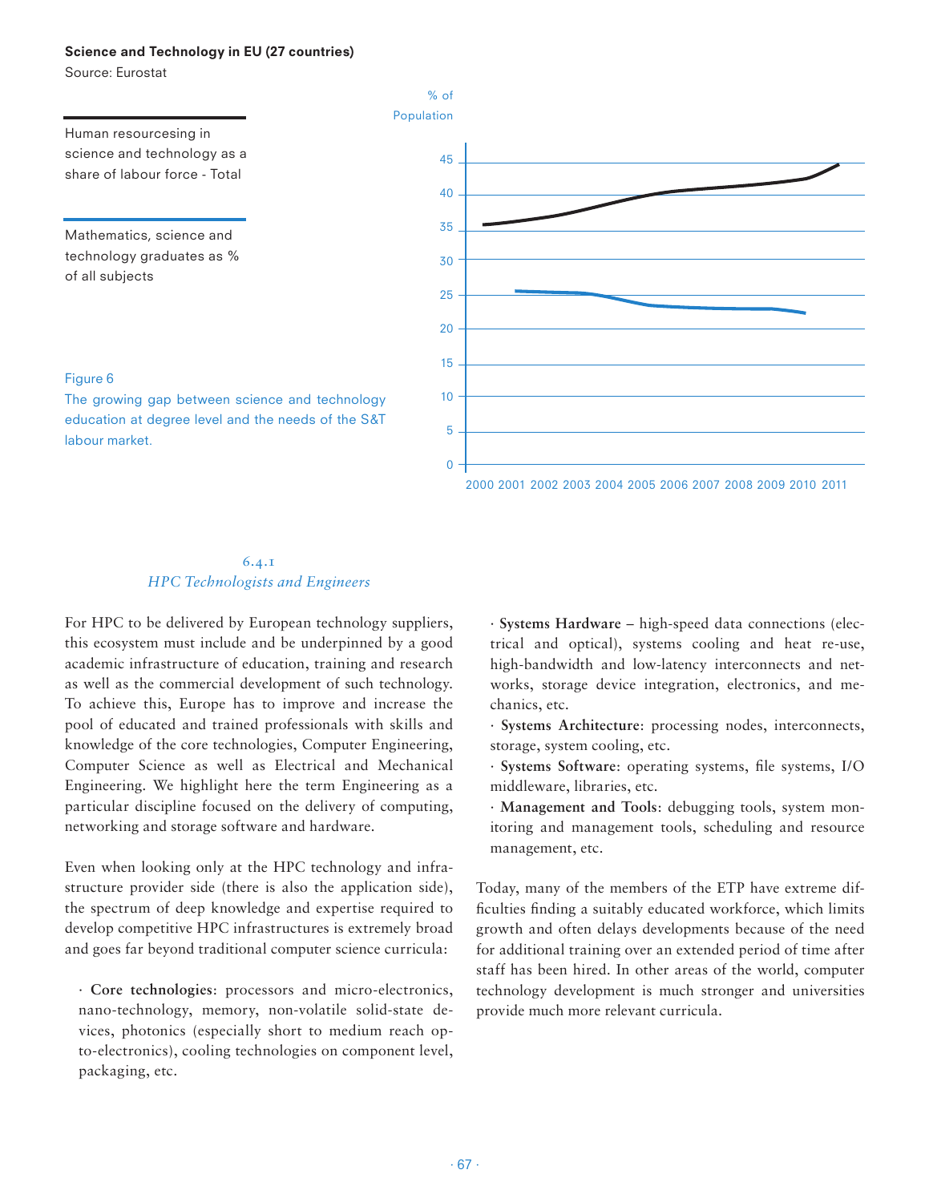**Science and Technology in EU (27 countries)**

Source: Eurostat

Human resourcing in science and technology as a share of labour force - Total

Mathematics, science and technology graduates as % of all subjects

% of Population

45
40
35
30
25
20
15
10
5
0

2000 2001 2002 2003 2004 2005 2006 2007 2008 2009 2010 2011

Figure 6
The growing gap between science and technology education at degree level and the needs of the S&T labour market.

### 6.4.1
### *HPC Technologists and Engineers*

For HPC to be delivered by European technology suppliers, this ecosystem must include and be underpinned by a good academic infrastructure of education, training and research as well as the commercial development of such technology. To achieve this, Europe has to improve and increase the pool of educated and trained professionals with skills and knowledge of the core technologies, Computer Engineering, Computer Science as well as Electrical and Mechanical Engineering. We highlight here the term Engineering as a particular discipline focused on the delivery of computing, networking and storage software and hardware.

Even when looking only at the HPC technology and infrastructure provider side (there is also the application side), the spectrum of deep knowledge and expertise required to develop competitive HPC infrastructures is extremely broad and goes far beyond traditional computer science curricula:

- **Core technologies**: processors and micro-electronics, nano-technology, memory, non-volatile solid-state devices, photonics (especially short to medium reach opto-electronics), cooling technologies on component level, packaging, etc.
- **Systems Hardware** – high-speed data connections (electrical and optical), systems cooling and heat re-use, high-bandwidth and low-latency interconnects and networks, storage device integration, electronics, and mechanics, etc.
- **Systems Architecture**: processing nodes, interconnects, storage, system cooling, etc.
- **Systems Software**: operating systems, file systems, I/O middleware, libraries, etc.
- **Management and Tools**: debugging tools, system monitoring and management tools, scheduling and resource management, etc.

Today, many of the members of the ETP have extreme difficulties finding a suitably educated workforce, which limits growth and often delays developments because of the need for additional training over an extended period of time after staff has been hired. In other areas of the world, computer technology development is much stronger and universities provide much more relevant curricula.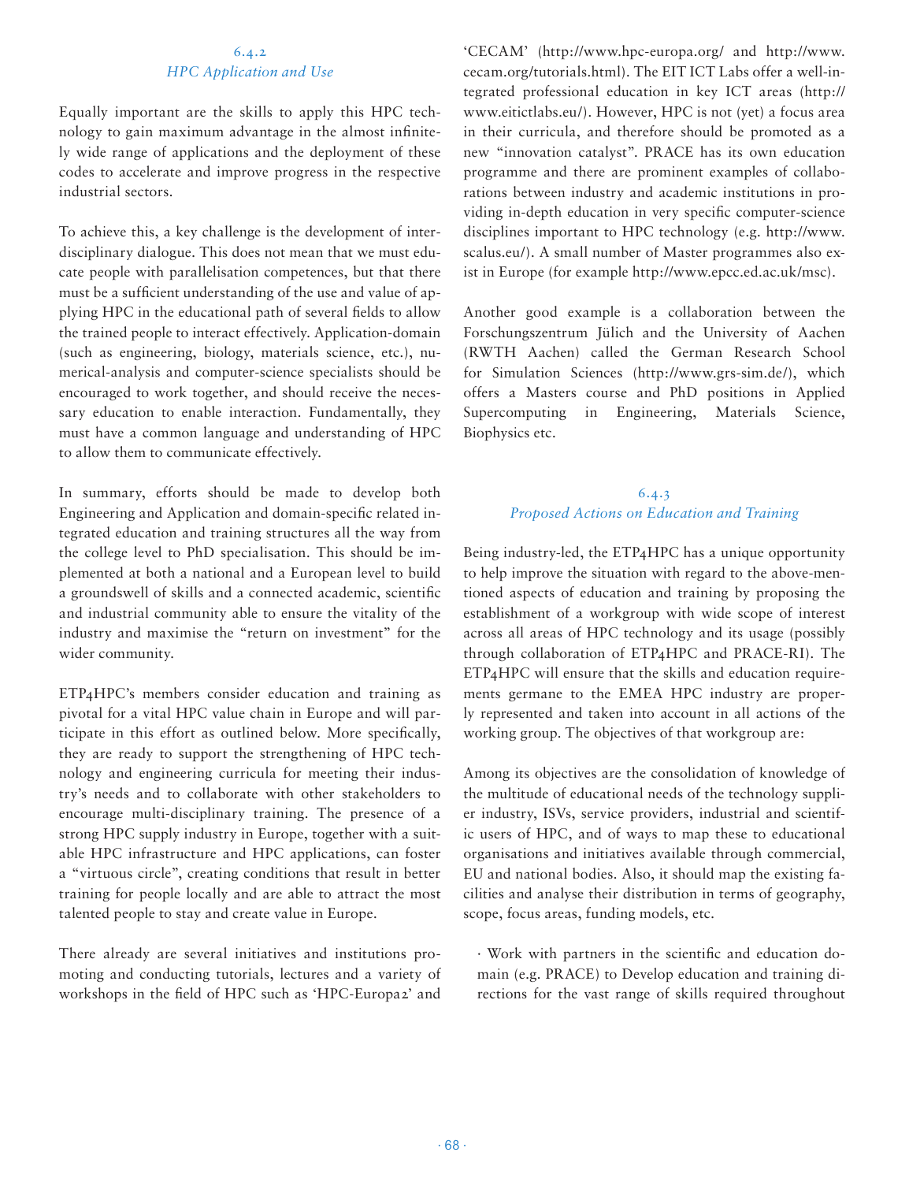### 6.4.2
### *HPC Application and Use*

Equally important are the skills to apply this HPC technology to gain maximum advantage in the almost infinitely wide range of applications and the deployment of these codes to accelerate and improve progress in the respective industrial sectors.

To achieve this, a key challenge is the development of interdisciplinary dialogue. This does not mean that we must educate people with parallelisation competences, but that there must be a sufficient understanding of the use and value of applying HPC in the educational path of several fields to allow the trained people to interact effectively. Application-domain (such as engineering, biology, materials science, etc.), numerical-analysis and computer-science specialists should be encouraged to work together, and should receive the necessary education to enable interaction. Fundamentally, they must have a common language and understanding of HPC to allow them to communicate effectively.

In summary, efforts should be made to develop both Engineering and Application and domain-specific related integrated education and training structures all the way from the college level to PhD specialisation. This should be implemented at both a national and a European level to build a groundswell of skills and a connected academic, scientific and industrial community able to ensure the vitality of the industry and maximise the "return on investment" for the wider community.

ETP4HPC's members consider education and training as pivotal for a vital HPC value chain in Europe and will participate in this effort as outlined below. More specifically, they are ready to support the strengthening of HPC technology and engineering curricula for meeting their industry's needs and to collaborate with other stakeholders to encourage multi-disciplinary training. The presence of a strong HPC supply industry in Europe, together with a suitable HPC infrastructure and HPC applications, can foster a "virtuous circle", creating conditions that result in better training for people locally and are able to attract the most talented people to stay and create value in Europe.

There already are several initiatives and institutions promoting and conducting tutorials, lectures and a variety of workshops in the field of HPC such as 'HPC-Europa2' and 'CECAM' (http://www.hpc-europa.org/ and http://www.cecam.org/tutorials.html). The EIT ICT Labs offer a well-integrated professional education in key ICT areas (http://www.eitictlabs.eu/). However, HPC is not (yet) a focus area in their curricula, and therefore should be promoted as a new "innovation catalyst". PRACE has its own education programme and there are prominent examples of collaborations between industry and academic institutions in providing in-depth education in very specific computer-science disciplines important to HPC technology (e.g. http://www.scalus.eu/). A small number of Master programmes also exist in Europe (for example http://www.epcc.ed.ac.uk/msc).

Another good example is a collaboration between the Forschungszentrum Jülich and the University of Aachen (RWTH Aachen) called the German Research School for Simulation Sciences (http://www.grs-sim.de/), which offers a Masters course and PhD positions in Applied Supercomputing in Engineering, Materials Science, Biophysics etc.

### 6.4.3
### *Proposed Actions on Education and Training*

Being industry-led, the ETP4HPC has a unique opportunity to help improve the situation with regard to the above-mentioned aspects of education and training by proposing the establishment of a workgroup with wide scope of interest across all areas of HPC technology and its usage (possibly through collaboration of ETP4HPC and PRACE-RI). The ETP4HPC will ensure that the skills and education requirements germane to the EMEA HPC industry are properly represented and taken into account in all actions of the working group. The objectives of that workgroup are:

Among its objectives are the consolidation of knowledge of the multitude of educational needs of the technology supplier industry, ISVs, service providers, industrial and scientific users of HPC, and of ways to map these to educational organisations and initiatives available through commercial, EU and national bodies. Also, it should map the existing facilities and analyse their distribution in terms of geography, scope, focus areas, funding models, etc.

- Work with partners in the scientific and education domain (e.g. PRACE) to Develop education and training directions for the vast range of skills required throughout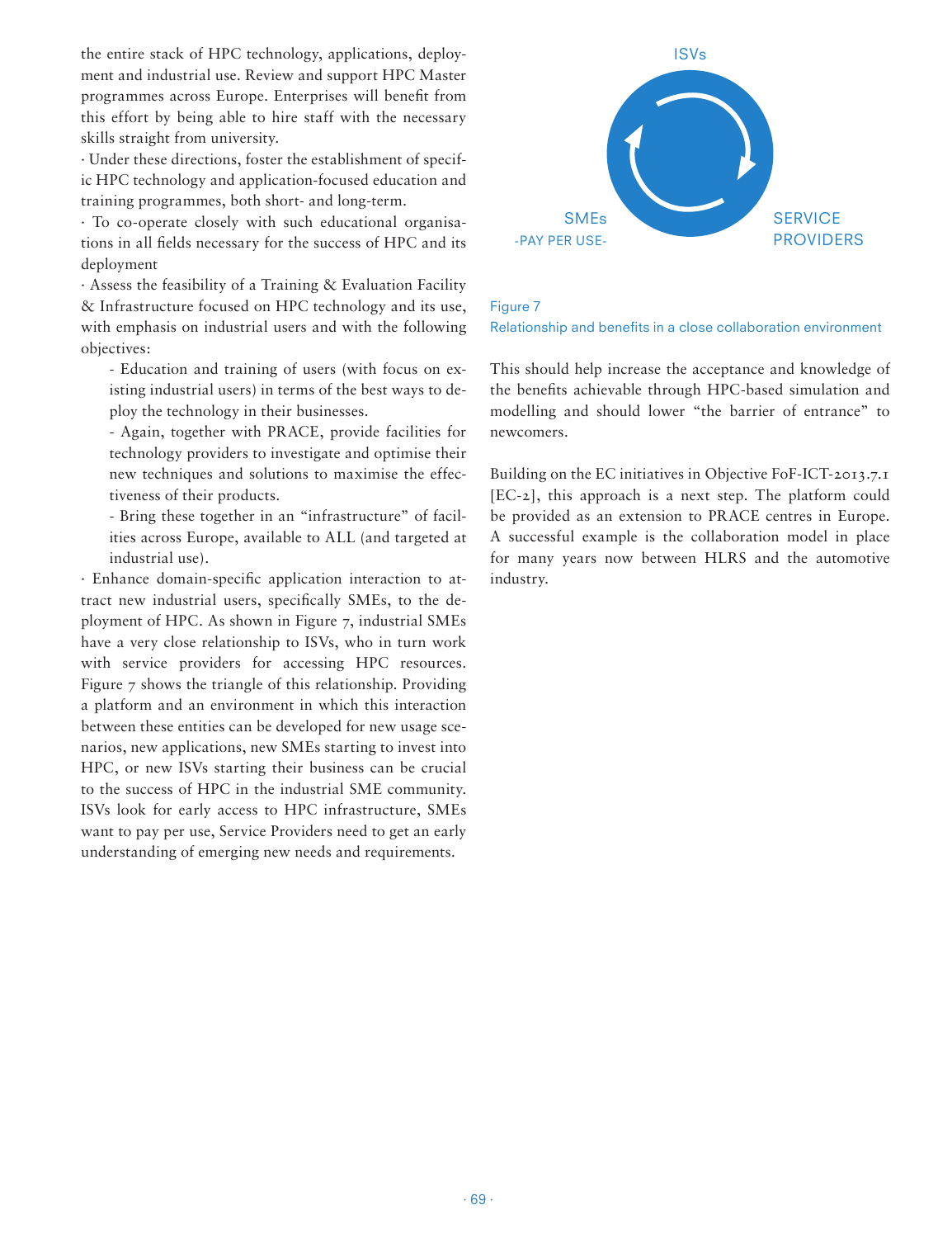the entire stack of HPC technology, applications, deployment and industrial use. Review and support HPC Master programmes across Europe. Enterprises will benefit from this effort by being able to hire staff with the necessary skills straight from university.

· Under these directions, foster the establishment of specific HPC technology and application-focused education and training programmes, both short- and long-term.

· To co-operate closely with such educational organisations in all fields necessary for the success of HPC and its deployment

· Assess the feasibility of a Training & Evaluation Facility & Infrastructure focused on HPC technology and its use, with emphasis on industrial users and with the following objectives:

- Education and training of users (with focus on existing industrial users) in terms of the best ways to deploy the technology in their businesses.
- Again, together with PRACE, provide facilities for technology providers to investigate and optimise their new techniques and solutions to maximise the effectiveness of their products.
- Bring these together in an "infrastructure" of facilities across Europe, available to ALL (and targeted at industrial use).

· Enhance domain-specific application interaction to attract new industrial users, specifically SMEs, to the deployment of HPC. As shown in Figure 7, industrial SMEs have a very close relationship to ISVs, who in turn work with service providers for accessing HPC resources. Figure 7 shows the triangle of this relationship. Providing a platform and an environment in which this interaction between these entities can be developed for new usage scenarios, new applications, new SMEs starting to invest into HPC, or new ISVs starting their business can be crucial to the success of HPC in the industrial SME community. ISVs look for early access to HPC infrastructure, SMEs want to pay per use, Service Providers need to get an early understanding of emerging new needs and requirements.

ISVs

SMEs
-PAY PER USE-

SERVICE PROVIDERS

Figure 7
Relationship and benefits in a close collaboration environment

This should help increase the acceptance and knowledge of the benefits achievable through HPC-based simulation and modelling and should lower "the barrier of entrance" to newcomers.

Building on the EC initiatives in Objective FoF-ICT-2013.7.1 [EC-2], this approach is a next step. The platform could be provided as an extension to PRACE centres in Europe. A successful example is the collaboration model in place for many years now between HLRS and the automotive industry.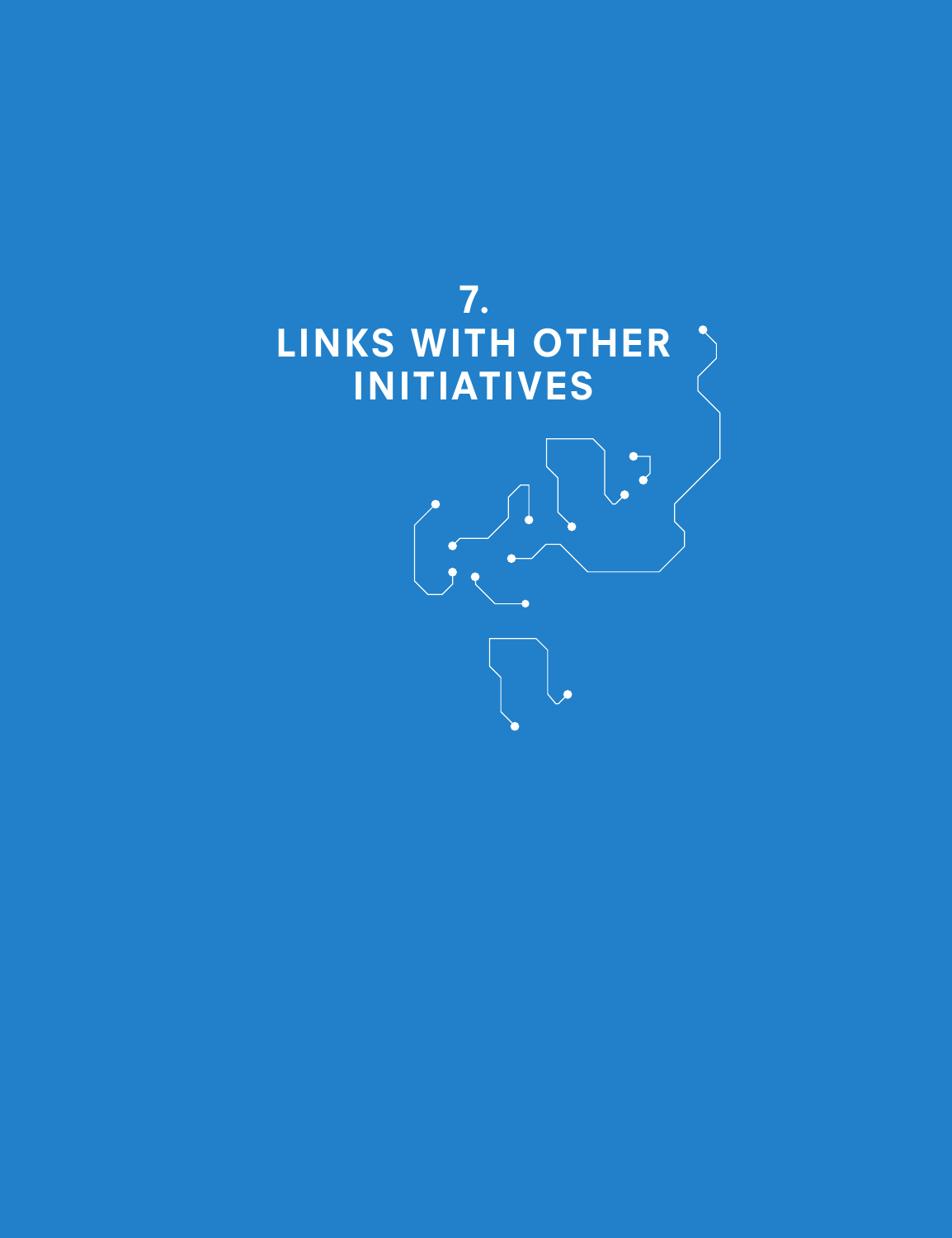# 7. LINKS WITH OTHER INITIATIVES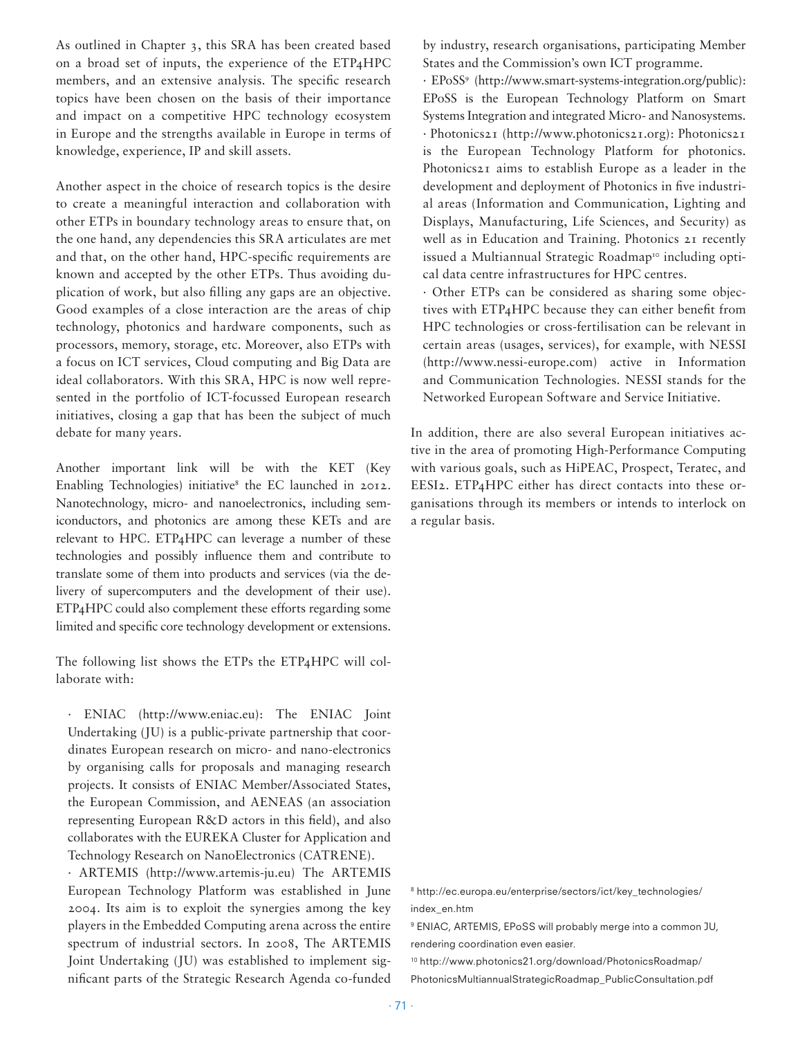As outlined in Chapter 3, this SRA has been created based on a broad set of inputs, the experience of the ETP4HPC members, and an extensive analysis. The specific research topics have been chosen on the basis of their importance and impact on a competitive HPC technology ecosystem in Europe and the strengths available in Europe in terms of knowledge, experience, IP and skill assets.

Another aspect in the choice of research topics is the desire to create a meaningful interaction and collaboration with other ETPs in boundary technology areas to ensure that, on the one hand, any dependencies this SRA articulates are met and that, on the other hand, HPC-specific requirements are known and accepted by the other ETPs. Thus avoiding duplication of work, but also filling any gaps are an objective. Good examples of a close interaction are the areas of chip technology, photonics and hardware components, such as processors, memory, storage, etc. Moreover, also ETPs with a focus on ICT services, Cloud computing and Big Data are ideal collaborators. With this SRA, HPC is now well represented in the portfolio of ICT-focussed European research initiatives, closing a gap that has been the subject of much debate for many years.

Another important link will be with the KET (Key Enabling Technologies) initiative[8] the EC launched in 2012. Nanotechnology, micro- and nanoelectronics, including semiconductors, and photonics are among these KETs and are relevant to HPC. ETP4HPC can leverage a number of these technologies and possibly influence them and contribute to translate some of them into products and services (via the delivery of supercomputers and the development of their use). ETP4HPC could also complement these efforts regarding some limited and specific core technology development or extensions.

The following list shows the ETPs the ETP4HPC will collaborate with:

- ENIAC (http://www.eniac.eu): The ENIAC Joint Undertaking (JU) is a public-private partnership that coordinates European research on micro- and nano-electronics by organising calls for proposals and managing research projects. It consists of ENIAC Member/Associated States, the European Commission, and AENEAS (an association representing European R&D actors in this field), and also collaborates with the EUREKA Cluster for Application and Technology Research on NanoElectronics (CATRENE).
- ARTEMIS (http://www.artemis-ju.eu) The ARTEMIS European Technology Platform was established in June 2004. Its aim is to exploit the synergies among the key players in the Embedded Computing arena across the entire spectrum of industrial sectors. In 2008, The ARTEMIS Joint Undertaking (JU) was established to implement significant parts of the Strategic Research Agenda co-funded by industry, research organisations, participating Member States and the Commission's own ICT programme.
- EPoSS[9] (http://www.smart-systems-integration.org/public): EPoSS is the European Technology Platform on Smart Systems Integration and integrated Micro- and Nanosystems.
- Photonics21 (http://www.photonics21.org): Photonics21 is the European Technology Platform for photonics. Photonics21 aims to establish Europe as a leader in the development and deployment of Photonics in five industrial areas (Information and Communication, Lighting and Displays, Manufacturing, Life Sciences, and Security) as well as in Education and Training. Photonics 21 recently issued a Multiannual Strategic Roadmap[10] including optical data centre infrastructures for HPC centres.
- Other ETPs can be considered as sharing some objectives with ETP4HPC because they can either benefit from HPC technologies or cross-fertilisation can be relevant in certain areas (usages, services), for example, with NESSI (http://www.nessi-europe.com) active in Information and Communication Technologies. NESSI stands for the Networked European Software and Service Initiative.

In addition, there are also several European initiatives active in the area of promoting High-Performance Computing with various goals, such as HiPEAC, Prospect, Teratec, and EESI2. ETP4HPC either has direct contacts into these organisations through its members or intends to interlock on a regular basis.

[8] http://ec.europa.eu/enterprise/sectors/ict/key_technologies/index_en.htm

[9] ENIAC, ARTEMIS, EPoSS will probably merge into a common JU, rendering coordination even easier.

[10] http://www.photonics21.org/download/PhotonicsRoadmap/PhotonicsMultiannualStrategicRoadmap_PublicConsultation.pdf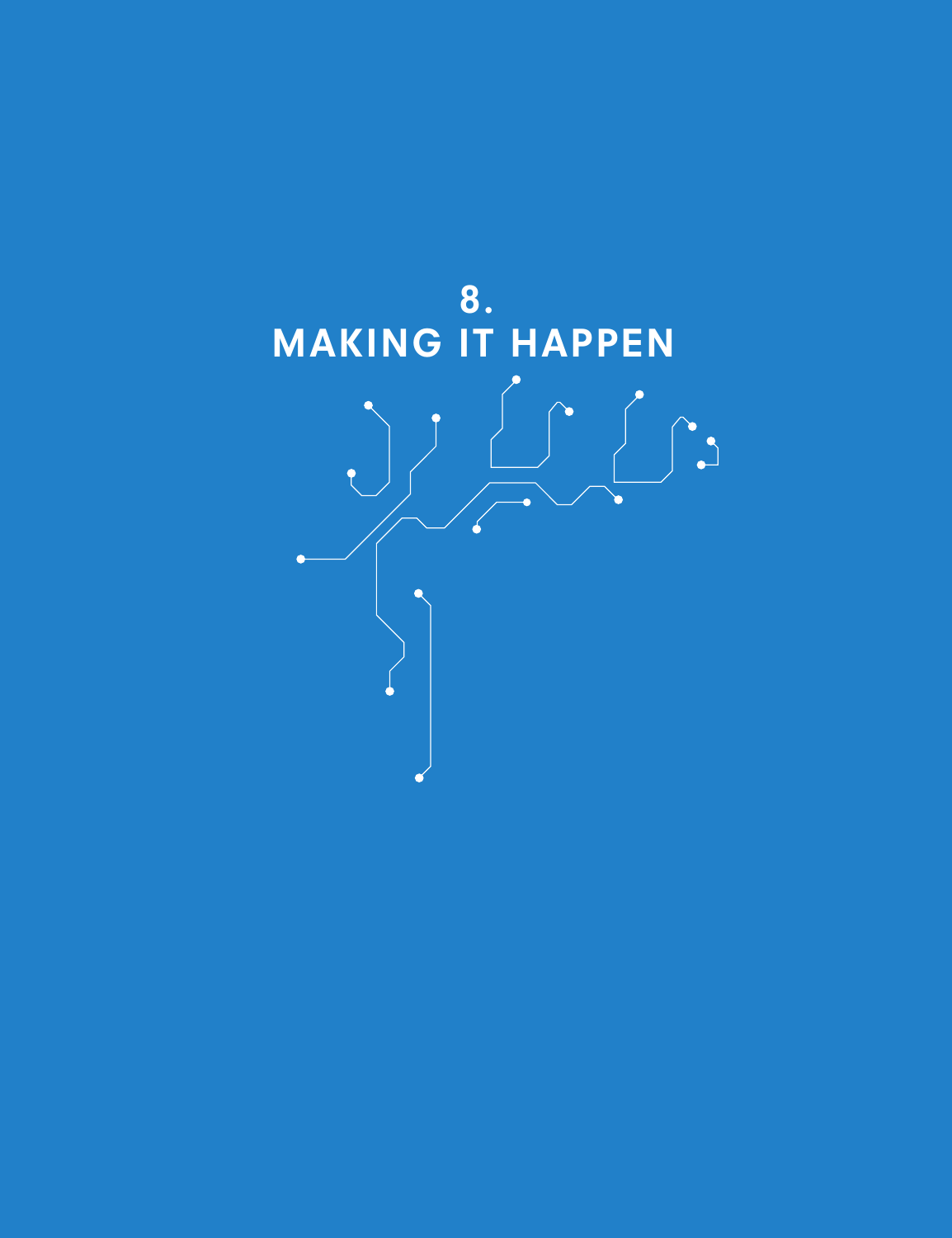# 8. MAKING IT HAPPEN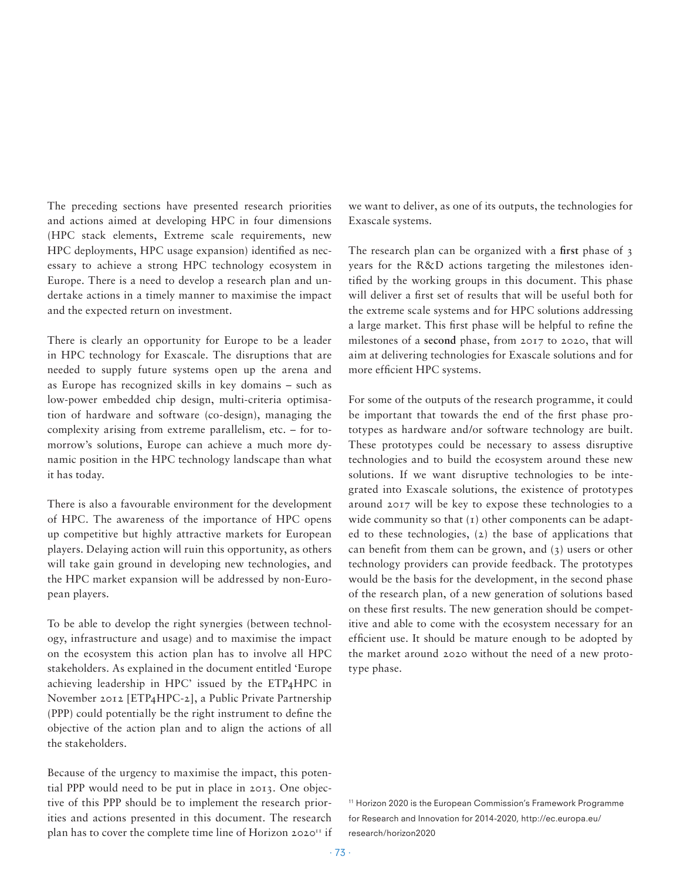The preceding sections have presented research priorities and actions aimed at developing HPC in four dimensions (HPC stack elements, Extreme scale requirements, new HPC deployments, HPC usage expansion) identified as necessary to achieve a strong HPC technology ecosystem in Europe. There is a need to develop a research plan and undertake actions in a timely manner to maximise the impact and the expected return on investment.

There is clearly an opportunity for Europe to be a leader in HPC technology for Exascale. The disruptions that are needed to supply future systems open up the arena and as Europe has recognized skills in key domains – such as low-power embedded chip design, multi-criteria optimisation of hardware and software (co-design), managing the complexity arising from extreme parallelism, etc. – for tomorrow's solutions, Europe can achieve a much more dynamic position in the HPC technology landscape than what it has today.

There is also a favourable environment for the development of HPC. The awareness of the importance of HPC opens up competitive but highly attractive markets for European players. Delaying action will ruin this opportunity, as others will take gain ground in developing new technologies, and the HPC market expansion will be addressed by non-European players.

To be able to develop the right synergies (between technology, infrastructure and usage) and to maximise the impact on the ecosystem this action plan has to involve all HPC stakeholders. As explained in the document entitled 'Europe achieving leadership in HPC' issued by the ETP4HPC in November 2012 [ETP4HPC-2], a Public Private Partnership (PPP) could potentially be the right instrument to define the objective of the action plan and to align the actions of all the stakeholders.

Because of the urgency to maximise the impact, this potential PPP would need to be put in place in 2013. One objective of this PPP should be to implement the research priorities and actions presented in this document. The research plan has to cover the complete time line of Horizon 2020[11] if we want to deliver, as one of its outputs, the technologies for Exascale systems.

The research plan can be organized with a **first** phase of 3 years for the R&D actions targeting the milestones identified by the working groups in this document. This phase will deliver a first set of results that will be useful both for the extreme scale systems and for HPC solutions addressing a large market. This first phase will be helpful to refine the milestones of a **second** phase, from 2017 to 2020, that will aim at delivering technologies for Exascale solutions and for more efficient HPC systems.

For some of the outputs of the research programme, it could be important that towards the end of the first phase prototypes as hardware and/or software technology are built. These prototypes could be necessary to assess disruptive technologies and to build the ecosystem around these new solutions. If we want disruptive technologies to be integrated into Exascale solutions, the existence of prototypes around 2017 will be key to expose these technologies to a wide community so that (1) other components can be adapted to these technologies, (2) the base of applications that can benefit from them can be grown, and (3) users or other technology providers can provide feedback. The prototypes would be the basis for the development, in the second phase of the research plan, of a new generation of solutions based on these first results. The new generation should be competitive and able to come with the ecosystem necessary for an efficient use. It should be mature enough to be adopted by the market around 2020 without the need of a new prototype phase.

[11] Horizon 2020 is the European Commission's Framework Programme for Research and Innovation for 2014-2020, http://ec.europa.eu/research/horizon2020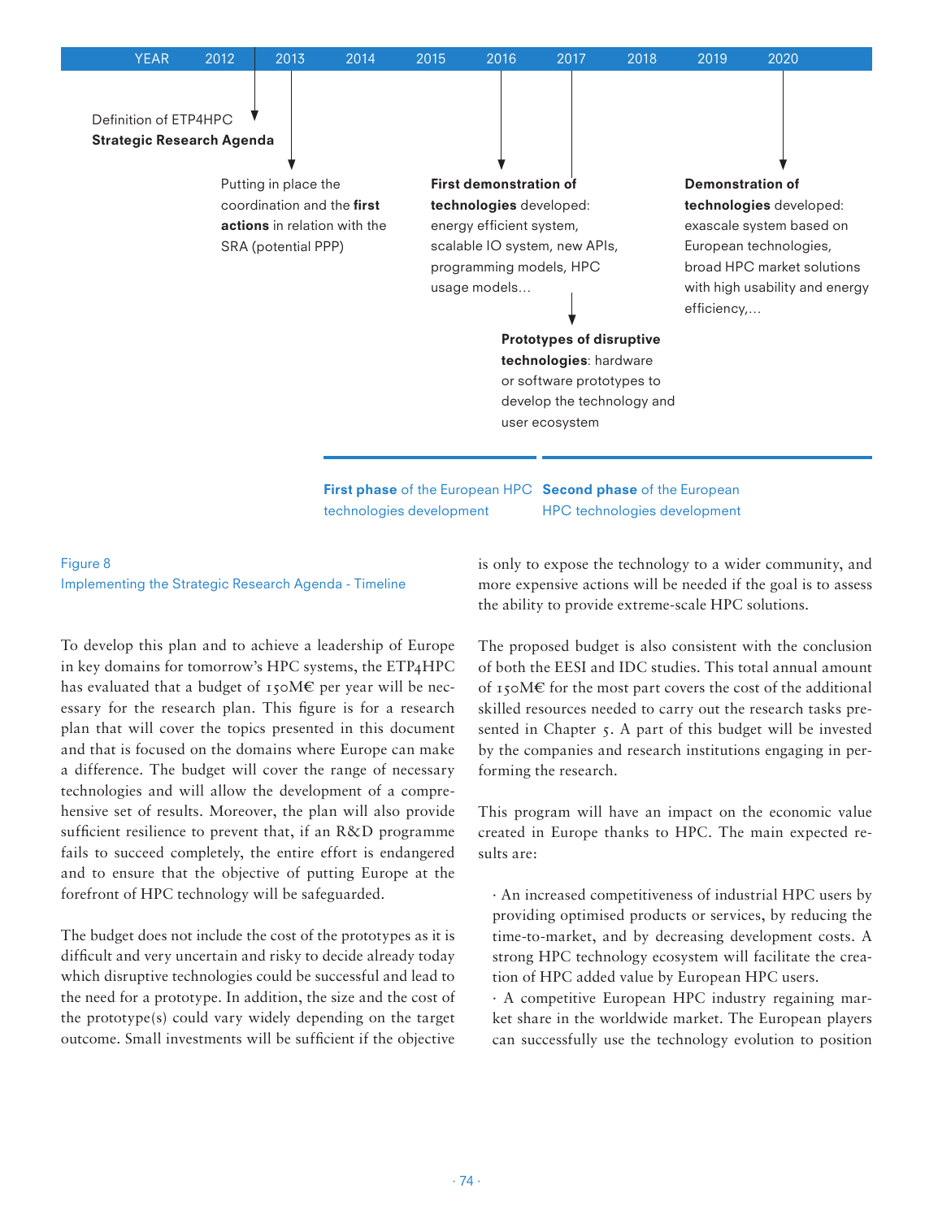| YEAR | 2012 | 2013 | 2014 | 2015 | 2016 | 2017 | 2018 | 2019 | 2020 |
|---|---|---|---|---|---|---|---|---|---|

Definition of ETP4HPC **Strategic Research Agenda** (2012)

Putting in place the coordination and the **first actions** in relation with the SRA (potential PPP) (2013)

**First demonstration of technologies** developed: energy efficient system, scalable IO system, new APIs, programming models, HPC usage models… (2016)

**Prototypes of disruptive technologies**: hardware or software prototypes to develop the technology and user ecosystem (2017)

**Demonstration of technologies** developed: exascale system based on European technologies, broad HPC market solutions with high usability and energy efficiency,… (2020)

**First phase** of the European HPC technologies development

**Second phase** of the European HPC technologies development

Figure 8
Implementing the Strategic Research Agenda - Timeline

To develop this plan and to achieve a leadership of Europe in key domains for tomorrow's HPC systems, the ETP4HPC has evaluated that a budget of 150M€ per year will be necessary for the research plan. This figure is for a research plan that will cover the topics presented in this document and that is focused on the domains where Europe can make a difference. The budget will cover the range of necessary technologies and will allow the development of a comprehensive set of results. Moreover, the plan will also provide sufficient resilience to prevent that, if an R&D programme fails to succeed completely, the entire effort is endangered and to ensure that the objective of putting Europe at the forefront of HPC technology will be safeguarded.

The budget does not include the cost of the prototypes as it is difficult and very uncertain and risky to decide already today which disruptive technologies could be successful and lead to the need for a prototype. In addition, the size and the cost of the prototype(s) could vary widely depending on the target outcome. Small investments will be sufficient if the objective is only to expose the technology to a wider community, and more expensive actions will be needed if the goal is to assess the ability to provide extreme-scale HPC solutions.

The proposed budget is also consistent with the conclusion of both the EESI and IDC studies. This total annual amount of 150M€ for the most part covers the cost of the additional skilled resources needed to carry out the research tasks presented in Chapter 5. A part of this budget will be invested by the companies and research institutions engaging in performing the research.

This program will have an impact on the economic value created in Europe thanks to HPC. The main expected results are:

- An increased competitiveness of industrial HPC users by providing optimised products or services, by reducing the time-to-market, and by decreasing development costs. A strong HPC technology ecosystem will facilitate the creation of HPC added value by European HPC users.
- A competitive European HPC industry regaining market share in the worldwide market. The European players can successfully use the technology evolution to position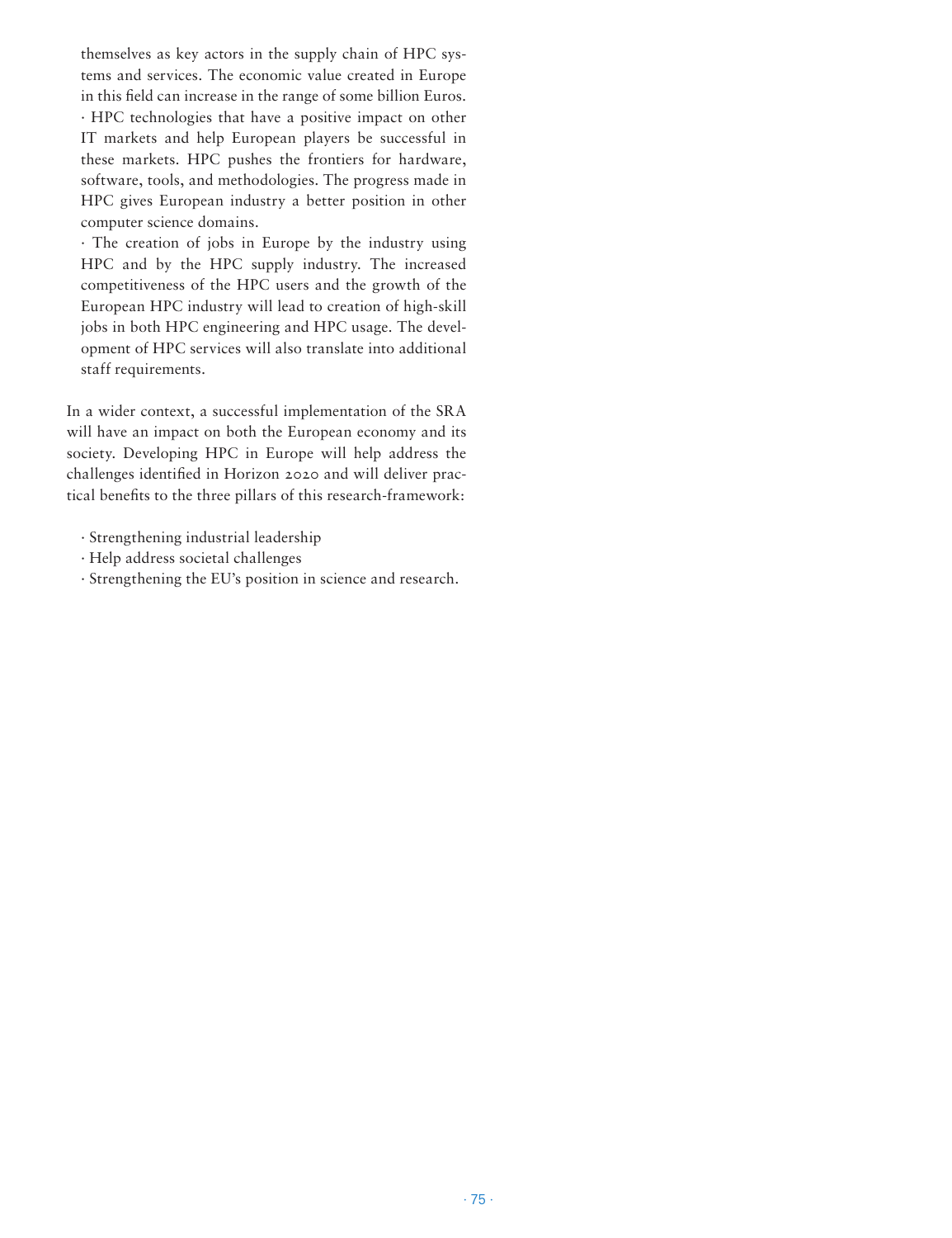themselves as key actors in the supply chain of HPC systems and services. The economic value created in Europe in this field can increase in the range of some billion Euros.

- HPC technologies that have a positive impact on other IT markets and help European players be successful in these markets. HPC pushes the frontiers for hardware, software, tools, and methodologies. The progress made in HPC gives European industry a better position in other computer science domains.
- The creation of jobs in Europe by the industry using HPC and by the HPC supply industry. The increased competitiveness of the HPC users and the growth of the European HPC industry will lead to creation of high-skill jobs in both HPC engineering and HPC usage. The development of HPC services will also translate into additional staff requirements.

In a wider context, a successful implementation of the SRA will have an impact on both the European economy and its society. Developing HPC in Europe will help address the challenges identified in Horizon 2020 and will deliver practical benefits to the three pillars of this research-framework:

- Strengthening industrial leadership
- Help address societal challenges
- Strengthening the EU's position in science and research.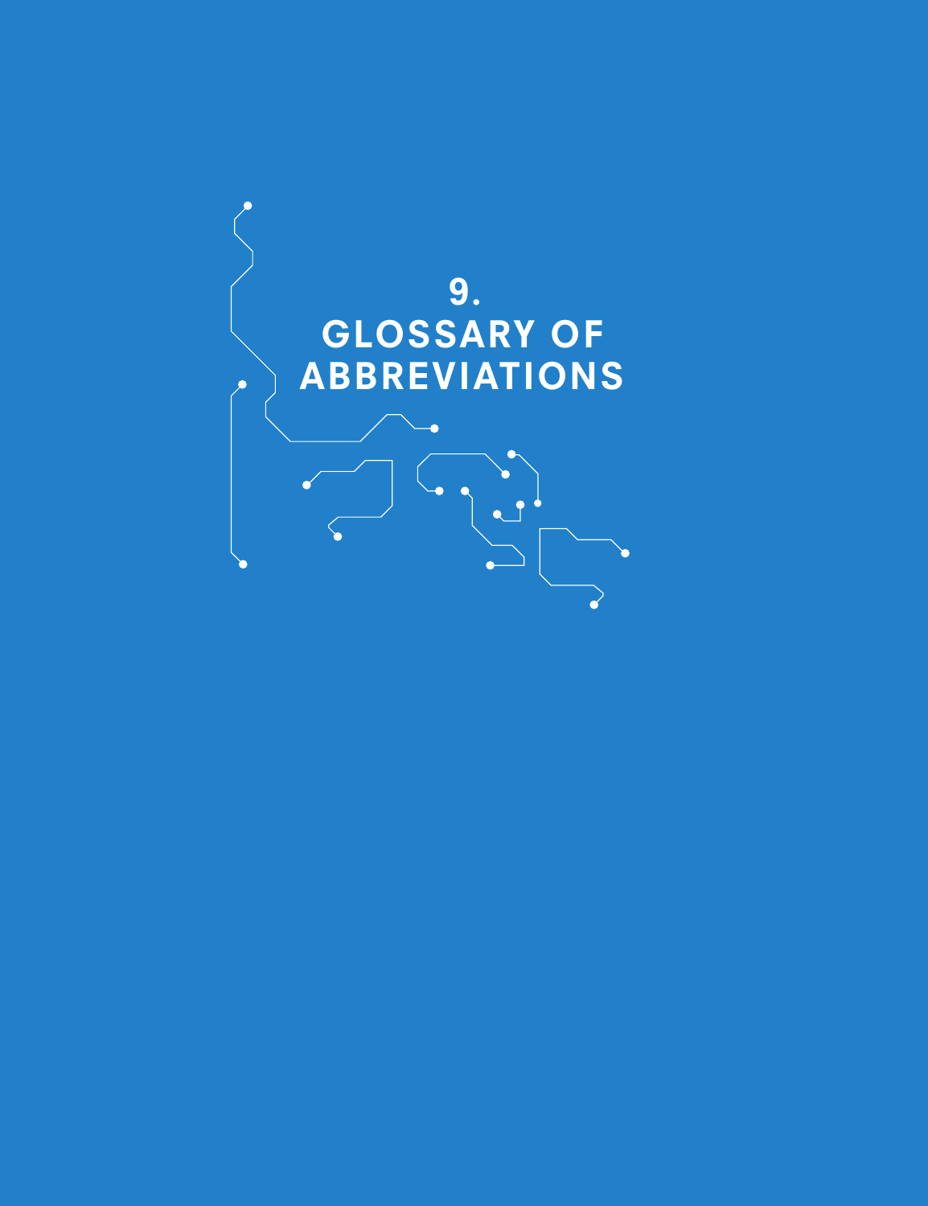# 9. GLOSSARY OF ABBREVIATIONS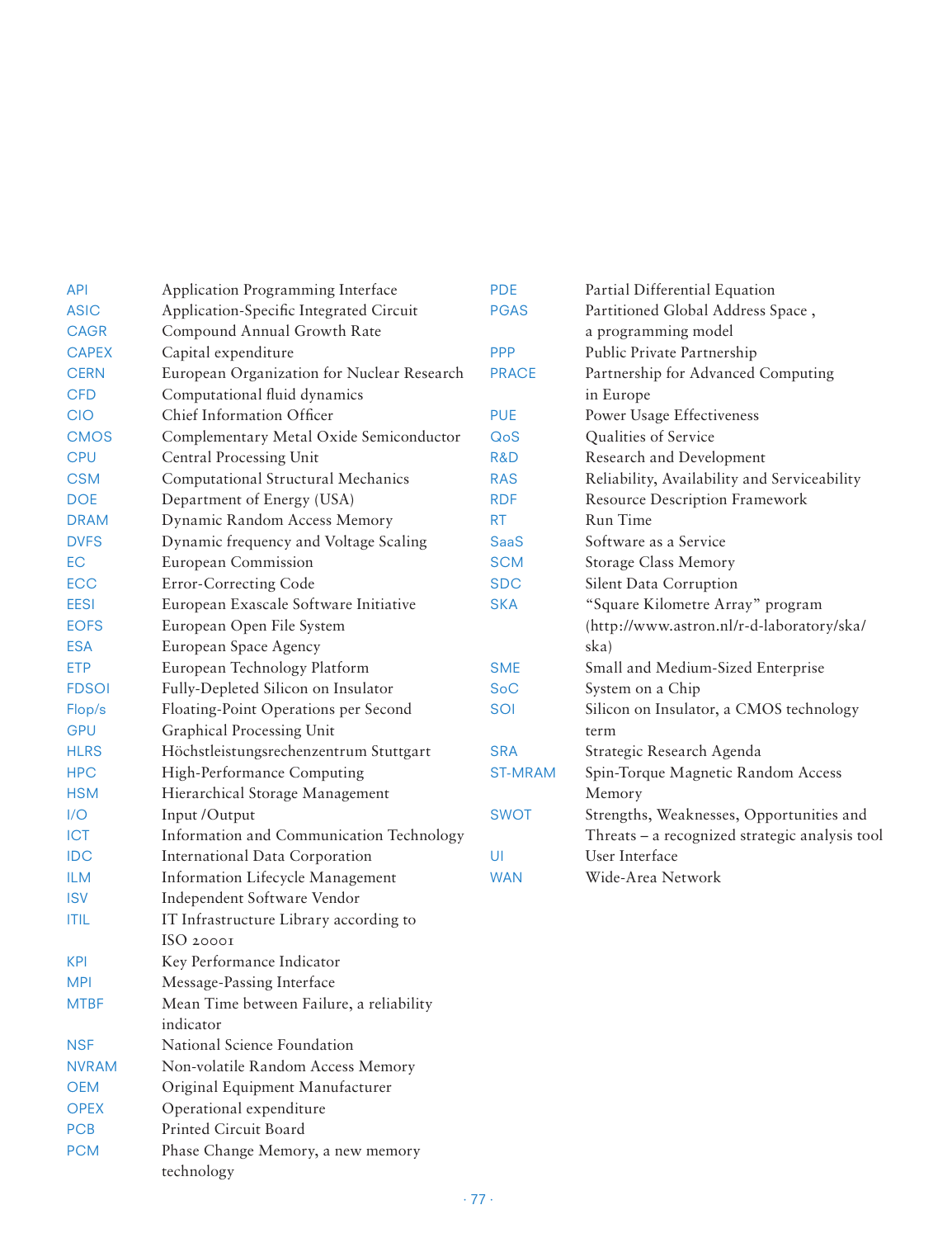| | |
|---|---|
| API | Application Programming Interface |
| ASIC | Application-Specific Integrated Circuit |
| CAGR | Compound Annual Growth Rate |
| CAPEX | Capital expenditure |
| CERN | European Organization for Nuclear Research |
| CFD | Computational fluid dynamics |
| CIO | Chief Information Officer |
| CMOS | Complementary Metal Oxide Semiconductor |
| CPU | Central Processing Unit |
| CSM | Computational Structural Mechanics |
| DOE | Department of Energy (USA) |
| DRAM | Dynamic Random Access Memory |
| DVFS | Dynamic frequency and Voltage Scaling |
| EC | European Commission |
| ECC | Error-Correcting Code |
| EESI | European Exascale Software Initiative |
| EOFS | European Open File System |
| ESA | European Space Agency |
| ETP | European Technology Platform |
| FDSOI | Fully-Depleted Silicon on Insulator |
| Flop/s | Floating-Point Operations per Second |
| GPU | Graphical Processing Unit |
| HLRS | Höchstleistungsrechenzentrum Stuttgart |
| HPC | High-Performance Computing |
| HSM | Hierarchical Storage Management |
| I/O | Input /Output |
| ICT | Information and Communication Technology |
| IDC | International Data Corporation |
| ILM | Information Lifecycle Management |
| ISV | Independent Software Vendor |
| ITIL | IT Infrastructure Library according to ISO 20001 |
| KPI | Key Performance Indicator |
| MPI | Message-Passing Interface |
| MTBF | Mean Time between Failure, a reliability indicator |
| NSF | National Science Foundation |
| NVRAM | Non-volatile Random Access Memory |
| OEM | Original Equipment Manufacturer |
| OPEX | Operational expenditure |
| PCB | Printed Circuit Board |
| PCM | Phase Change Memory, a new memory technology |
| PDE | Partial Differential Equation |
| PGAS | Partitioned Global Address Space , a programming model |
| PPP | Public Private Partnership |
| PRACE | Partnership for Advanced Computing in Europe |
| PUE | Power Usage Effectiveness |
| QoS | Qualities of Service |
| R&D | Research and Development |
| RAS | Reliability, Availability and Serviceability |
| RDF | Resource Description Framework |
| RT | Run Time |
| SaaS | Software as a Service |
| SCM | Storage Class Memory |
| SDC | Silent Data Corruption |
| SKA | "Square Kilometre Array" program (http://www.astron.nl/r-d-laboratory/ska/ska) |
| SME | Small and Medium-Sized Enterprise |
| SoC | System on a Chip |
| SOI | Silicon on Insulator, a CMOS technology term |
| SRA | Strategic Research Agenda |
| ST-MRAM | Spin-Torque Magnetic Random Access Memory |
| SWOT | Strengths, Weaknesses, Opportunities and Threats – a recognized strategic analysis tool |
| UI | User Interface |
| WAN | Wide-Area Network |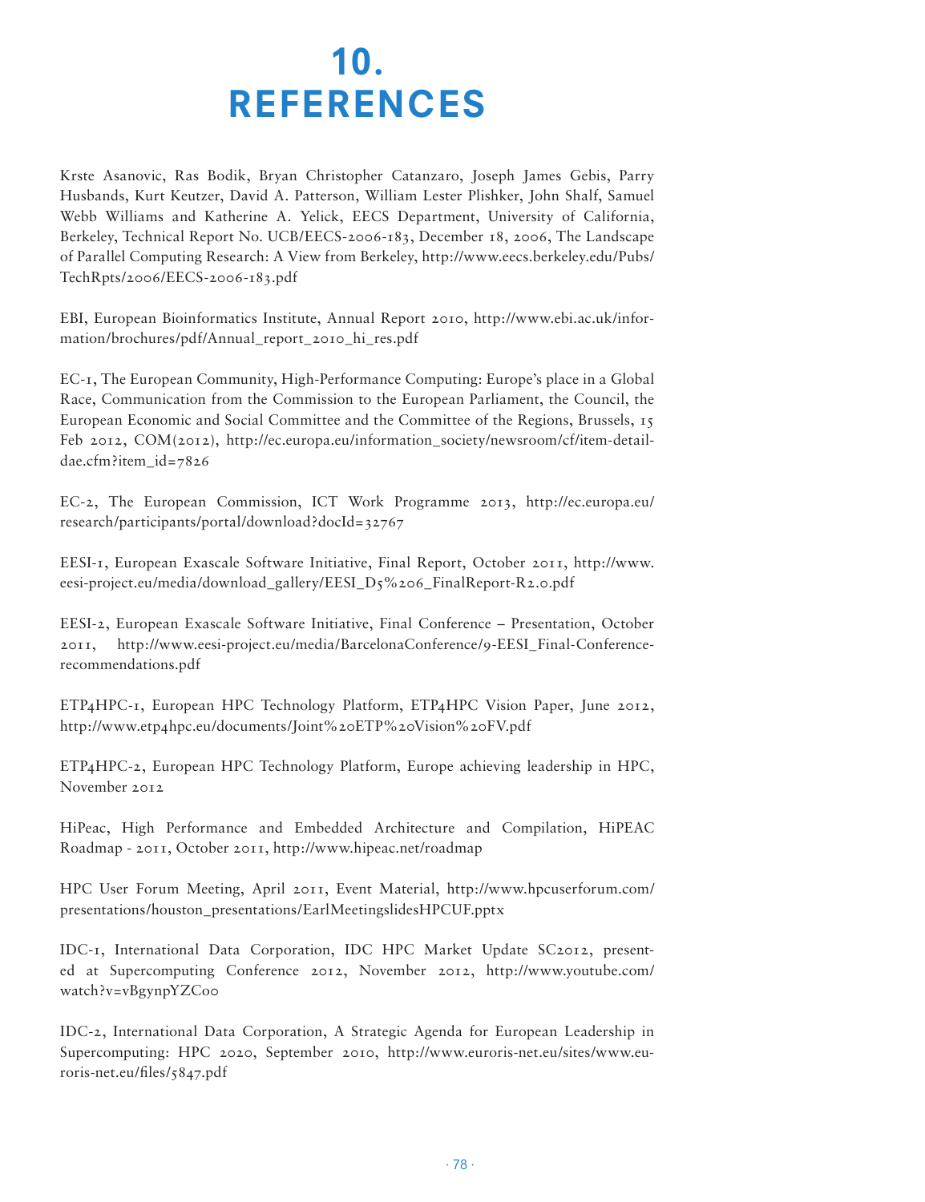# 10. REFERENCES

Krste Asanovic, Ras Bodik, Bryan Christopher Catanzaro, Joseph James Gebis, Parry Husbands, Kurt Keutzer, David A. Patterson, William Lester Plishker, John Shalf, Samuel Webb Williams and Katherine A. Yelick, EECS Department, University of California, Berkeley, Technical Report No. UCB/EECS-2006-183, December 18, 2006, The Landscape of Parallel Computing Research: A View from Berkeley, http://www.eecs.berkeley.edu/Pubs/TechRpts/2006/EECS-2006-183.pdf

EBI, European Bioinformatics Institute, Annual Report 2010, http://www.ebi.ac.uk/information/brochures/pdf/Annual_report_2010_hi_res.pdf

EC-1, The European Community, High-Performance Computing: Europe's place in a Global Race, Communication from the Commission to the European Parliament, the Council, the European Economic and Social Committee and the Committee of the Regions, Brussels, 15 Feb 2012, COM(2012), http://ec.europa.eu/information_society/newsroom/cf/item-detail-dae.cfm?item_id=7826

EC-2, The European Commission, ICT Work Programme 2013, http://ec.europa.eu/research/participants/portal/download?docId=32767

EESI-1, European Exascale Software Initiative, Final Report, October 2011, http://www.eesi-project.eu/media/download_gallery/EESI_D5%206_FinalReport-R2.0.pdf

EESI-2, European Exascale Software Initiative, Final Conference – Presentation, October 2011, http://www.eesi-project.eu/media/BarcelonaConference/9-EESI_Final-Conference-recommendations.pdf

ETP4HPC-1, European HPC Technology Platform, ETP4HPC Vision Paper, June 2012, http://www.etp4hpc.eu/documents/Joint%20ETP%20Vision%20FV.pdf

ETP4HPC-2, European HPC Technology Platform, Europe achieving leadership in HPC, November 2012

HiPeac, High Performance and Embedded Architecture and Compilation, HiPEAC Roadmap - 2011, October 2011, http://www.hipeac.net/roadmap

HPC User Forum Meeting, April 2011, Event Material, http://www.hpcuserforum.com/presentations/houston_presentations/EarlMeetingslidesHPCUF.pptx

IDC-1, International Data Corporation, IDC HPC Market Update SC2012, presented at Supercomputing Conference 2012, November 2012, http://www.youtube.com/watch?v=vBgynpYZCoo

IDC-2, International Data Corporation, A Strategic Agenda for European Leadership in Supercomputing: HPC 2020, September 2010, http://www.euroris-net.eu/sites/www.euroris-net.eu/files/5847.pdf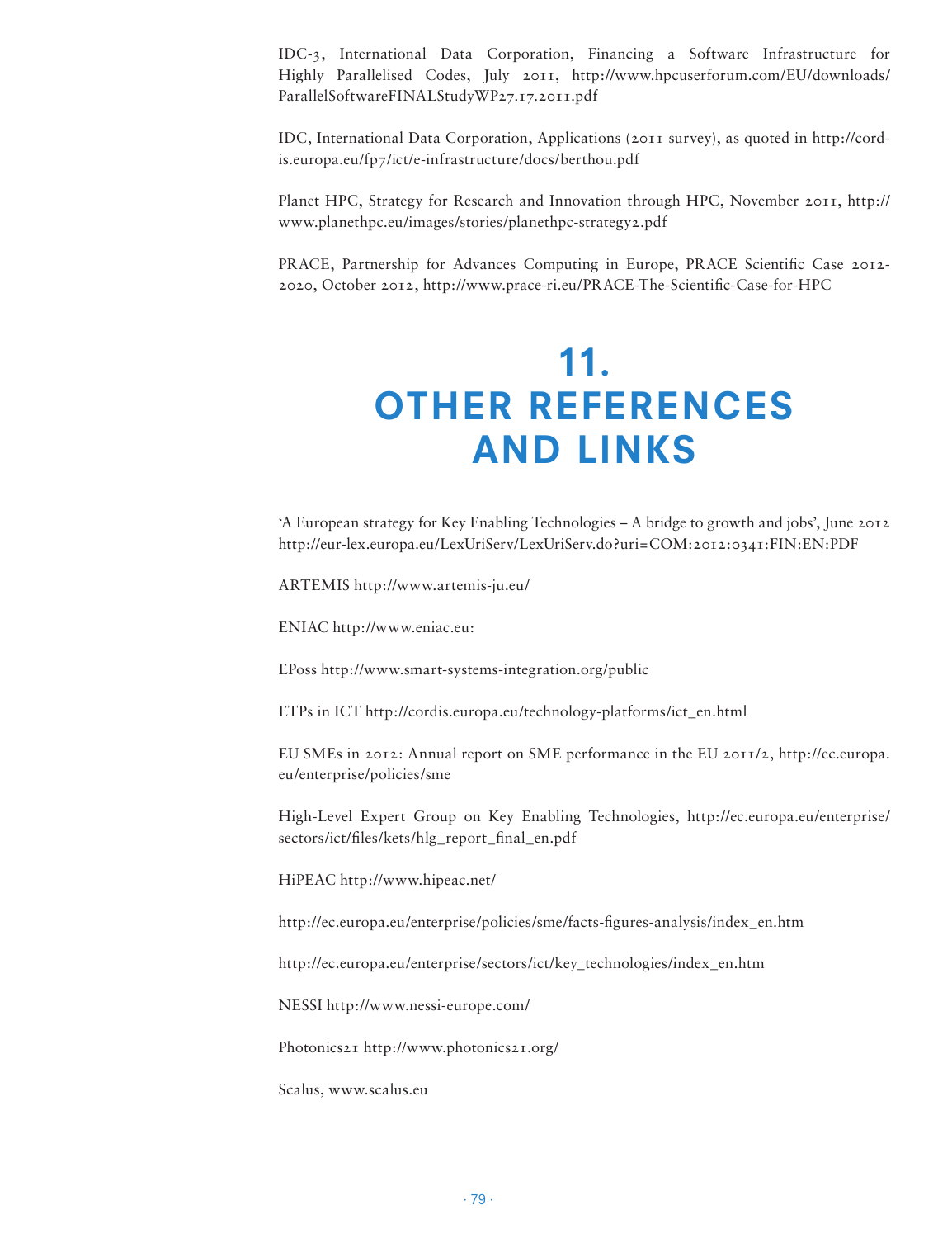IDC-3, International Data Corporation, Financing a Software Infrastructure for Highly Parallelised Codes, July 2011, http://www.hpcuserforum.com/EU/downloads/ParallelSoftwareFINALStudyWP27.17.2011.pdf

IDC, International Data Corporation, Applications (2011 survey), as quoted in http://cordis.europa.eu/fp7/ict/e-infrastructure/docs/berthou.pdf

Planet HPC, Strategy for Research and Innovation through HPC, November 2011, http://www.planethpc.eu/images/stories/planethpc-strategy2.pdf

PRACE, Partnership for Advances Computing in Europe, PRACE Scientific Case 2012-2020, October 2012, http://www.prace-ri.eu/PRACE-The-Scientific-Case-for-HPC

# 11. OTHER REFERENCES AND LINKS

'A European strategy for Key Enabling Technologies – A bridge to growth and jobs', June 2012 http://eur-lex.europa.eu/LexUriServ/LexUriServ.do?uri=COM:2012:0341:FIN:EN:PDF

ARTEMIS http://www.artemis-ju.eu/

ENIAC http://www.eniac.eu:

EPoss http://www.smart-systems-integration.org/public

ETPs in ICT http://cordis.europa.eu/technology-platforms/ict_en.html

EU SMEs in 2012: Annual report on SME performance in the EU 2011/2, http://ec.europa.eu/enterprise/policies/sme

High-Level Expert Group on Key Enabling Technologies, http://ec.europa.eu/enterprise/sectors/ict/files/kets/hlg_report_final_en.pdf

HiPEAC http://www.hipeac.net/

http://ec.europa.eu/enterprise/policies/sme/facts-figures-analysis/index_en.htm

http://ec.europa.eu/enterprise/sectors/ict/key_technologies/index_en.htm

NESSI http://www.nessi-europe.com/

Photonics21 http://www.photonics21.org/

Scalus, www.scalus.eu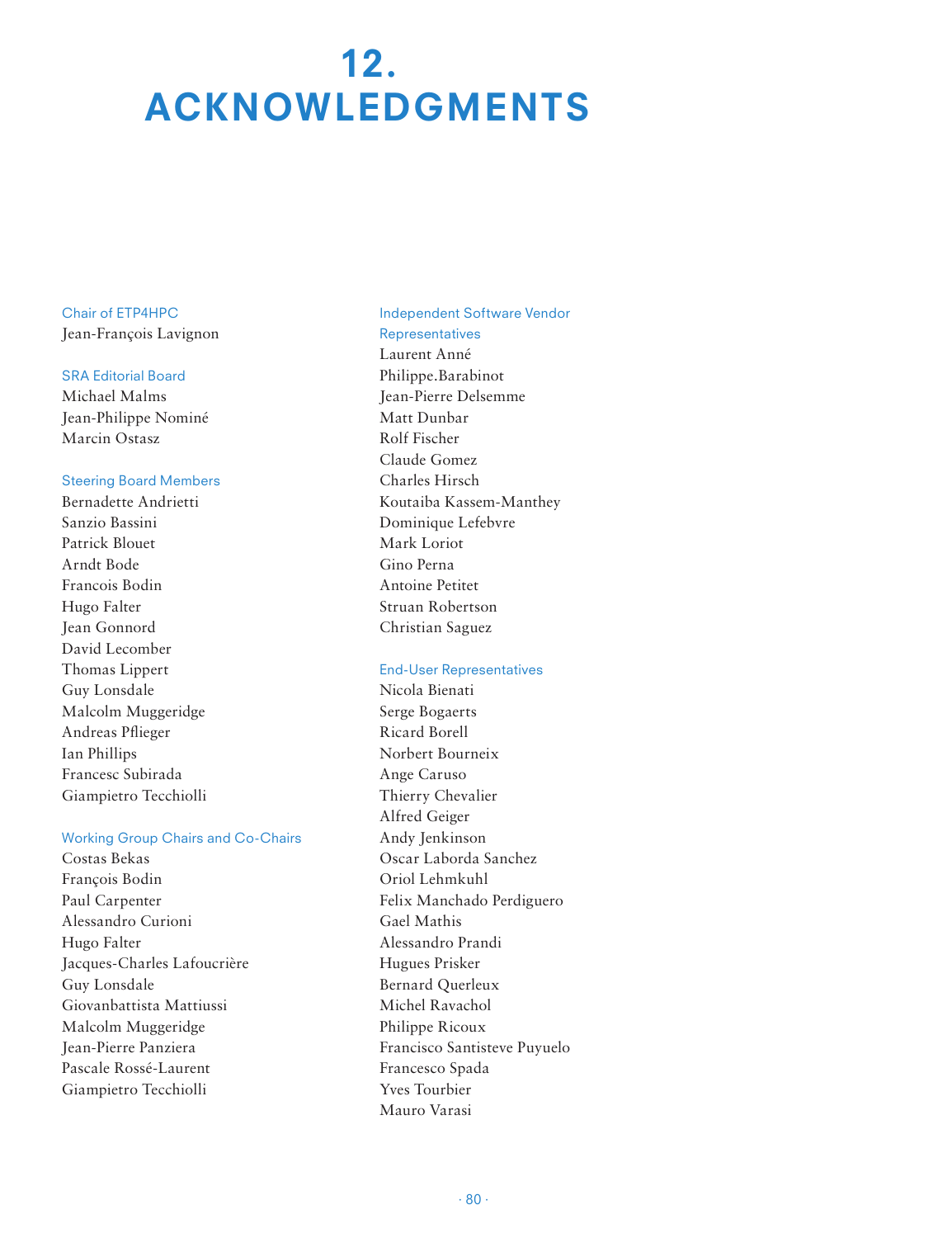# 12. ACKNOWLEDGMENTS

### Chair of ETP4HPC

Jean-François Lavignon

### SRA Editorial Board

Michael Malms
Jean-Philippe Nominé
Marcin Ostasz

### Steering Board Members

Bernadette Andrietti
Sanzio Bassini
Patrick Blouet
Arndt Bode
Francois Bodin
Hugo Falter
Jean Gonnord
David Lecomber
Thomas Lippert
Guy Lonsdale
Malcolm Muggeridge
Andreas Pflieger
Ian Phillips
Francesc Subirada
Giampietro Tecchiolli

### Working Group Chairs and Co-Chairs

Costas Bekas
François Bodin
Paul Carpenter
Alessandro Curioni
Hugo Falter
Jacques-Charles Lafoucrière
Guy Lonsdale
Giovanbattista Mattiussi
Malcolm Muggeridge
Jean-Pierre Panziera
Pascale Rossé-Laurent
Giampietro Tecchiolli

### Independent Software Vendor Representatives

Laurent Anné
Philippe.Barabinot
Jean-Pierre Delsemme
Matt Dunbar
Rolf Fischer
Claude Gomez
Charles Hirsch
Koutaiba Kassem-Manthey
Dominique Lefebvre
Mark Loriot
Gino Perna
Antoine Petitet
Struan Robertson
Christian Saguez

### End-User Representatives

Nicola Bienati
Serge Bogaerts
Ricard Borell
Norbert Bourneix
Ange Caruso
Thierry Chevalier
Alfred Geiger
Andy Jenkinson
Oscar Laborda Sanchez
Oriol Lehmkuhl
Felix Manchado Perdiguero
Gael Mathis
Alessandro Prandi
Hugues Prisker
Bernard Querleux
Michel Ravachol
Philippe Ricoux
Francisco Santisteve Puyuelo
Francesco Spada
Yves Tourbier
Mauro Varasi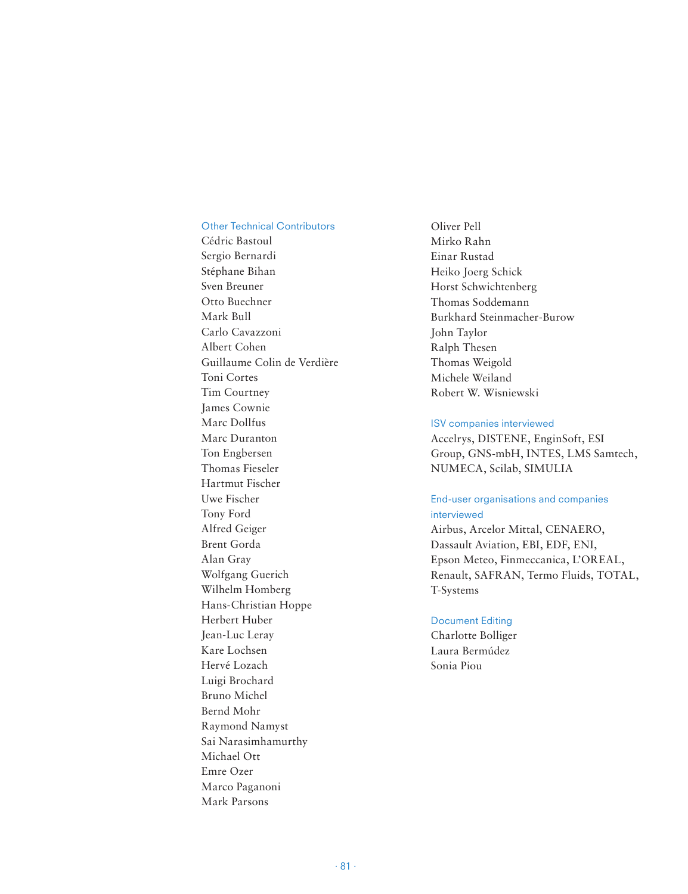### Other Technical Contributors

Cédric Bastoul
Sergio Bernardi
Stéphane Bihan
Sven Breuner
Otto Buechner
Mark Bull
Carlo Cavazzoni
Albert Cohen
Guillaume Colin de Verdière
Toni Cortes
Tim Courtney
James Cownie
Marc Dollfus
Marc Duranton
Ton Engbersen
Thomas Fieseler
Hartmut Fischer
Uwe Fischer
Tony Ford
Alfred Geiger
Brent Gorda
Alan Gray
Wolfgang Guerich
Wilhelm Homberg
Hans-Christian Hoppe
Herbert Huber
Jean-Luc Leray
Kare Lochsen
Hervé Lozach
Luigi Brochard
Bruno Michel
Bernd Mohr
Raymond Namyst
Sai Narasimhamurthy
Michael Ott
Emre Ozer
Marco Paganoni
Mark Parsons
Oliver Pell
Mirko Rahn
Einar Rustad
Heiko Joerg Schick
Horst Schwichtenberg
Thomas Soddemann
Burkhard Steinmacher-Burow
John Taylor
Ralph Thesen
Thomas Weigold
Michele Weiland
Robert W. Wisniewski

### ISV companies interviewed

Accelrys, DISTENE, EnginSoft, ESI Group, GNS-mbH, INTES, LMS Samtech, NUMECA, Scilab, SIMULIA

### End-user organisations and companies interviewed

Airbus, Arcelor Mittal, CENAERO, Dassault Aviation, EBI, EDF, ENI, Epson Meteo, Finmeccanica, L'OREAL, Renault, SAFRAN, Termo Fluids, TOTAL, T-Systems

### Document Editing

Charlotte Bolliger
Laura Bermúdez
Sonia Piou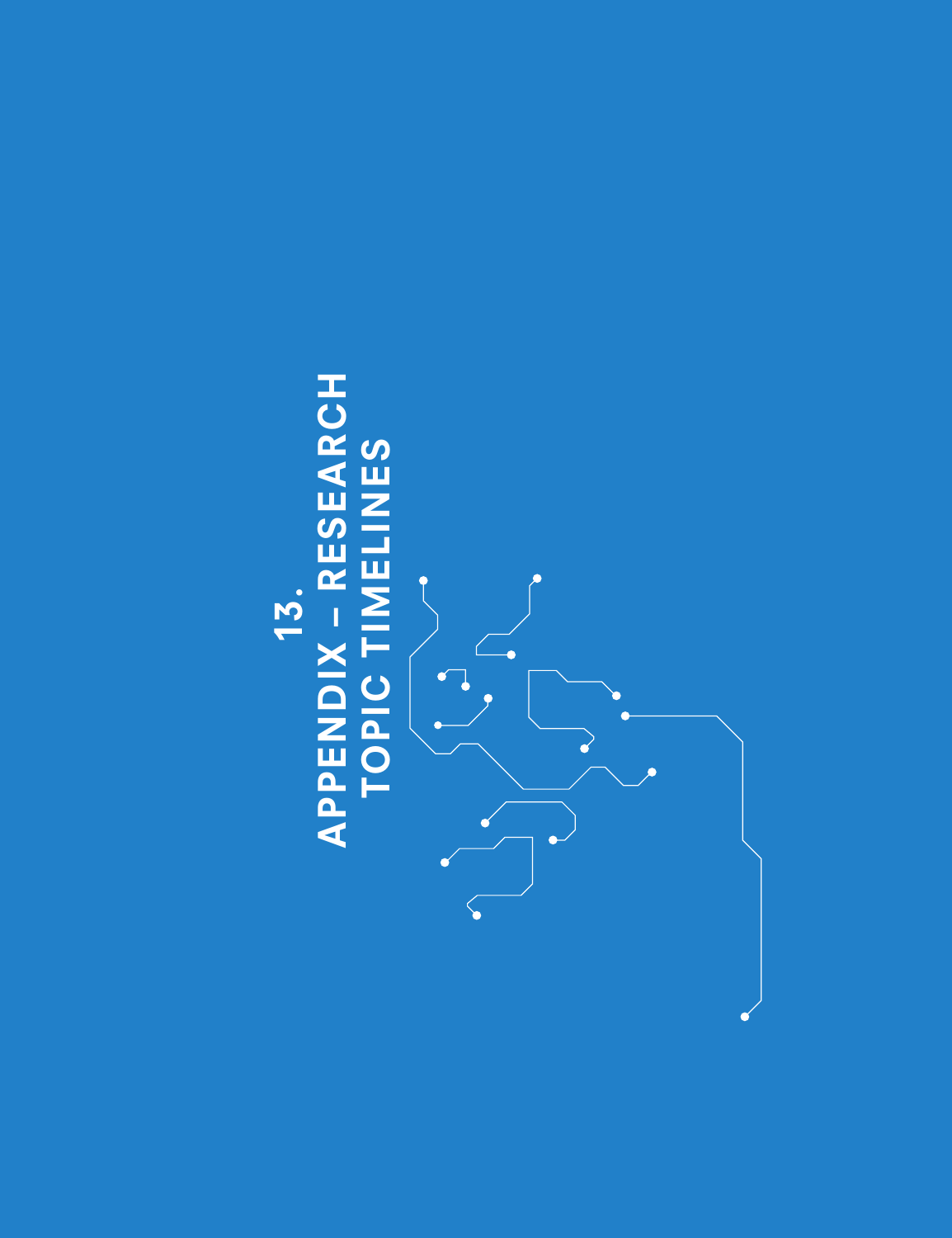# 13. APPENDIX – RESEARCH TOPIC TIMELINES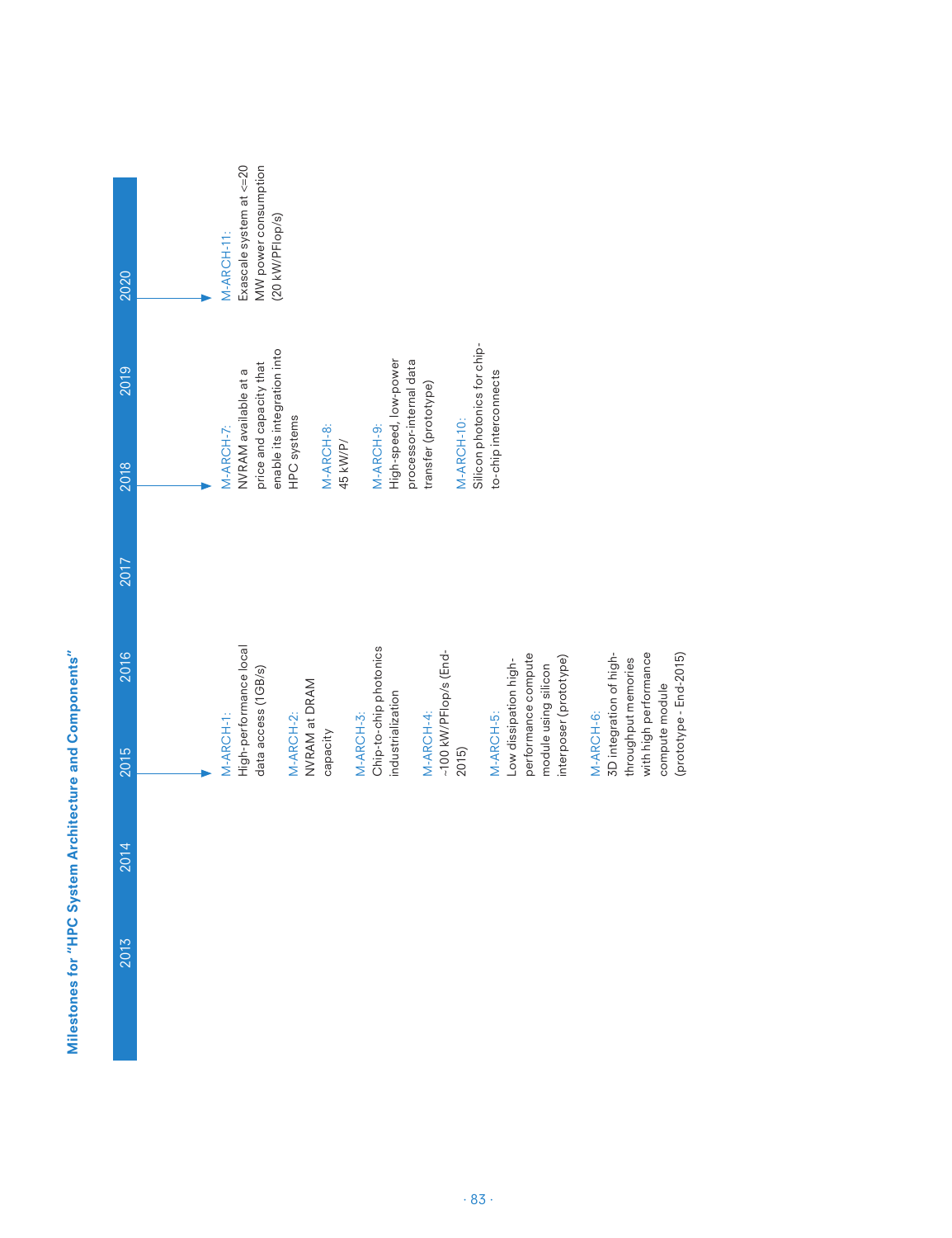## Milestones for "HPC System Architecture and Components"

**2015**

M-ARCH-1:
High-performance local data access (1GB/s)

M-ARCH-2:
NVRAM at DRAM capacity

M-ARCH-3:
Chip-to-chip photonics industrialization

M-ARCH-4:
~100 kW/PFlop/s (End-2015)

M-ARCH-5:
Low dissipation high-performance compute module using silicon interposer (prototype)

M-ARCH-6:
3D integration of high-throughput memories with high performance compute module (prototype - End-2015)

**2018**

M-ARCH-7:
NVRAM available at a price and capacity that enable its integration into HPC systems

M-ARCH-8:
45 kW/P/

M-ARCH-9:
High-speed, low-power processor-internal data transfer (prototype)

M-ARCH-10:
Silicon photonics for chip-to-chip interconnects

**2020**

M-ARCH-11:
Exascale system at <=20 MW power consumption (20 kW/PFlop/s)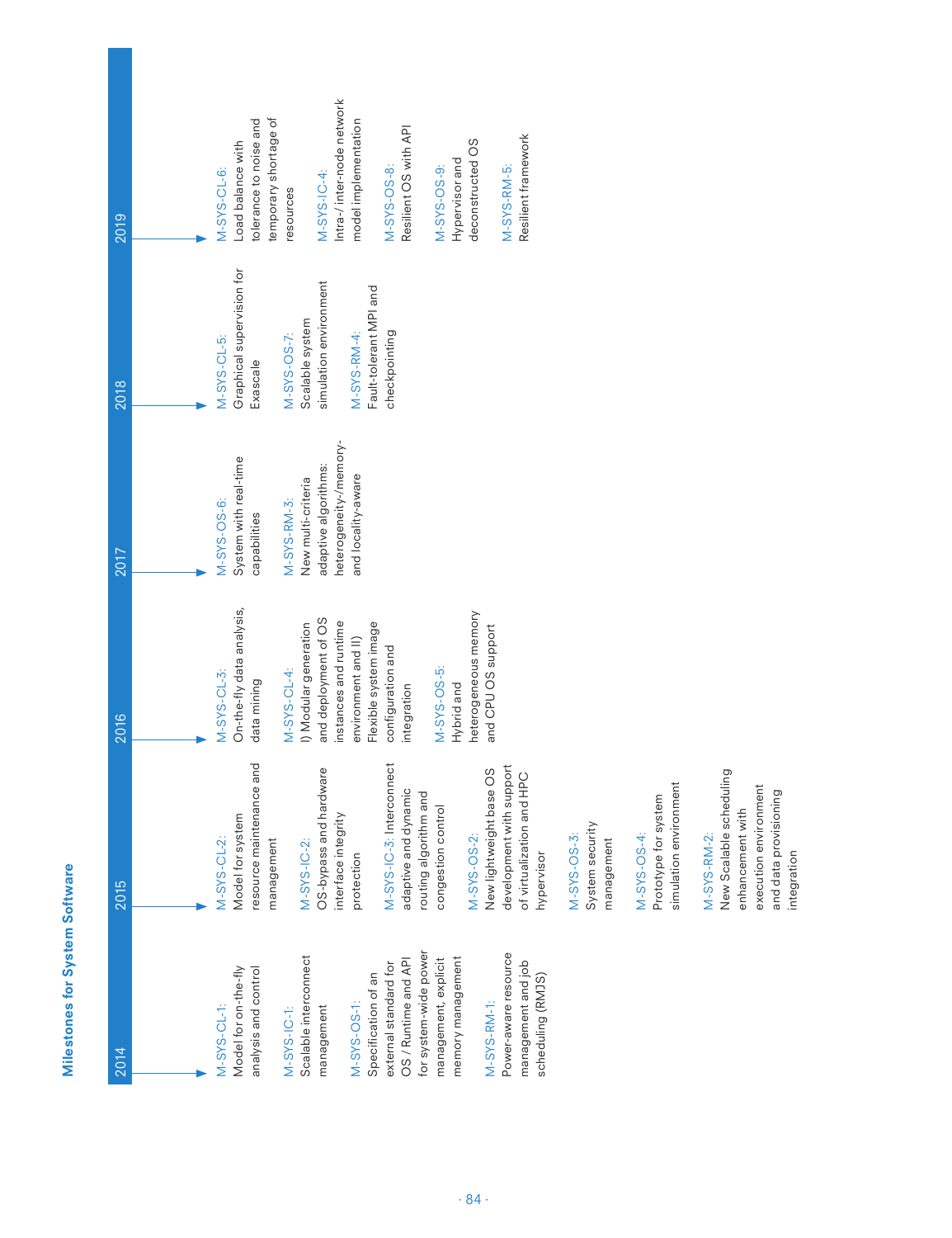## Milestones for System Software

### 2014

M-SYS-CL-1:
Model for on-the-fly analysis and control

M-SYS-IC-1:
Scalable interconnect management

M-SYS-OS-1:
Specification of an external standard for OS / Runtime and API for system-wide power management, explicit memory management

M-SYS-RM-1:
Power-aware resource management and job scheduling (RMJS)

### 2015

M-SYS-CL-2:
Model for system resource maintenance and management

M-SYS-IC-2:
OS-bypass and hardware interface integrity protection

M-SYS-IC-3: Interconnect adaptive and dynamic routing algorithm and congestion control

M-SYS-OS-2:
New lightweight base OS development with support of virtualization and HPC hypervisor

M-SYS-OS-3:
System security management

M-SYS-OS-4:
Prototype for system simulation environment

M-SYS-RM-2:
New Scalable scheduling enhancement with execution environment and data provisioning integration

### 2016

M-SYS-CL-3:
On-the-fly data analysis, data mining

M-SYS-CL-4:
I) Modular generation and deployment of OS instances and runtime environment and II) Flexible system image configuration and integration

M-SYS-OS-5:
Hybrid and heterogeneous memory and CPU OS support

### 2017

M-SYS-OS-6:
System with real-time capabilities

M-SYS-RM-3:
New multi-criteria adaptive algorithms: heterogeneity-/memory- and locality-aware

### 2018

M-SYS-CL-5:
Graphical supervision for Exascale

M-SYS-OS-7:
Scalable system simulation environment

M-SYS-RM-4:
Fault-tolerant MPI and checkpointing

### 2019

M-SYS-CL-6:
Load balance with tolerance to noise and temporary shortage of resources

M-SYS-IC-4:
Intra-/ inter-node network model implementation

M-SYS-OS-8:
Resilient OS with API

M-SYS-OS-9:
Hypervisor and deconstructed OS

M-SYS-RM-5:
Resilient framework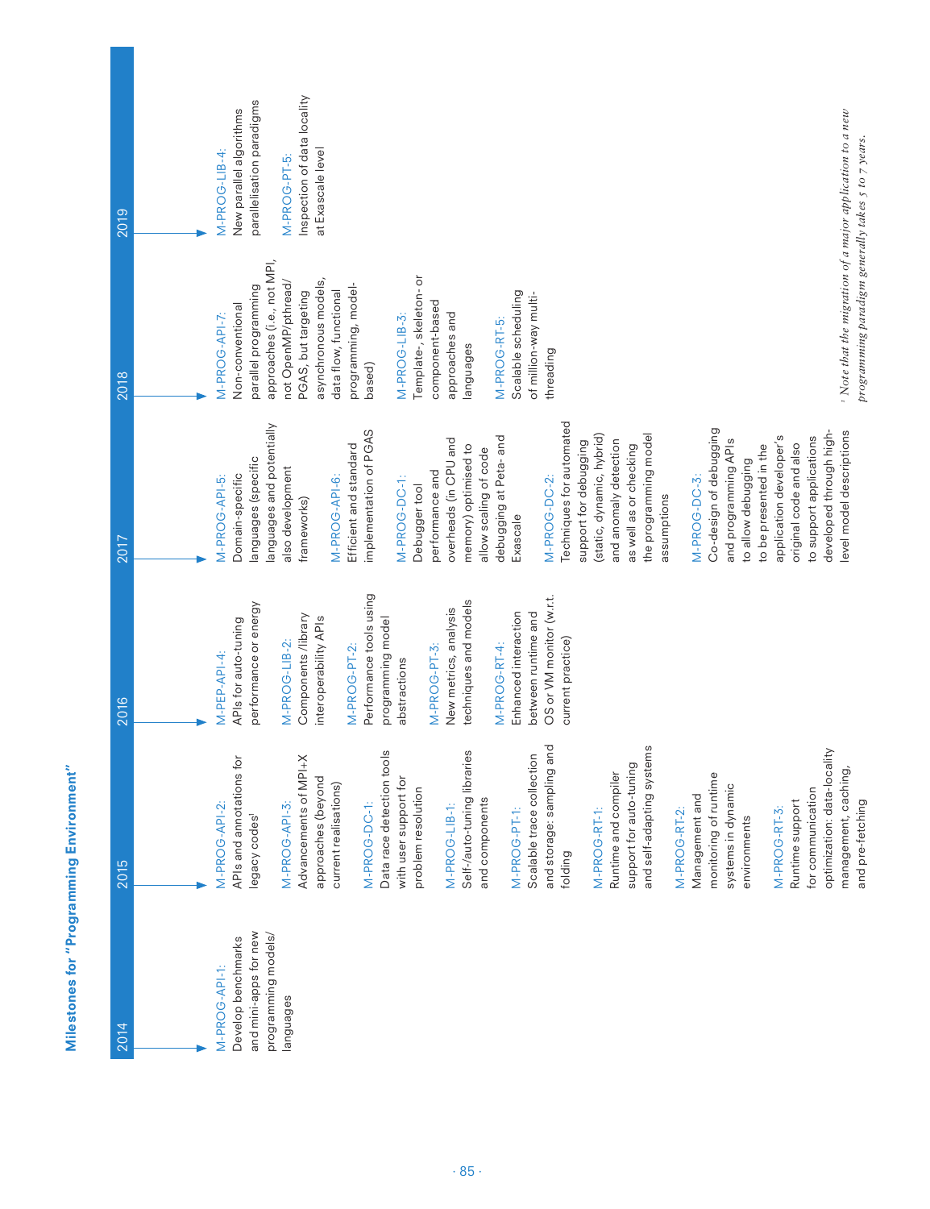## Milestones for "Programming Environment"

### 2014

M-PROG-API-1: Develop benchmarks and mini-apps for new programming models/ languages

### 2015

M-PROG-API-2: APIs and annotations for legacy codes[1]

M-PROG-API-3: Advancements of MPI+X approaches (beyond current realisations)

M-PROG-DC-1: Data race detection tools with user support for problem resolution

M-PROG-LIB-1: Self-/auto-tuning libraries and components

M-PROG-PT-1: Scalable trace collection and storage: sampling and folding

M-PROG-RT-1: Runtime and compiler support for auto-tuning and self-adapting systems

M-PROG-RT-2: Management and monitoring of runtime systems in dynamic environments

M-PROG-RT-3: Runtime support for communication optimization: data-locality management, caching, and pre-fetching

### 2016

M-PEP-API-4: APIs for auto-tuning performance or energy

M-PROG-LIB-2: Components /library interoperability APIs

M-PROG-PT-2: Performance tools using programming model abstractions

M-PROG-PT-3: New metrics, analysis techniques and models

M-PROG-RT-4: Enhanced interaction between runtime and OS or VM monitor (w.r.t. current practice)

### 2017

M-PROG-API-5: Domain-specific languages (specific languages and potentially also development frameworks)

M-PROG-API-6: Efficient and standard implementation of PGAS

M-PROG-DC-1: Debugger tool performance and overheads (in CPU and memory) optimised to allow scaling of code debugging at Peta- and Exascale

M-PROG-DC-2: Techniques for automated support for debugging (static, dynamic, hybrid) and anomaly detection as well as checking the programming model assumptions

M-PROG-DC-3: Co-design of debugging and programming APIs to allow debugging to be presented in the application developer's original code and also to support applications developed through high-level model descriptions

### 2018

M-PROG-API-7: Non-conventional parallel programming approaches (i.e., not MPI, not OpenMP/pthread/ PGAS, but targeting asynchronous models, data flow, functional programming, model-based)

M-PROG-LIB-3: Template-, skeleton- or component-based approaches and languages

M-PROG-RT-5: Scalable scheduling of million-way multi-threading

### 2019

M-PROG-LIB-4: New parallel algorithms parallelisation paradigms

M-PROG-PT-5: Inspection of data locality at Exascale level

*[1] Note that the migration of a major application to a new programming paradigm generally takes 5 to 7 years.*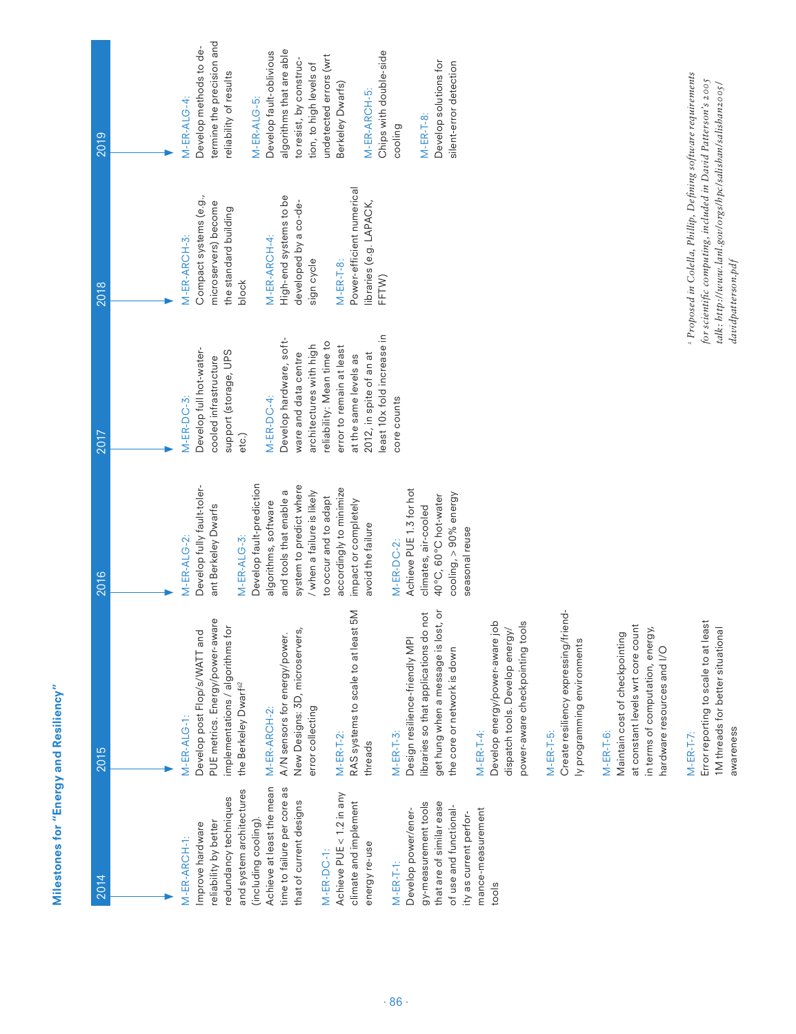## Milestones for "Energy and Resiliency"

### 2014

**M-ER-ARCH-1:** Improve hardware reliability by better redundancy techniques and system architectures (including cooling). Achieve at least the mean time to failure per core as that of current designs

**M-ER-DC-1:** Achieve PUE < 1.2 in any climate and implement energy re-use

**M-ER-T-1:** Develop power/energy-measurement tools that are of similar ease of use and functionality as current performance-measurement tools

### 2015

**M-ER-ALG-1:** Develop post Flop/s/WATT and PUE metrics. Energy/power-aware implementations / algorithms for the Berkeley Dwarf[s2]

**M-ER-ARCH-2:** A/N sensors for energy/power. New Designs: 3D, microservers, error collecting

**M-ER-T-2:** RAS systems to scale to at least 5M threads

**M-ER-T-3:** Design resilience-friendly MPI libraries so that applications do not get hung when a message is lost, or the core or network is down

**M-ER-T-4:** Develop energy/power-aware job dispatch tools. Develop energy/power-aware checkpointing tools

**M-ER-T-5:** Create resiliency expressing/friendly programming environments

**M-ER-T-6:** Maintain cost of checkpointing at constant levels wrt core count in terms of computation, energy, hardware resources and I/O

**M-ER-T-7:** Error reporting to scale to at least 1M threads for better situational awareness

### 2016

**M-ER-ALG-2:** Develop fully fault-tolerant Berkeley Dwarfs

**M-ER-ALG-3:** Develop fault-prediction algorithms, software and tools that enable a system to predict where / when a failure is likely to occur and to adapt accordingly to minimize impact or completely avoid the failure

**M-ER-DC-2:** Achieve PUE 1.3 for hot climates, air-cooled 40°C, 60°C hot-water cooling, > 90% energy seasonal reuse

### 2017

**M-ER-DC-3:** Develop full hot-water-cooled infrastructure support (storage, UPS etc.)

**M-ER-DC-4:** Develop hardware, software and data centre architectures with high reliability: Mean time to error to remain at least at the same levels as 2012, in spite of an at least 10x fold increase in core counts

### 2018

**M-ER-ARCH-3:** Compact systems (e.g., microservers) become the standard building block

**M-ER-ARCH-4:** High-end systems to be developed by a co-design cycle

**M-ER-T-8:** Power-efficient numerical libraries (e.g. LAPACK, FFTW)

### 2019

**M-ER-ALG-4:** Develop methods to determine the precision and reliability of results

**M-ER-ALG-5:** Develop fault-oblivious algorithms that are able to resist, by construction, to high levels of undetected errors (wrt Berkeley Dwarfs)

**M-ER-ARCH-5:** Chips with double-side cooling

**M-ER-T-8:** Develop solutions for silent-error detection

---

[2] *Proposed in Colella, Phillip, Defining software requirements for scientific computing, included in David Patterson's 2005 talk: http://www.lanl.gov/orgs/hpc/salishan/salishan2005/davidpatterson.pdf*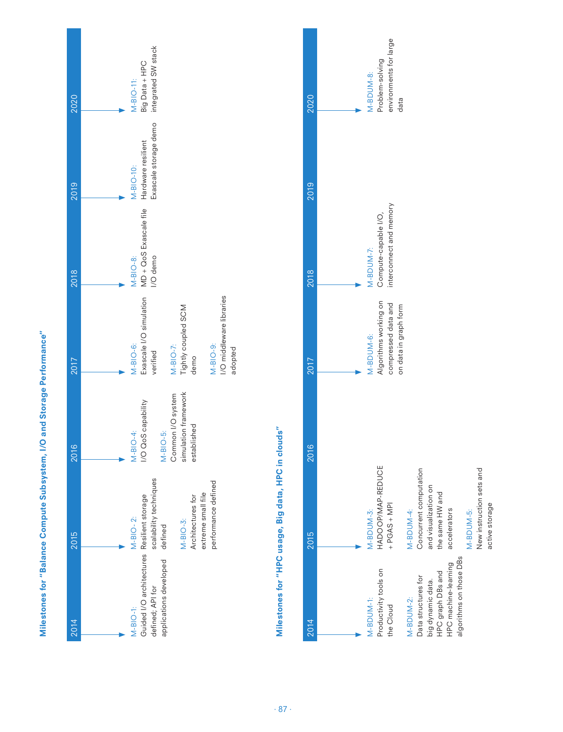## Milestones for "Balance Compute Subsystem, I/O and Storage Performance"

**2014**

- M-BIO-1: Guided I/O architectures defined; API for applications developed

**2015**

- M-BIO- 2: Resilient storage scalability techniques defined
- M-BIO-3: Architectures for extreme small file performance defined

**2016**

- M-BIO-4: I/O QoS capability
- M-BIO-5: Common I/O system simulation framework established

**2017**

- M-BIO-6: Exascale I/O simulation verified
- M-BIO-7: Tightly coupled SCM demo
- M-BIO-9: I/O middleware libraries adopted

**2018**

- M-BIO-8: MD + QoS Exascale file I/O demo

**2019**

- M-BIO-10: Hardware resilient Exascale storage demo

**2020**

- M-BIO-11: Big Data + HPC integrated SW stack

## Milestones for "HPC usage, Big data, HPC in clouds"

**2014**

- M-BDUM-1: Productivity tools on the Cloud
- M-BDUM-2: Data structures for big dynamic data. HPC graph DBs and HPC machine-learning algorithms on those DBs

**2015**

- M-BDUM-3: HADOOP/MAP-REDUCE + PGAS + MPI
- M-BDUM-4: Concurrent computation and visualization on the same HW and accelerators
- M-BDUM-5: New instruction sets and active storage

**2016**

**2017**

- M-BDUM-6: Algorithms working on compressed data and on data in graph form

**2018**

- M-BDUM-7: Compute-capable I/O, interconnect and memory

**2019**

**2020**

- M-BDUM-8: Problem-solving environments for large data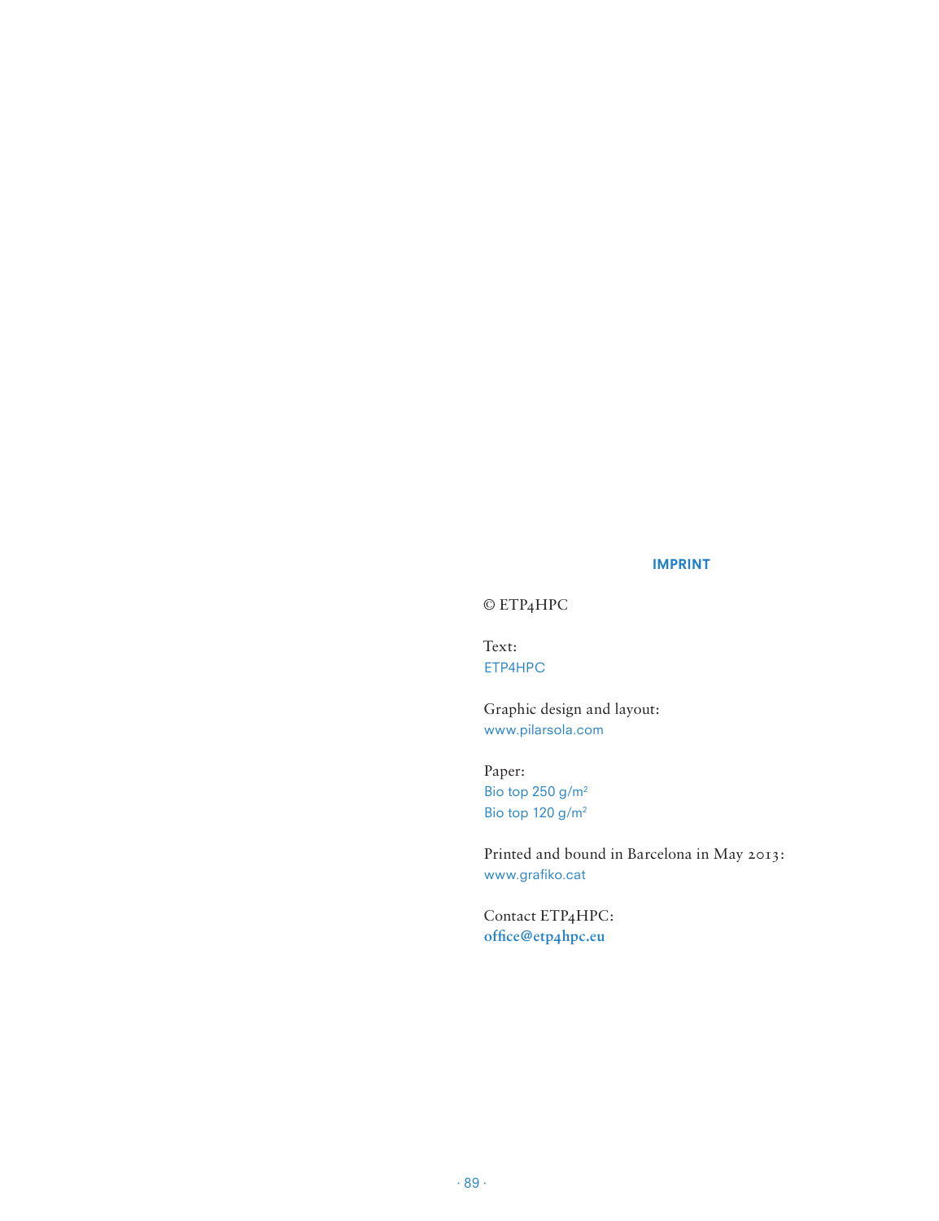## IMPRINT

© ETP4HPC

Text:
ETP4HPC

Graphic design and layout:
www.pilarsola.com

Paper:
Bio top 250 g/m²
Bio top 120 g/m²

Printed and bound in Barcelona in May 2013:
www.grafiko.cat

Contact ETP4HPC:
**office@etp4hpc.eu**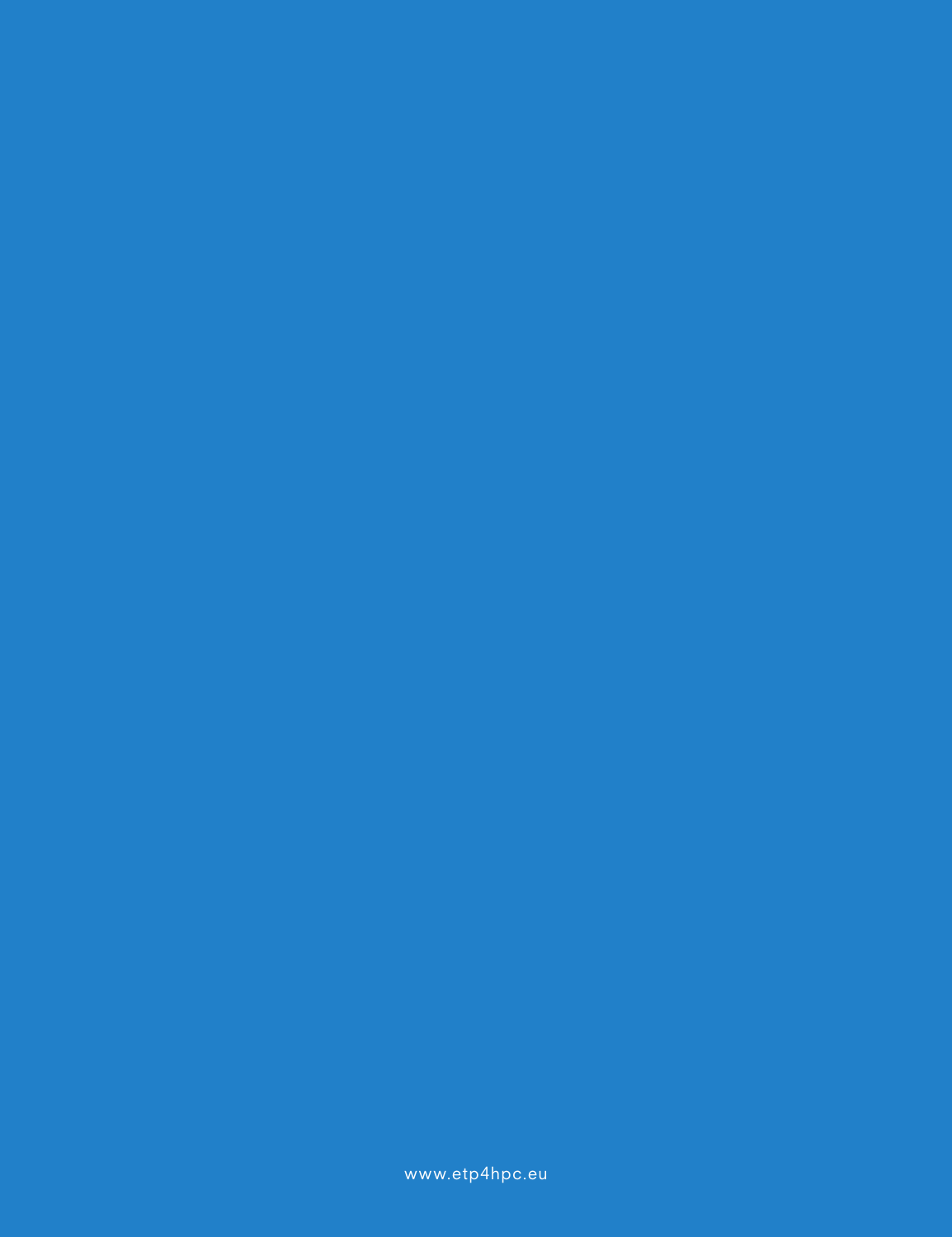www.etp4hpc.eu